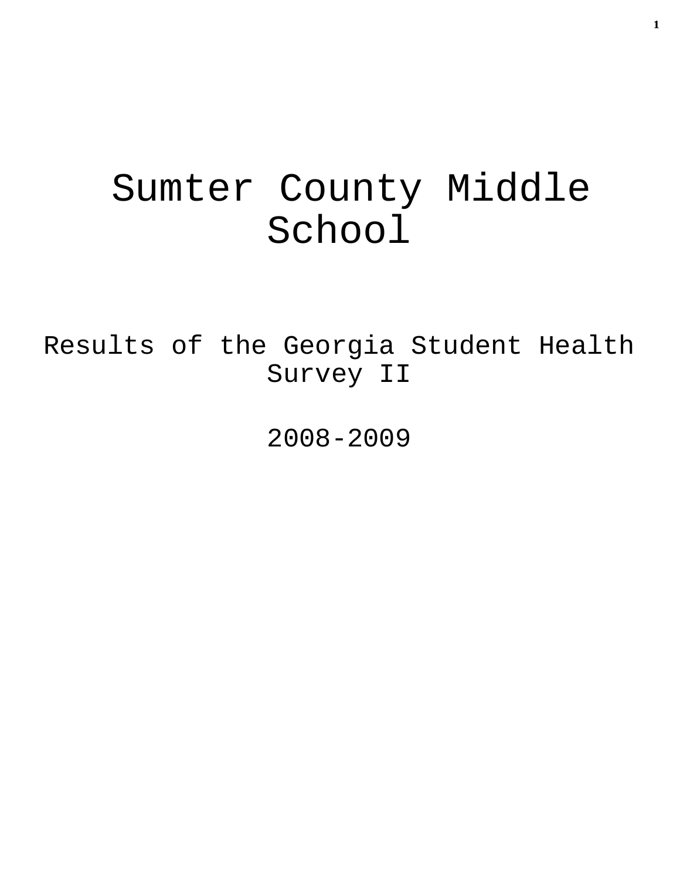# Sumter County Middle School

## Results of the Georgia Student Health Survey II

## 2008-2009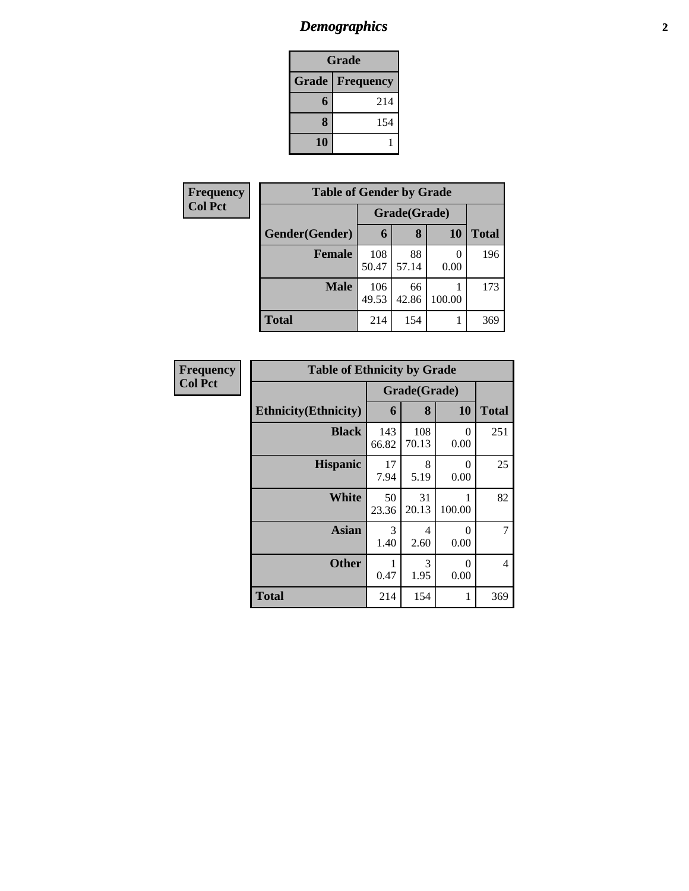# *Demographics*

| Grade | |
|---|---|
| **Grade** | **Frequency** |
| **6** | 214 |
| **8** | 154 |
| **10** | 1 |

**Frequency**
**Col Pct**

| Table of Gender by Grade | | | | |
|---|---|---|---|---|
| | Grade(Grade) | | | |
| **Gender(Gender)** | **6** | **8** | **10** | **Total** |
| **Female** | 108<br>50.47 | 88<br>57.14 | 0<br>0.00 | 196 |
| **Male** | 106<br>49.53 | 66<br>42.86 | 1<br>100.00 | 173 |
| **Total** | 214 | 154 | 1 | 369 |

**Frequency**
**Col Pct**

| Table of Ethnicity by Grade | | | | |
|---|---|---|---|---|
| | Grade(Grade) | | | |
| **Ethnicity(Ethnicity)** | **6** | **8** | **10** | **Total** |
| **Black** | 143<br>66.82 | 108<br>70.13 | 0<br>0.00 | 251 |
| **Hispanic** | 17<br>7.94 | 8<br>5.19 | 0<br>0.00 | 25 |
| **White** | 50<br>23.36 | 31<br>20.13 | 1<br>100.00 | 82 |
| **Asian** | 3<br>1.40 | 4<br>2.60 | 0<br>0.00 | 7 |
| **Other** | 1<br>0.47 | 3<br>1.95 | 0<br>0.00 | 4 |
| **Total** | 214 | 154 | 1 | 369 |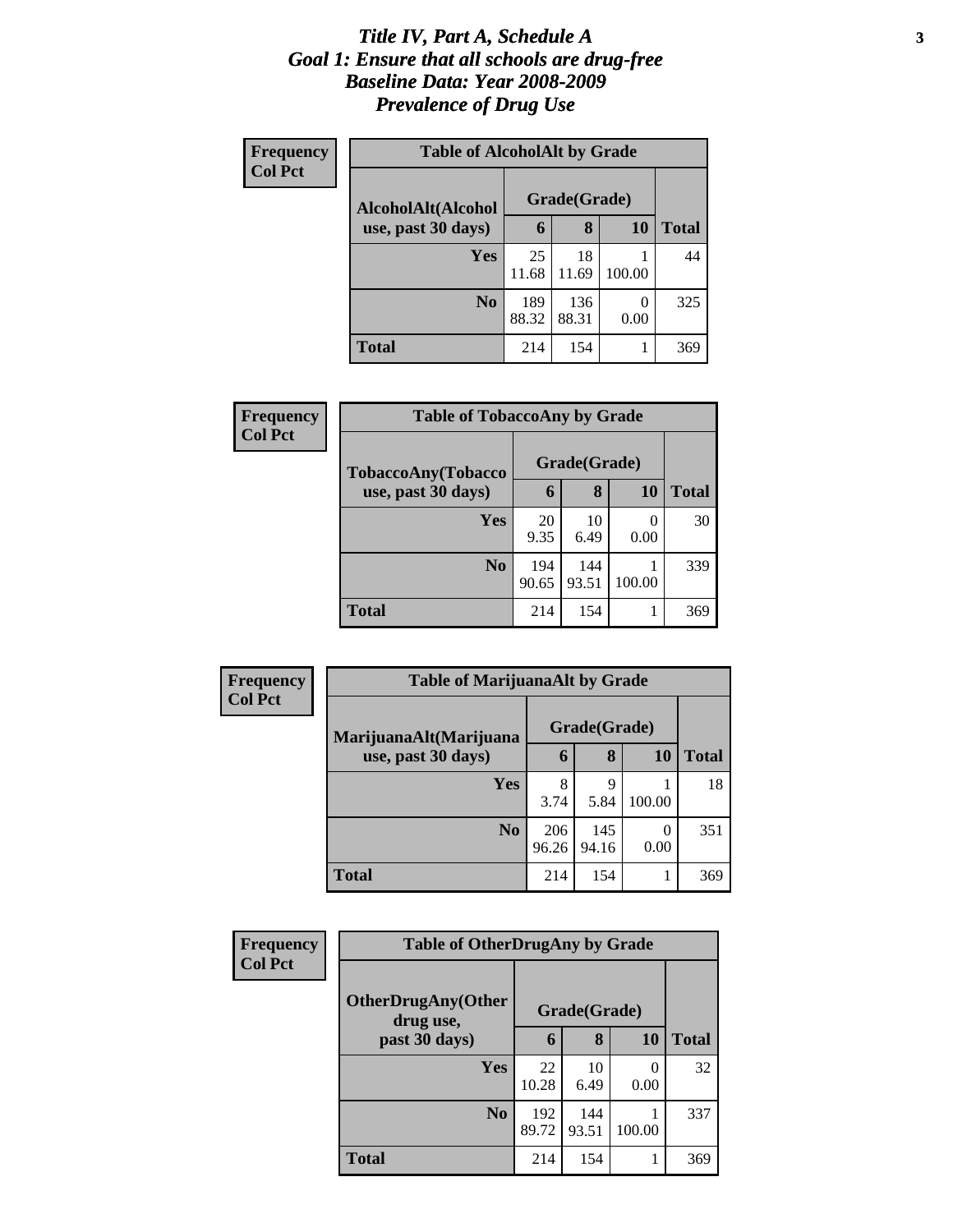# *Title IV, Part A, Schedule A*
## *Goal 1: Ensure that all schools are drug-free*
## *Baseline Data: Year 2008-2009*
## *Prevalence of Drug Use*

**Frequency**
**Col Pct**

**Table of AlcoholAlt by Grade**

| AlcoholAlt(Alcohol use, past 30 days) | Grade(Grade) | | | |
|---|---|---|---|---|
| | **6** | **8** | **10** | **Total** |
| **Yes** | 25<br>11.68 | 18<br>11.69 | 1<br>100.00 | 44 |
| **No** | 189<br>88.32 | 136<br>88.31 | 0<br>0.00 | 325 |
| **Total** | 214 | 154 | 1 | 369 |

**Frequency**
**Col Pct**

**Table of TobaccoAny by Grade**

| TobaccoAny(Tobacco use, past 30 days) | Grade(Grade) | | | |
|---|---|---|---|---|
| | **6** | **8** | **10** | **Total** |
| **Yes** | 20<br>9.35 | 10<br>6.49 | 0<br>0.00 | 30 |
| **No** | 194<br>90.65 | 144<br>93.51 | 1<br>100.00 | 339 |
| **Total** | 214 | 154 | 1 | 369 |

**Frequency**
**Col Pct**

**Table of MarijuanaAlt by Grade**

| MarijuanaAlt(Marijuana use, past 30 days) | Grade(Grade) | | | |
|---|---|---|---|---|
| | **6** | **8** | **10** | **Total** |
| **Yes** | 8<br>3.74 | 9<br>5.84 | 1<br>100.00 | 18 |
| **No** | 206<br>96.26 | 145<br>94.16 | 0<br>0.00 | 351 |
| **Total** | 214 | 154 | 1 | 369 |

**Frequency**
**Col Pct**

**Table of OtherDrugAny by Grade**

| OtherDrugAny(Other drug use, past 30 days) | Grade(Grade) | | | |
|---|---|---|---|---|
| | **6** | **8** | **10** | **Total** |
| **Yes** | 22<br>10.28 | 10<br>6.49 | 0<br>0.00 | 32 |
| **No** | 192<br>89.72 | 144<br>93.51 | 1<br>100.00 | 337 |
| **Total** | 214 | 154 | 1 | 369 |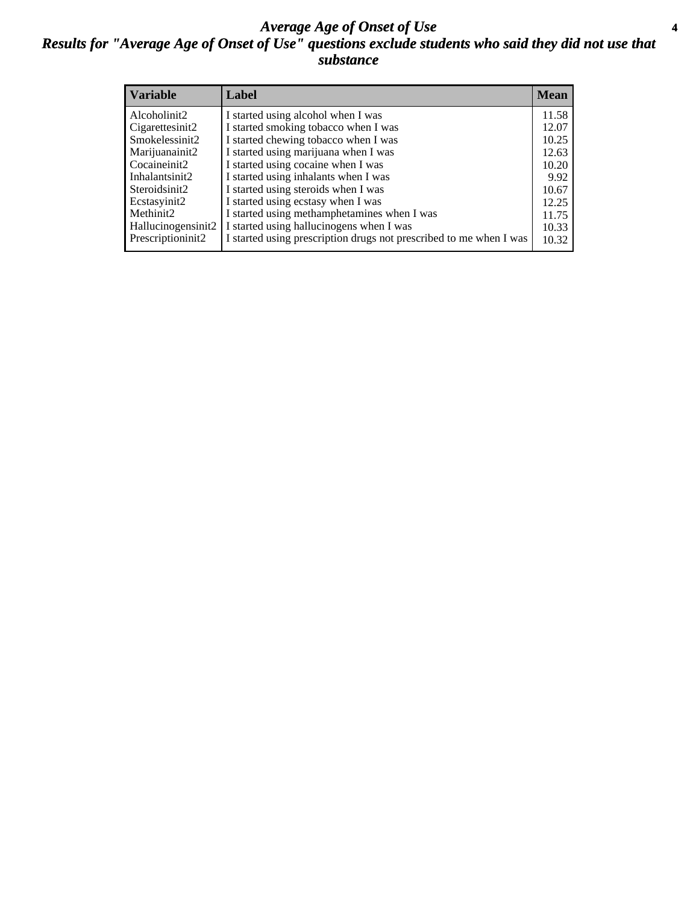# *Average Age of Onset of Use*

## *Results for "Average Age of Onset of Use" questions exclude students who said they did not use that substance*

| Variable | Label | Mean |
| --- | --- | --- |
| Alcoholinit2 | I started using alcohol when I was | 11.58 |
| Cigarettesinit2 | I started smoking tobacco when I was | 12.07 |
| Smokelessinit2 | I started chewing tobacco when I was | 10.25 |
| Marijuanainit2 | I started using marijuana when I was | 12.63 |
| Cocaineinit2 | I started using cocaine when I was | 10.20 |
| Inhalantsinit2 | I started using inhalants when I was | 9.92 |
| Steroidsinit2 | I started using steroids when I was | 10.67 |
| Ecstasyinit2 | I started using ecstasy when I was | 12.25 |
| Methinit2 | I started using methamphetamines when I was | 11.75 |
| Hallucinogensinit2 | I started using hallucinogens when I was | 10.33 |
| Prescriptioninit2 | I started using prescription drugs not prescribed to me when I was | 10.32 |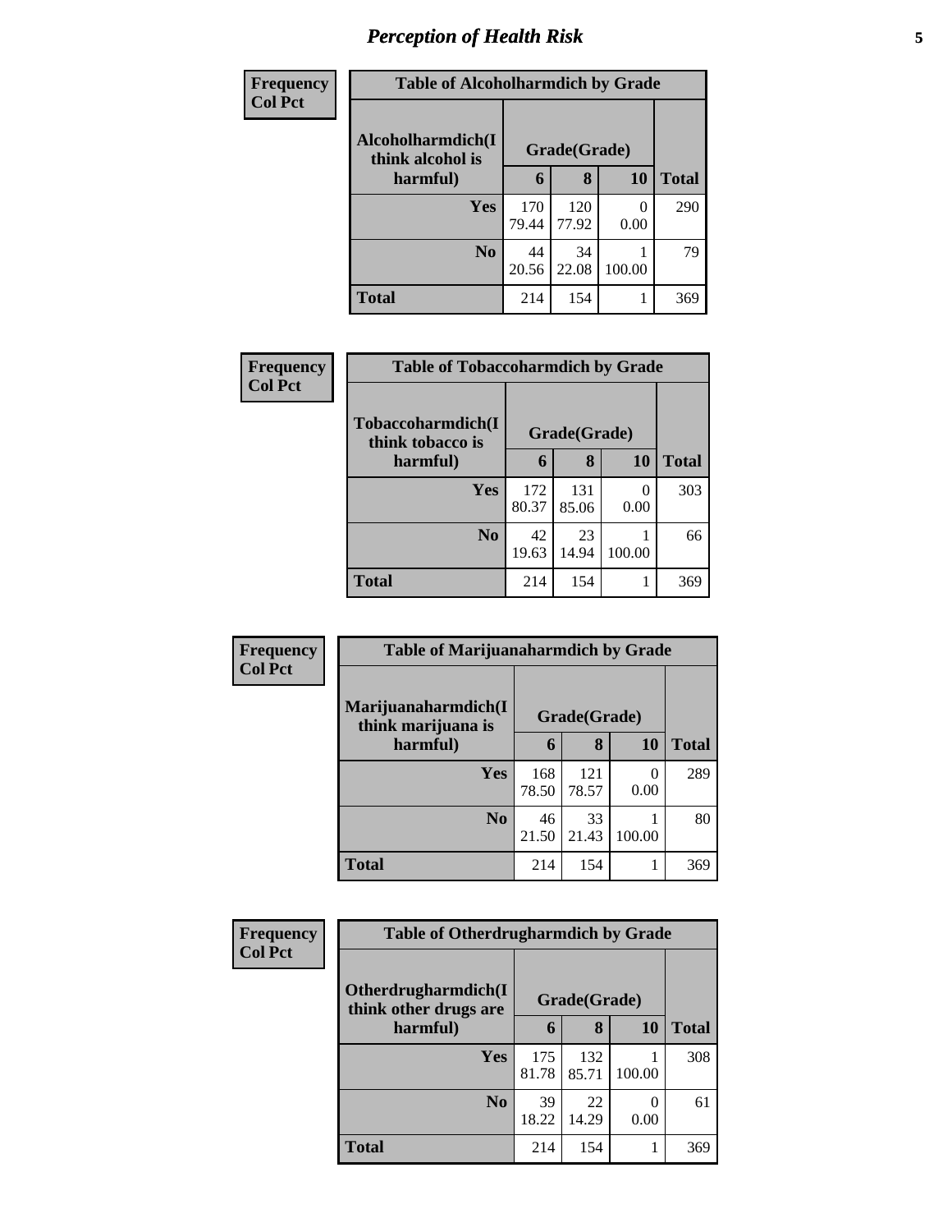# Perception of Health Risk

**Frequency**
**Col Pct**

| Table of Alcoholharmdich by Grade | | | | |
|---|---|---|---|---|
| Alcoholharmdich(I think alcohol is harmful) | Grade(Grade) | | | Total |
| | 6 | 8 | 10 | |
| **Yes** | 170<br>79.44 | 120<br>77.92 | 0<br>0.00 | 290 |
| **No** | 44<br>20.56 | 34<br>22.08 | 1<br>100.00 | 79 |
| **Total** | 214 | 154 | 1 | 369 |

**Frequency**
**Col Pct**

| Table of Tobaccoharmdich by Grade | | | | |
|---|---|---|---|---|
| Tobaccoharmdich(I think tobacco is harmful) | Grade(Grade) | | | Total |
| | 6 | 8 | 10 | |
| **Yes** | 172<br>80.37 | 131<br>85.06 | 0<br>0.00 | 303 |
| **No** | 42<br>19.63 | 23<br>14.94 | 1<br>100.00 | 66 |
| **Total** | 214 | 154 | 1 | 369 |

**Frequency**
**Col Pct**

| Table of Marijuanaharmdich by Grade | | | | |
|---|---|---|---|---|
| Marijuanaharmdich(I think marijuana is harmful) | Grade(Grade) | | | Total |
| | 6 | 8 | 10 | |
| **Yes** | 168<br>78.50 | 121<br>78.57 | 0<br>0.00 | 289 |
| **No** | 46<br>21.50 | 33<br>21.43 | 1<br>100.00 | 80 |
| **Total** | 214 | 154 | 1 | 369 |

**Frequency**
**Col Pct**

| Table of Otherdrugharmdich by Grade | | | | |
|---|---|---|---|---|
| Otherdrugharmdich(I think other drugs are harmful) | Grade(Grade) | | | Total |
| | 6 | 8 | 10 | |
| **Yes** | 175<br>81.78 | 132<br>85.71 | 1<br>100.00 | 308 |
| **No** | 39<br>18.22 | 22<br>14.29 | 0<br>0.00 | 61 |
| **Total** | 214 | 154 | 1 | 369 |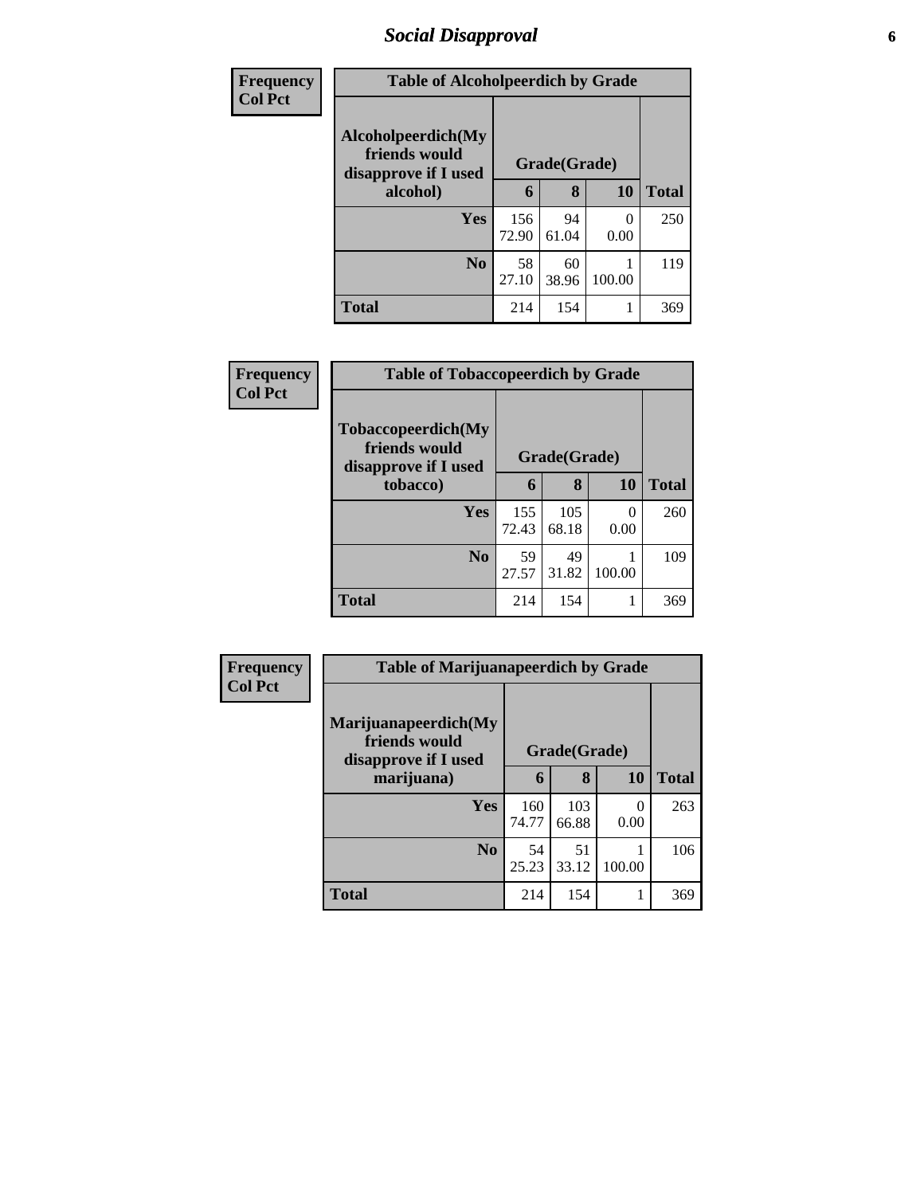# Social Disapproval

| Frequency<br>Col Pct | Table of Alcoholpeerdich by Grade | | | |
|---|---|---|---|---|
| **Alcoholpeerdich(My friends would disapprove if I used alcohol)** | **Grade(Grade)** | | | |
| | **6** | **8** | **10** | **Total** |
| **Yes** | 156<br>72.90 | 94<br>61.04 | 0<br>0.00 | 250 |
| **No** | 58<br>27.10 | 60<br>38.96 | 1<br>100.00 | 119 |
| **Total** | 214 | 154 | 1 | 369 |

| Frequency<br>Col Pct | Table of Tobaccopeerdich by Grade | | | |
|---|---|---|---|---|
| **Tobaccopeerdich(My friends would disapprove if I used tobacco)** | **Grade(Grade)** | | | |
| | **6** | **8** | **10** | **Total** |
| **Yes** | 155<br>72.43 | 105<br>68.18 | 0<br>0.00 | 260 |
| **No** | 59<br>27.57 | 49<br>31.82 | 1<br>100.00 | 109 |
| **Total** | 214 | 154 | 1 | 369 |

| Frequency<br>Col Pct | Table of Marijuanapeerdich by Grade | | | |
|---|---|---|---|---|
| **Marijuanapeerdich(My friends would disapprove if I used marijuana)** | **Grade(Grade)** | | | |
| | **6** | **8** | **10** | **Total** |
| **Yes** | 160<br>74.77 | 103<br>66.88 | 0<br>0.00 | 263 |
| **No** | 54<br>25.23 | 51<br>33.12 | 1<br>100.00 | 106 |
| **Total** | 214 | 154 | 1 | 369 |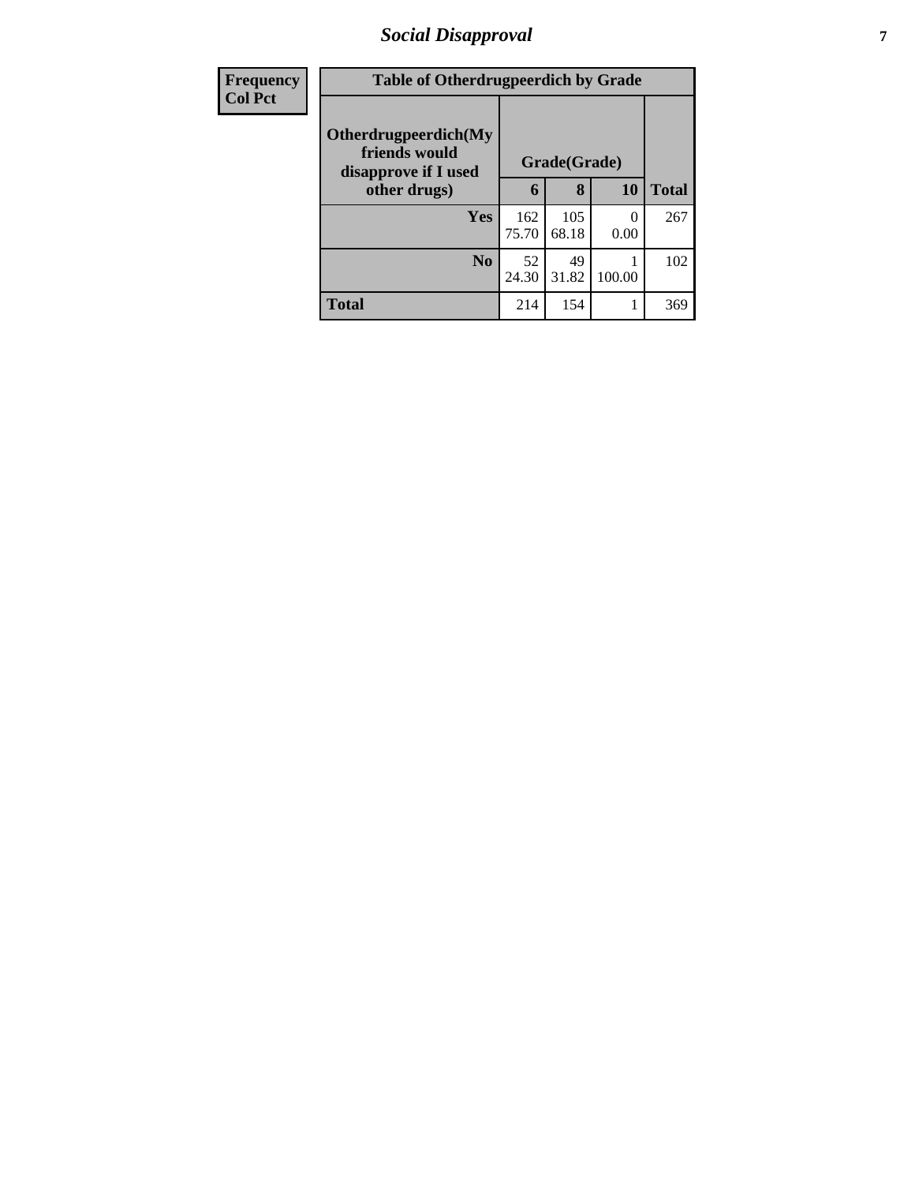## Social Disapproval

| Frequency Col Pct |
|---|

**Table of Otherdrugpeerdich by Grade**

| Otherdrugpeerdich(My friends would disapprove if I used other drugs) | Grade(Grade) | | | Total |
|---|---|---|---|---|
| | 6 | 8 | 10 | |
| Yes | 162<br>75.70 | 105<br>68.18 | 0<br>0.00 | 267 |
| No | 52<br>24.30 | 49<br>31.82 | 1<br>100.00 | 102 |
| Total | 214 | 154 | 1 | 369 |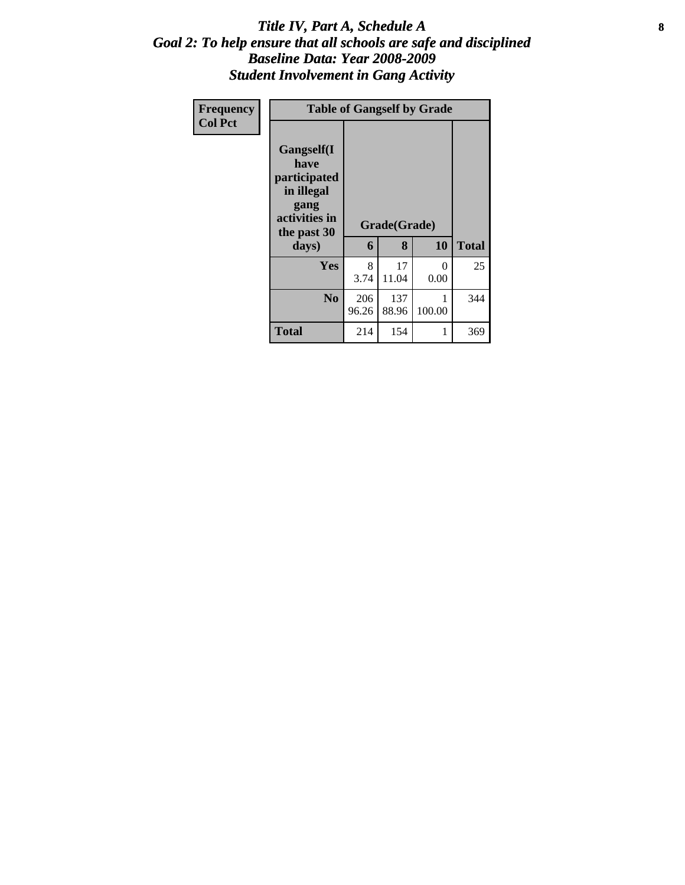# *Title IV, Part A, Schedule A*
## *Goal 2: To help ensure that all schools are safe and disciplined*
## *Baseline Data: Year 2008-2009*
## *Student Involvement in Gang Activity*

| Frequency<br>Col Pct |
|---|

| Table of Gangself by Grade | | | | |
|---|---|---|---|---|
| Gangself(I have participated in illegal gang activities in the past 30 days) | Grade(Grade) | | | |
| | 6 | 8 | 10 | Total |
| Yes | 8<br>3.74 | 17<br>11.04 | 0<br>0.00 | 25 |
| No | 206<br>96.26 | 137<br>88.96 | 1<br>100.00 | 344 |
| Total | 214 | 154 | 1 | 369 |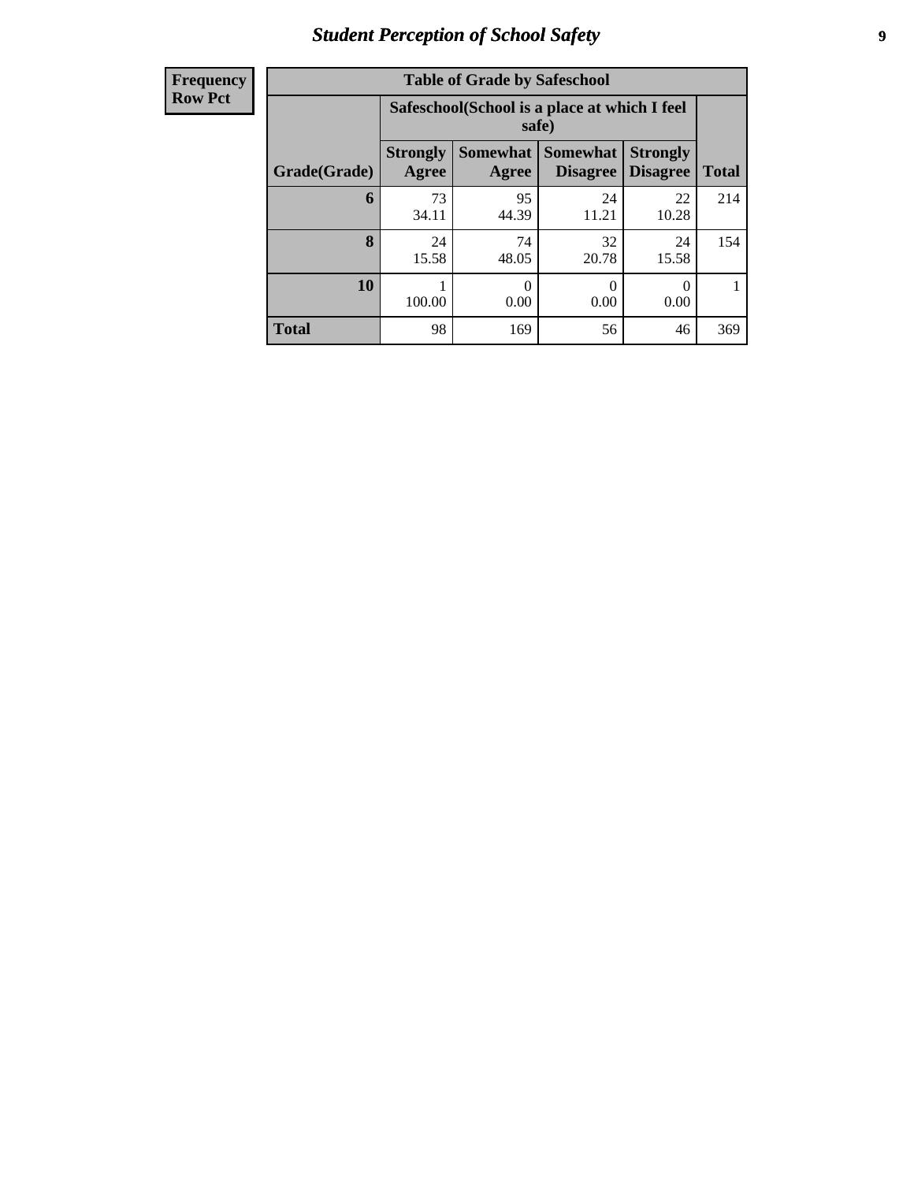## Student Perception of School Safety

**Frequency**
**Row Pct**

**Table of Grade by Safeschool**

| Grade(Grade) | Safeschool(School is a place at which I feel safe) | | | | Total |
|---|---|---|---|---|---|
| | Strongly Agree | Somewhat Agree | Somewhat Disagree | Strongly Disagree | |
| **6** | 73<br>34.11 | 95<br>44.39 | 24<br>11.21 | 22<br>10.28 | 214 |
| **8** | 24<br>15.58 | 74<br>48.05 | 32<br>20.78 | 24<br>15.58 | 154 |
| **10** | 1<br>100.00 | 0<br>0.00 | 0<br>0.00 | 0<br>0.00 | 1 |
| **Total** | 98 | 169 | 56 | 46 | 369 |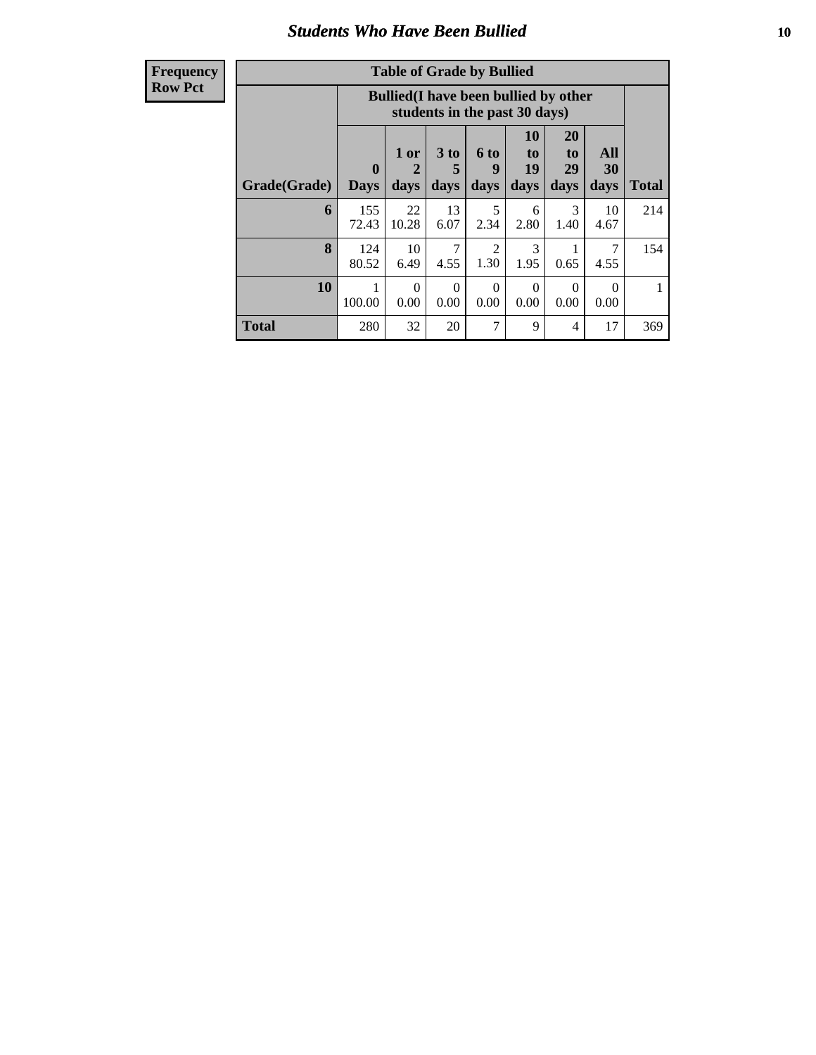## Students Who Have Been Bullied

**Frequency**
**Row Pct**

**Table of Grade by Bullied**

| Grade(Grade) | Bullied(I have been bullied by other students in the past 30 days) | | | | | | | Total |
|---|---|---|---|---|---|---|---|---|
| | 0 Days | 1 or 2 days | 3 to 5 days | 6 to 9 days | 10 to 19 days | 20 to 29 days | All 30 days | |
| **6** | 155<br>72.43 | 22<br>10.28 | 13<br>6.07 | 5<br>2.34 | 6<br>2.80 | 3<br>1.40 | 10<br>4.67 | 214 |
| **8** | 124<br>80.52 | 10<br>6.49 | 7<br>4.55 | 2<br>1.30 | 3<br>1.95 | 1<br>0.65 | 7<br>4.55 | 154 |
| **10** | 1<br>100.00 | 0<br>0.00 | 0<br>0.00 | 0<br>0.00 | 0<br>0.00 | 0<br>0.00 | 0<br>0.00 | 1 |
| **Total** | 280 | 32 | 20 | 7 | 9 | 4 | 17 | 369 |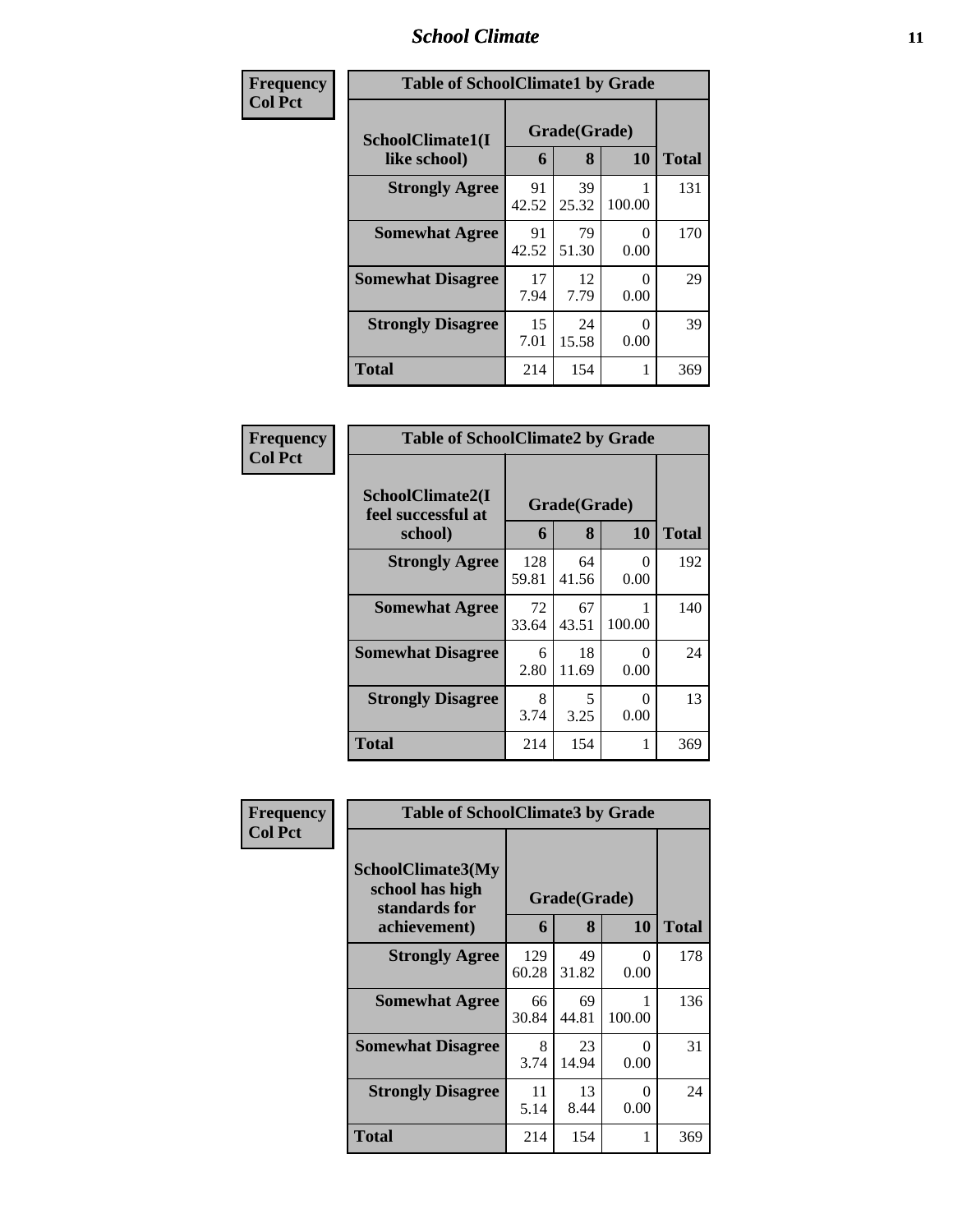| Frequency<br>Col Pct | Table of SchoolClimate1 by Grade | | | |
|---|---|---|---|---|
| SchoolClimate1(I like school) | Grade(Grade) | | | |
| | 6 | 8 | 10 | Total |
| Strongly Agree | 91<br>42.52 | 39<br>25.32 | 1<br>100.00 | 131 |
| Somewhat Agree | 91<br>42.52 | 79<br>51.30 | 0<br>0.00 | 170 |
| Somewhat Disagree | 17<br>7.94 | 12<br>7.79 | 0<br>0.00 | 29 |
| Strongly Disagree | 15<br>7.01 | 24<br>15.58 | 0<br>0.00 | 39 |
| Total | 214 | 154 | 1 | 369 |

| Frequency<br>Col Pct | Table of SchoolClimate2 by Grade | | | |
|---|---|---|---|---|
| SchoolClimate2(I feel successful at school) | Grade(Grade) | | | |
| | 6 | 8 | 10 | Total |
| Strongly Agree | 128<br>59.81 | 64<br>41.56 | 0<br>0.00 | 192 |
| Somewhat Agree | 72<br>33.64 | 67<br>43.51 | 1<br>100.00 | 140 |
| Somewhat Disagree | 6<br>2.80 | 18<br>11.69 | 0<br>0.00 | 24 |
| Strongly Disagree | 8<br>3.74 | 5<br>3.25 | 0<br>0.00 | 13 |
| Total | 214 | 154 | 1 | 369 |

| Frequency<br>Col Pct | Table of SchoolClimate3 by Grade | | | |
|---|---|---|---|---|
| SchoolClimate3(My school has high standards for achievement) | Grade(Grade) | | | |
| | 6 | 8 | 10 | Total |
| Strongly Agree | 129<br>60.28 | 49<br>31.82 | 0<br>0.00 | 178 |
| Somewhat Agree | 66<br>30.84 | 69<br>44.81 | 1<br>100.00 | 136 |
| Somewhat Disagree | 8<br>3.74 | 23<br>14.94 | 0<br>0.00 | 31 |
| Strongly Disagree | 11<br>5.14 | 13<br>8.44 | 0<br>0.00 | 24 |
| Total | 214 | 154 | 1 | 369 |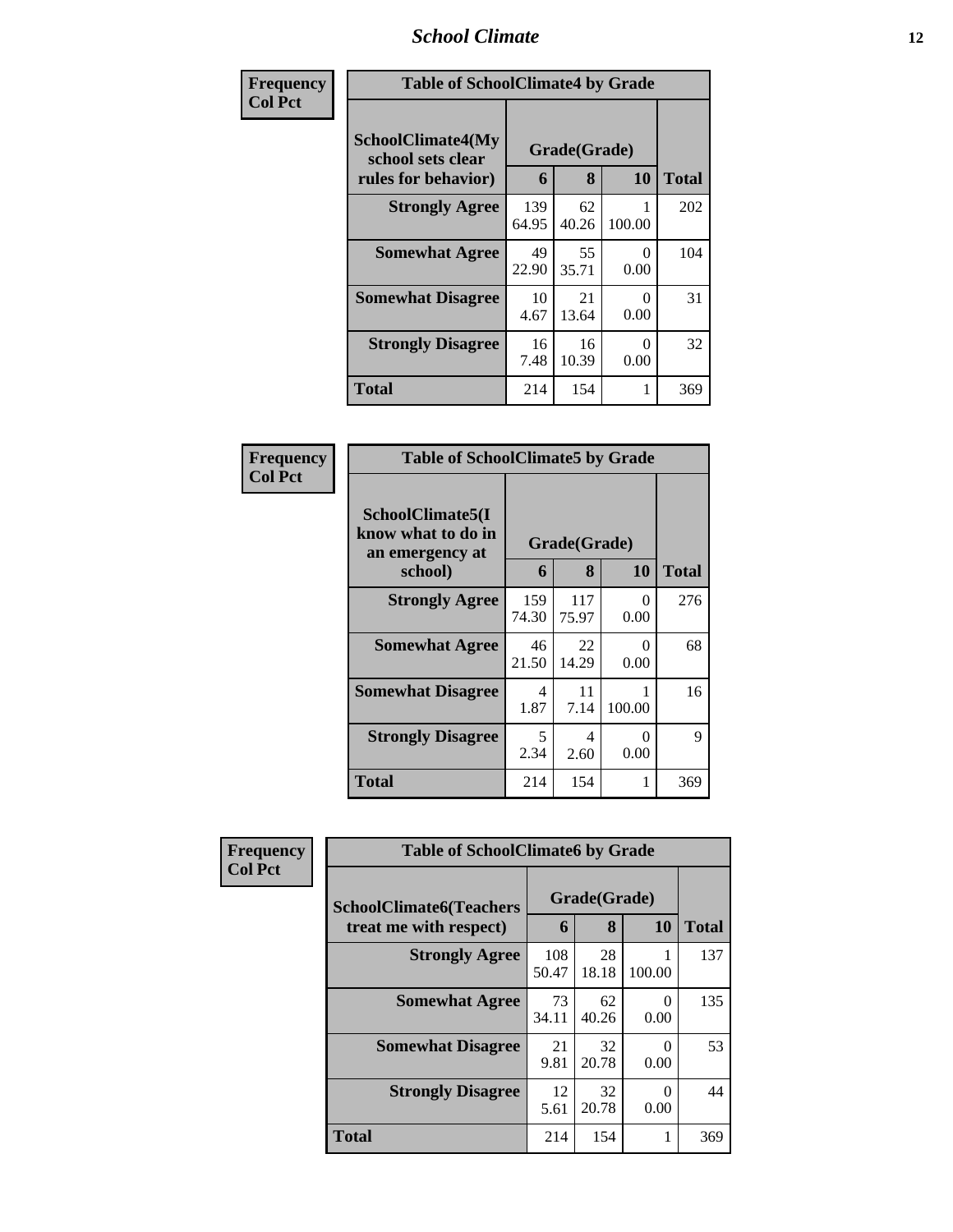| Frequency<br>Col Pct | Table of SchoolClimate4 by Grade | | | |
|---|---|---|---|---|
| SchoolClimate4(My school sets clear rules for behavior) | Grade(Grade) | | | |
| | 6 | 8 | 10 | Total |
| Strongly Agree | 139<br>64.95 | 62<br>40.26 | 1<br>100.00 | 202 |
| Somewhat Agree | 49<br>22.90 | 55<br>35.71 | 0<br>0.00 | 104 |
| Somewhat Disagree | 10<br>4.67 | 21<br>13.64 | 0<br>0.00 | 31 |
| Strongly Disagree | 16<br>7.48 | 16<br>10.39 | 0<br>0.00 | 32 |
| Total | 214 | 154 | 1 | 369 |

| Frequency<br>Col Pct | Table of SchoolClimate5 by Grade | | | |
|---|---|---|---|---|
| SchoolClimate5(I know what to do in an emergency at school) | Grade(Grade) | | | |
| | 6 | 8 | 10 | Total |
| Strongly Agree | 159<br>74.30 | 117<br>75.97 | 0<br>0.00 | 276 |
| Somewhat Agree | 46<br>21.50 | 22<br>14.29 | 0<br>0.00 | 68 |
| Somewhat Disagree | 4<br>1.87 | 11<br>7.14 | 1<br>100.00 | 16 |
| Strongly Disagree | 5<br>2.34 | 4<br>2.60 | 0<br>0.00 | 9 |
| Total | 214 | 154 | 1 | 369 |

| Frequency<br>Col Pct | Table of SchoolClimate6 by Grade | | | |
|---|---|---|---|---|
| SchoolClimate6(Teachers treat me with respect) | Grade(Grade) | | | |
| | 6 | 8 | 10 | Total |
| Strongly Agree | 108<br>50.47 | 28<br>18.18 | 1<br>100.00 | 137 |
| Somewhat Agree | 73<br>34.11 | 62<br>40.26 | 0<br>0.00 | 135 |
| Somewhat Disagree | 21<br>9.81 | 32<br>20.78 | 0<br>0.00 | 53 |
| Strongly Disagree | 12<br>5.61 | 32<br>20.78 | 0<br>0.00 | 44 |
| Total | 214 | 154 | 1 | 369 |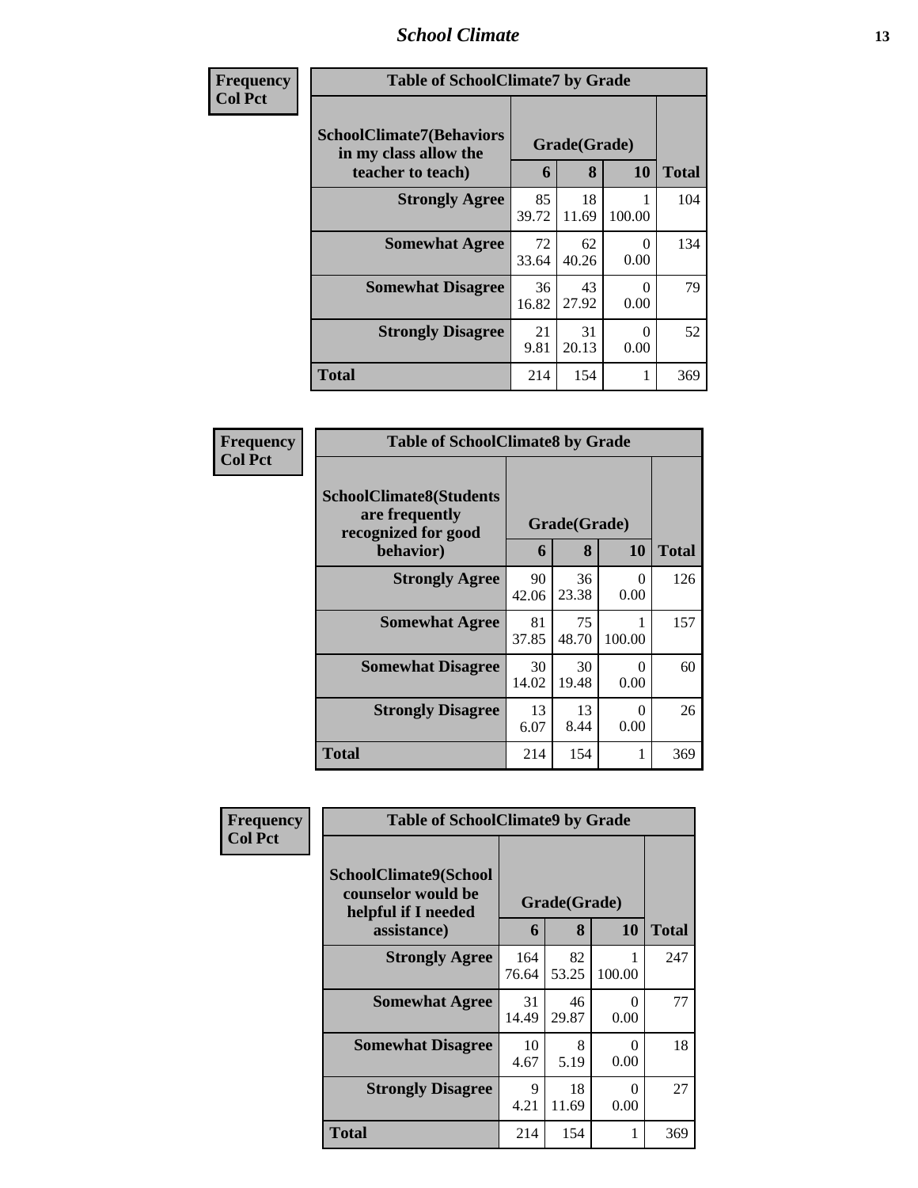| Frequency<br>Col Pct | | | | |
|---|---|---|---|---|

**Table of SchoolClimate7 by Grade**

| SchoolClimate7(Behaviors in my class allow the teacher to teach) | Grade(Grade) | | | Total |
|---|---|---|---|---|
| | 6 | 8 | 10 | |
| **Strongly Agree** | 85<br>39.72 | 18<br>11.69 | 1<br>100.00 | 104 |
| **Somewhat Agree** | 72<br>33.64 | 62<br>40.26 | 0<br>0.00 | 134 |
| **Somewhat Disagree** | 36<br>16.82 | 43<br>27.92 | 0<br>0.00 | 79 |
| **Strongly Disagree** | 21<br>9.81 | 31<br>20.13 | 0<br>0.00 | 52 |
| **Total** | 214 | 154 | 1 | 369 |

| Frequency<br>Col Pct | | | | |
|---|---|---|---|---|

**Table of SchoolClimate8 by Grade**

| SchoolClimate8(Students are frequently recognized for good behavior) | Grade(Grade) | | | Total |
|---|---|---|---|---|
| | 6 | 8 | 10 | |
| **Strongly Agree** | 90<br>42.06 | 36<br>23.38 | 0<br>0.00 | 126 |
| **Somewhat Agree** | 81<br>37.85 | 75<br>48.70 | 1<br>100.00 | 157 |
| **Somewhat Disagree** | 30<br>14.02 | 30<br>19.48 | 0<br>0.00 | 60 |
| **Strongly Disagree** | 13<br>6.07 | 13<br>8.44 | 0<br>0.00 | 26 |
| **Total** | 214 | 154 | 1 | 369 |

| Frequency<br>Col Pct | | | | |
|---|---|---|---|---|

**Table of SchoolClimate9 by Grade**

| SchoolClimate9(School counselor would be helpful if I needed assistance) | Grade(Grade) | | | Total |
|---|---|---|---|---|
| | 6 | 8 | 10 | |
| **Strongly Agree** | 164<br>76.64 | 82<br>53.25 | 1<br>100.00 | 247 |
| **Somewhat Agree** | 31<br>14.49 | 46<br>29.87 | 0<br>0.00 | 77 |
| **Somewhat Disagree** | 10<br>4.67 | 8<br>5.19 | 0<br>0.00 | 18 |
| **Strongly Disagree** | 9<br>4.21 | 18<br>11.69 | 0<br>0.00 | 27 |
| **Total** | 214 | 154 | 1 | 369 |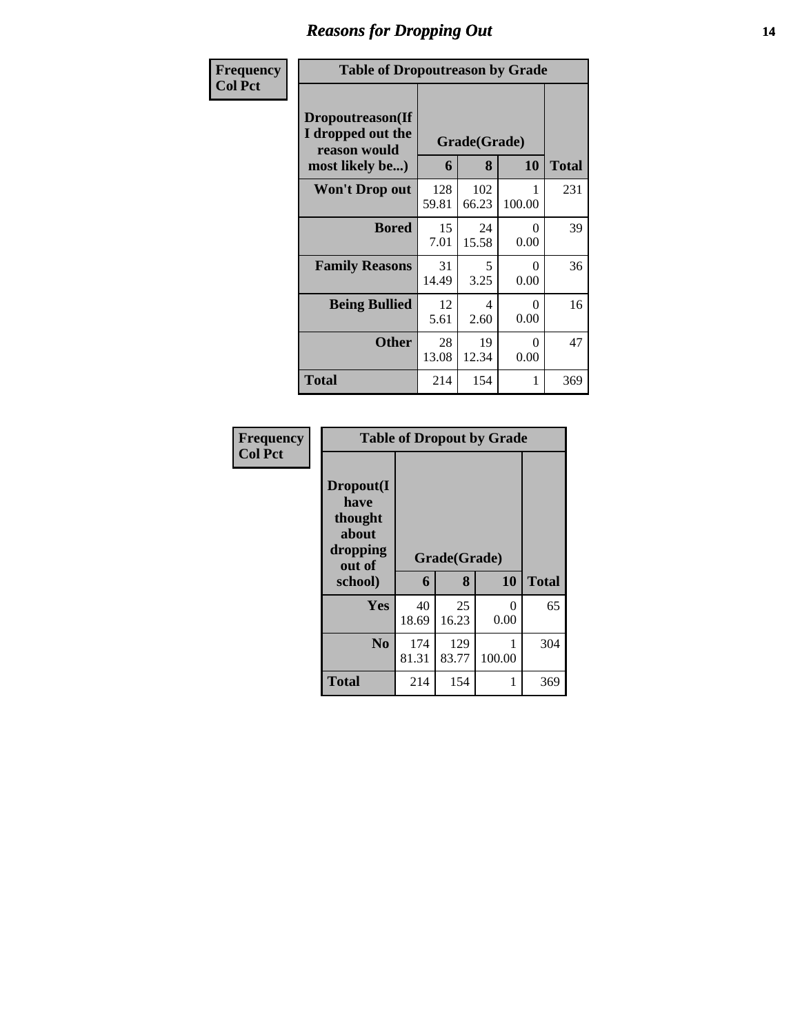# Reasons for Dropping Out

**Frequency**
**Col Pct**

| Table of Dropoutreason by Grade | | | | |
|---|---|---|---|---|
| Dropoutreason(If I dropped out the reason would most likely be...) | Grade(Grade) | | | |
| | 6 | 8 | 10 | Total |
| Won't Drop out | 128<br>59.81 | 102<br>66.23 | 1<br>100.00 | 231 |
| Bored | 15<br>7.01 | 24<br>15.58 | 0<br>0.00 | 39 |
| Family Reasons | 31<br>14.49 | 5<br>3.25 | 0<br>0.00 | 36 |
| Being Bullied | 12<br>5.61 | 4<br>2.60 | 0<br>0.00 | 16 |
| Other | 28<br>13.08 | 19<br>12.34 | 0<br>0.00 | 47 |
| Total | 214 | 154 | 1 | 369 |

**Frequency**
**Col Pct**

| Table of Dropout by Grade | | | | |
|---|---|---|---|---|
| Dropout(I have thought about dropping out of school) | Grade(Grade) | | | |
| | 6 | 8 | 10 | Total |
| Yes | 40<br>18.69 | 25<br>16.23 | 0<br>0.00 | 65 |
| No | 174<br>81.31 | 129<br>83.77 | 1<br>100.00 | 304 |
| Total | 214 | 154 | 1 | 369 |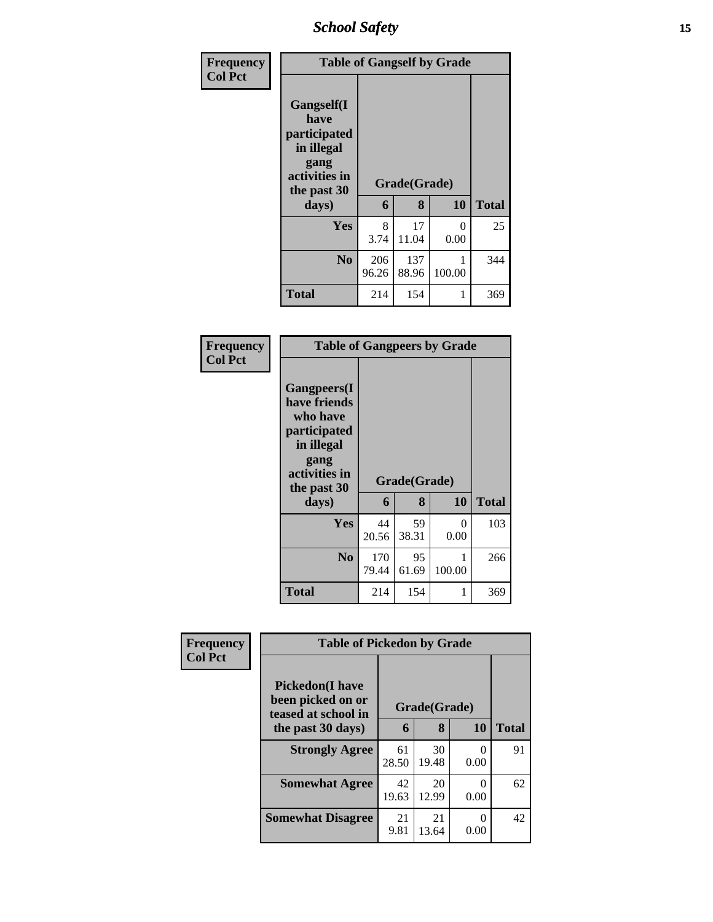| Frequency<br>Col Pct | Table of Gangself by Grade | | | |
|---|---|---|---|---|
| Gangself(I have participated in illegal gang activities in the past 30 days) | Grade(Grade) | | | |
| | 6 | 8 | 10 | Total |
| Yes | 8<br>3.74 | 17<br>11.04 | 0<br>0.00 | 25 |
| No | 206<br>96.26 | 137<br>88.96 | 1<br>100.00 | 344 |
| Total | 214 | 154 | 1 | 369 |

| Frequency<br>Col Pct | Table of Gangpeers by Grade | | | |
|---|---|---|---|---|
| Gangpeers(I have friends who have participated in illegal gang activities in the past 30 days) | Grade(Grade) | | | |
| | 6 | 8 | 10 | Total |
| Yes | 44<br>20.56 | 59<br>38.31 | 0<br>0.00 | 103 |
| No | 170<br>79.44 | 95<br>61.69 | 1<br>100.00 | 266 |
| Total | 214 | 154 | 1 | 369 |

| Frequency<br>Col Pct | Table of Pickedon by Grade | | | |
|---|---|---|---|---|
| Pickedon(I have been picked on or teased at school in the past 30 days) | Grade(Grade) | | | |
| | 6 | 8 | 10 | Total |
| Strongly Agree | 61<br>28.50 | 30<br>19.48 | 0<br>0.00 | 91 |
| Somewhat Agree | 42<br>19.63 | 20<br>12.99 | 0<br>0.00 | 62 |
| Somewhat Disagree | 21<br>9.81 | 21<br>13.64 | 0<br>0.00 | 42 |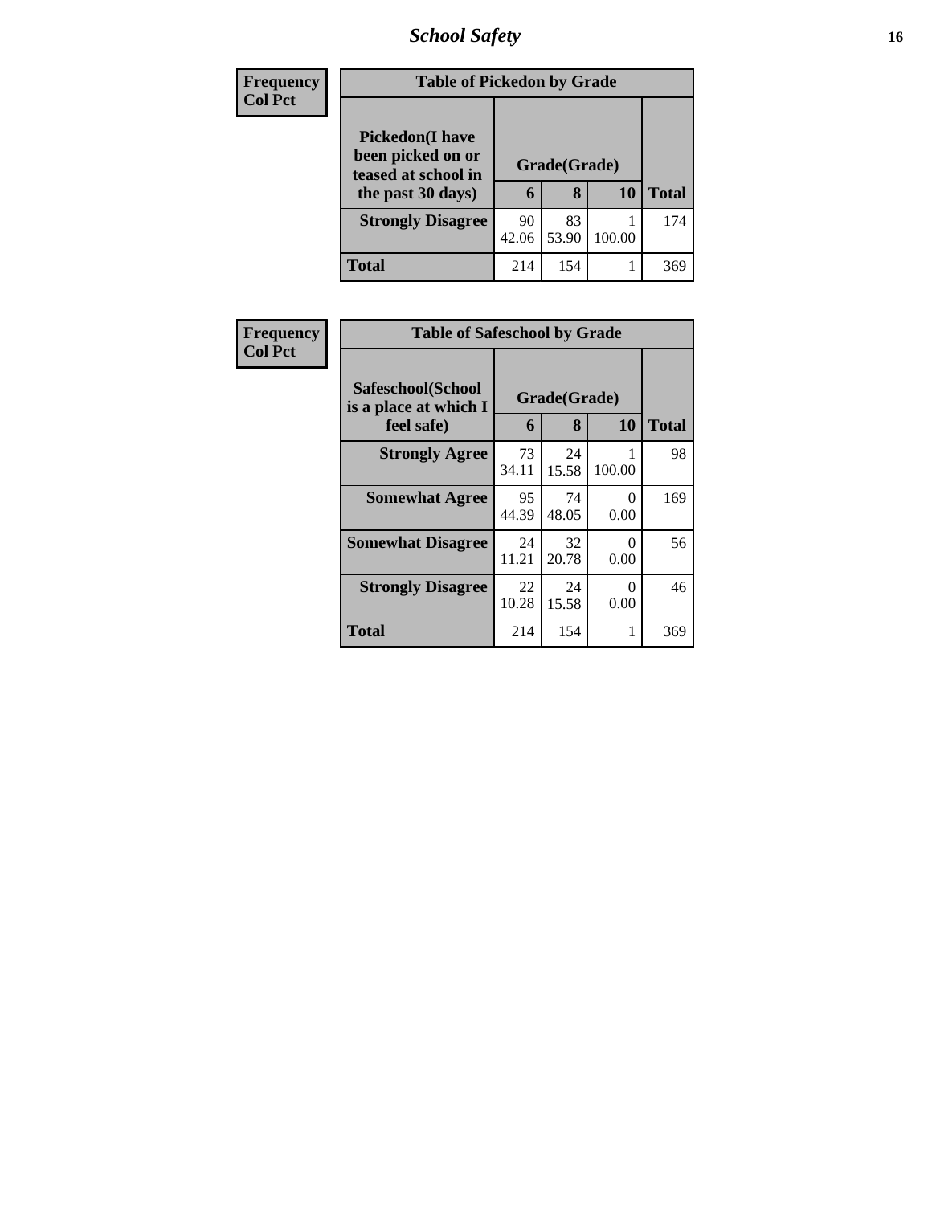| Frequency |
|---|
| Col Pct |

**Table of Pickedon by Grade**

| Pickedon(I have been picked on or teased at school in the past 30 days) | Grade(Grade) | | | |
|---|---|---|---|---|
| | 6 | 8 | 10 | Total |
| Strongly Disagree | 90<br>42.06 | 83<br>53.90 | 1<br>100.00 | 174 |
| Total | 214 | 154 | 1 | 369 |

| Frequency |
|---|
| Col Pct |

**Table of Safeschool by Grade**

| Safeschool(School is a place at which I feel safe) | Grade(Grade) | | | |
|---|---|---|---|---|
| | 6 | 8 | 10 | Total |
| Strongly Agree | 73<br>34.11 | 24<br>15.58 | 1<br>100.00 | 98 |
| Somewhat Agree | 95<br>44.39 | 74<br>48.05 | 0<br>0.00 | 169 |
| Somewhat Disagree | 24<br>11.21 | 32<br>20.78 | 0<br>0.00 | 56 |
| Strongly Disagree | 22<br>10.28 | 24<br>15.58 | 0<br>0.00 | 46 |
| Total | 214 | 154 | 1 | 369 |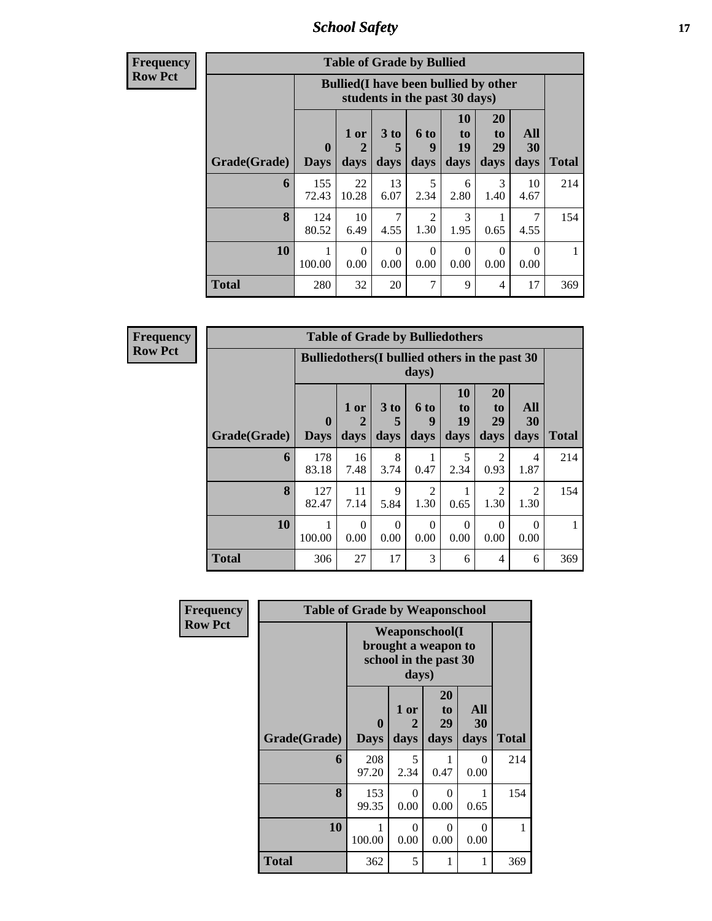**Frequency**
**Row Pct**

| Table of Grade by Bullied | | | | | | | | |
|---|---|---|---|---|---|---|---|---|
| | Bullied(I have been bullied by other students in the past 30 days) | | | | | | | |
| Grade(Grade) | 0 Days | 1 or 2 days | 3 to 5 days | 6 to 9 days | 10 to 19 days | 20 to 29 days | All 30 days | Total |
| 6 | 155<br>72.43 | 22<br>10.28 | 13<br>6.07 | 5<br>2.34 | 6<br>2.80 | 3<br>1.40 | 10<br>4.67 | 214 |
| 8 | 124<br>80.52 | 10<br>6.49 | 7<br>4.55 | 2<br>1.30 | 3<br>1.95 | 1<br>0.65 | 7<br>4.55 | 154 |
| 10 | 1<br>100.00 | 0<br>0.00 | 0<br>0.00 | 0<br>0.00 | 0<br>0.00 | 0<br>0.00 | 0<br>0.00 | 1 |
| Total | 280 | 32 | 20 | 7 | 9 | 4 | 17 | 369 |

**Frequency**
**Row Pct**

| Table of Grade by Bulliedothers | | | | | | | | |
|---|---|---|---|---|---|---|---|---|
| | Bulliedothers(I bullied others in the past 30 days) | | | | | | | |
| Grade(Grade) | 0 Days | 1 or 2 days | 3 to 5 days | 6 to 9 days | 10 to 19 days | 20 to 29 days | All 30 days | Total |
| 6 | 178<br>83.18 | 16<br>7.48 | 8<br>3.74 | 1<br>0.47 | 5<br>2.34 | 2<br>0.93 | 4<br>1.87 | 214 |
| 8 | 127<br>82.47 | 11<br>7.14 | 9<br>5.84 | 2<br>1.30 | 1<br>0.65 | 2<br>1.30 | 2<br>1.30 | 154 |
| 10 | 1<br>100.00 | 0<br>0.00 | 0<br>0.00 | 0<br>0.00 | 0<br>0.00 | 0<br>0.00 | 0<br>0.00 | 1 |
| Total | 306 | 27 | 17 | 3 | 6 | 4 | 6 | 369 |

**Frequency**
**Row Pct**

| Table of Grade by Weaponschool | | | | | |
|---|---|---|---|---|---|
| | Weaponschool(I brought a weapon to school in the past 30 days) | | | | |
| Grade(Grade) | 0 Days | 1 or 2 days | 20 to 29 days | All 30 days | Total |
| 6 | 208<br>97.20 | 5<br>2.34 | 1<br>0.47 | 0<br>0.00 | 214 |
| 8 | 153<br>99.35 | 0<br>0.00 | 0<br>0.00 | 1<br>0.65 | 154 |
| 10 | 1<br>100.00 | 0<br>0.00 | 0<br>0.00 | 0<br>0.00 | 1 |
| Total | 362 | 5 | 1 | 1 | 369 |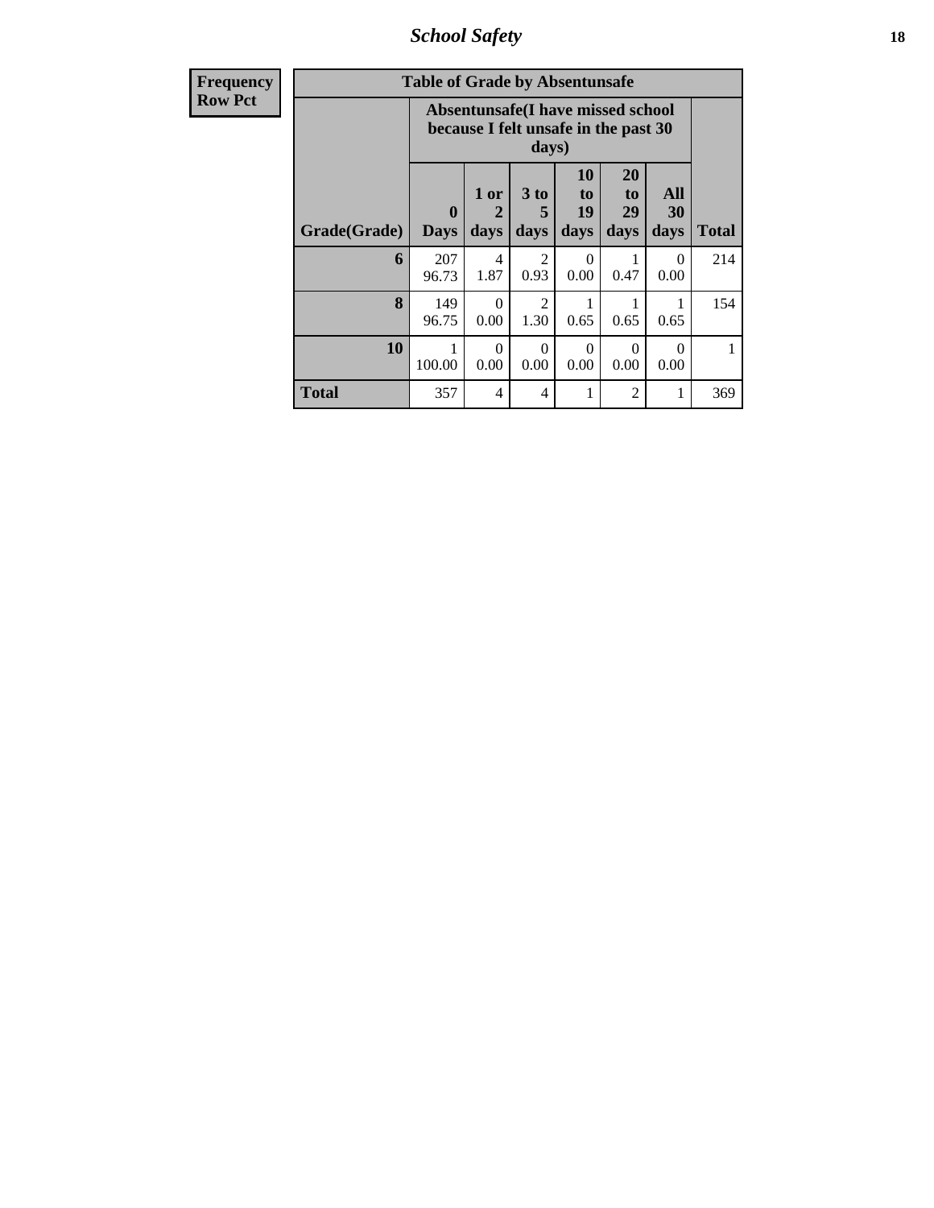## School Safety

**Frequency**
**Row Pct**

**Table of Grade by Absentunsafe**

| Grade(Grade) | Absentunsafe(I have missed school because I felt unsafe in the past 30 days) | | | | | | Total |
|---|---|---|---|---|---|---|---|
| | 0 Days | 1 or 2 days | 3 to 5 days | 10 to 19 days | 20 to 29 days | All 30 days | |
| **6** | 207<br>96.73 | 4<br>1.87 | 2<br>0.93 | 0<br>0.00 | 1<br>0.47 | 0<br>0.00 | 214 |
| **8** | 149<br>96.75 | 0<br>0.00 | 2<br>1.30 | 1<br>0.65 | 1<br>0.65 | 1<br>0.65 | 154 |
| **10** | 1<br>100.00 | 0<br>0.00 | 0<br>0.00 | 0<br>0.00 | 0<br>0.00 | 0<br>0.00 | 1 |
| **Total** | 357 | 4 | 4 | 1 | 2 | 1 | 369 |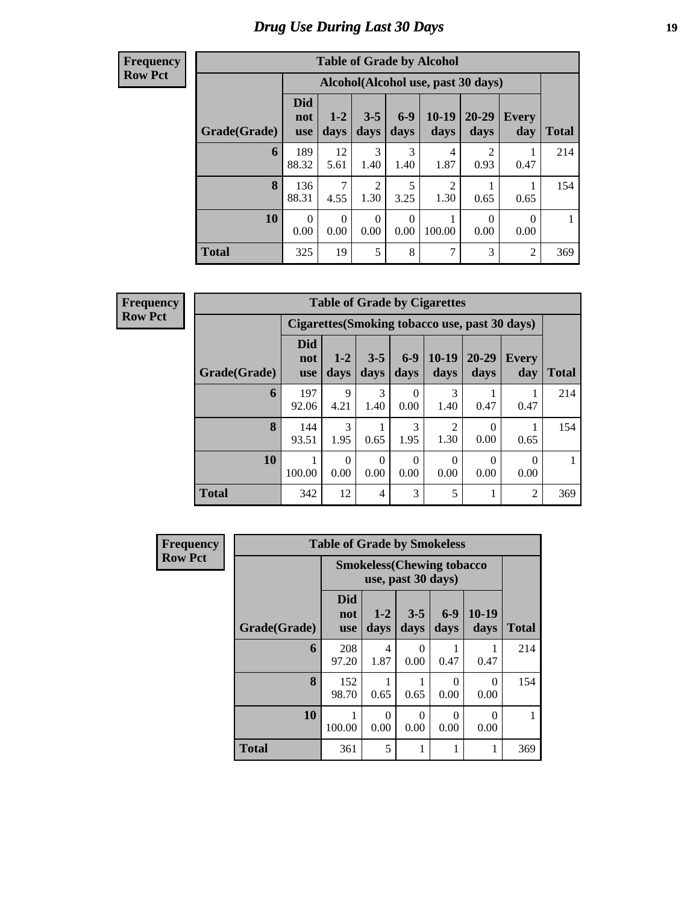# Drug Use During Last 30 Days

**Frequency**
**Row Pct**

| Table of Grade by Alcohol | | | | | | | | |
|---|---|---|---|---|---|---|---|---|
| | Alcohol(Alcohol use, past 30 days) | | | | | | | |
| Grade(Grade) | Did not use | 1-2 days | 3-5 days | 6-9 days | 10-19 days | 20-29 days | Every day | Total |
| 6 | 189<br>88.32 | 12<br>5.61 | 3<br>1.40 | 3<br>1.40 | 4<br>1.87 | 2<br>0.93 | 1<br>0.47 | 214 |
| 8 | 136<br>88.31 | 7<br>4.55 | 2<br>1.30 | 5<br>3.25 | 2<br>1.30 | 1<br>0.65 | 1<br>0.65 | 154 |
| 10 | 0<br>0.00 | 0<br>0.00 | 0<br>0.00 | 0<br>0.00 | 1<br>100.00 | 0<br>0.00 | 0<br>0.00 | 1 |
| Total | 325 | 19 | 5 | 8 | 7 | 3 | 2 | 369 |

**Frequency**
**Row Pct**

| Table of Grade by Cigarettes | | | | | | | | |
|---|---|---|---|---|---|---|---|---|
| | Cigarettes(Smoking tobacco use, past 30 days) | | | | | | | |
| Grade(Grade) | Did not use | 1-2 days | 3-5 days | 6-9 days | 10-19 days | 20-29 days | Every day | Total |
| 6 | 197<br>92.06 | 9<br>4.21 | 3<br>1.40 | 0<br>0.00 | 3<br>1.40 | 1<br>0.47 | 1<br>0.47 | 214 |
| 8 | 144<br>93.51 | 3<br>1.95 | 1<br>0.65 | 3<br>1.95 | 2<br>1.30 | 0<br>0.00 | 1<br>0.65 | 154 |
| 10 | 1<br>100.00 | 0<br>0.00 | 0<br>0.00 | 0<br>0.00 | 0<br>0.00 | 0<br>0.00 | 0<br>0.00 | 1 |
| Total | 342 | 12 | 4 | 3 | 5 | 1 | 2 | 369 |

**Frequency**
**Row Pct**

| Table of Grade by Smokeless | | | | | | |
|---|---|---|---|---|---|---|
| | Smokeless(Chewing tobacco use, past 30 days) | | | | | |
| Grade(Grade) | Did not use | 1-2 days | 3-5 days | 6-9 days | 10-19 days | Total |
| 6 | 208<br>97.20 | 4<br>1.87 | 0<br>0.00 | 1<br>0.47 | 1<br>0.47 | 214 |
| 8 | 152<br>98.70 | 1<br>0.65 | 1<br>0.65 | 0<br>0.00 | 0<br>0.00 | 154 |
| 10 | 1<br>100.00 | 0<br>0.00 | 0<br>0.00 | 0<br>0.00 | 0<br>0.00 | 1 |
| Total | 361 | 5 | 1 | 1 | 1 | 369 |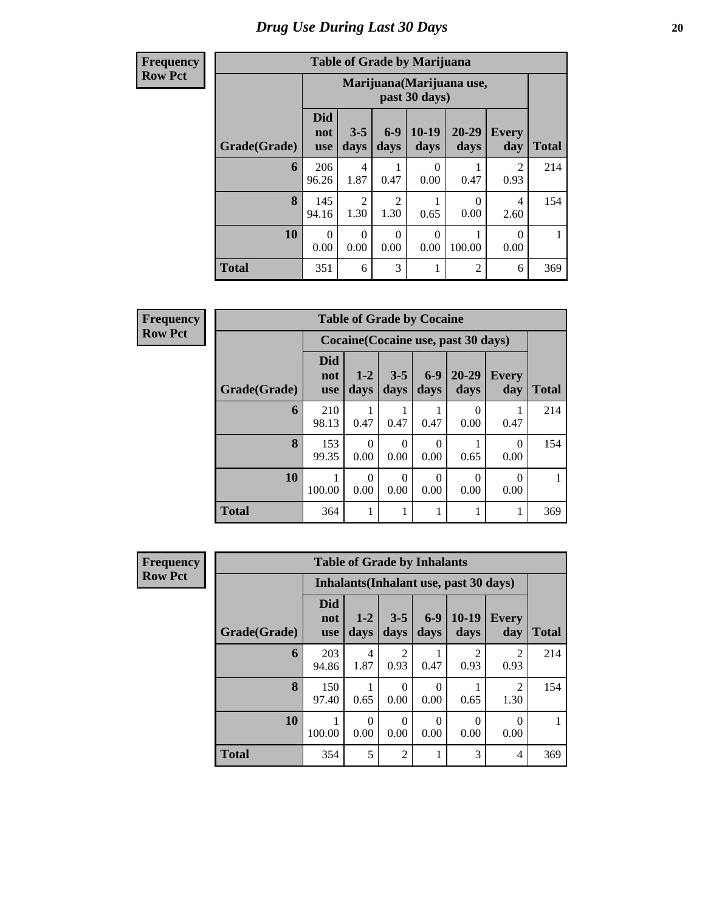# *Drug Use During Last 30 Days*

**Frequency**
**Row Pct**

| Table of Grade by Marijuana | | | | | | | |
|---|---|---|---|---|---|---|---|
| | Marijuana(Marijuana use, past 30 days) | | | | | | |
| Grade(Grade) | Did not use | 3-5 days | 6-9 days | 10-19 days | 20-29 days | Every day | Total |
| **6** | 206<br>96.26 | 4<br>1.87 | 1<br>0.47 | 0<br>0.00 | 1<br>0.47 | 2<br>0.93 | 214 |
| **8** | 145<br>94.16 | 2<br>1.30 | 2<br>1.30 | 1<br>0.65 | 0<br>0.00 | 4<br>2.60 | 154 |
| **10** | 0<br>0.00 | 0<br>0.00 | 0<br>0.00 | 0<br>0.00 | 1<br>100.00 | 0<br>0.00 | 1 |
| **Total** | 351 | 6 | 3 | 1 | 2 | 6 | 369 |

**Frequency**
**Row Pct**

| Table of Grade by Cocaine | | | | | | | |
|---|---|---|---|---|---|---|---|
| | Cocaine(Cocaine use, past 30 days) | | | | | | |
| Grade(Grade) | Did not use | 1-2 days | 3-5 days | 6-9 days | 20-29 days | Every day | Total |
| **6** | 210<br>98.13 | 1<br>0.47 | 1<br>0.47 | 1<br>0.47 | 0<br>0.00 | 1<br>0.47 | 214 |
| **8** | 153<br>99.35 | 0<br>0.00 | 0<br>0.00 | 0<br>0.00 | 1<br>0.65 | 0<br>0.00 | 154 |
| **10** | 1<br>100.00 | 0<br>0.00 | 0<br>0.00 | 0<br>0.00 | 0<br>0.00 | 0<br>0.00 | 1 |
| **Total** | 364 | 1 | 1 | 1 | 1 | 1 | 369 |

**Frequency**
**Row Pct**

| Table of Grade by Inhalants | | | | | | | |
|---|---|---|---|---|---|---|---|
| | Inhalants(Inhalant use, past 30 days) | | | | | | |
| Grade(Grade) | Did not use | 1-2 days | 3-5 days | 6-9 days | 10-19 days | Every day | Total |
| **6** | 203<br>94.86 | 4<br>1.87 | 2<br>0.93 | 1<br>0.47 | 2<br>0.93 | 2<br>0.93 | 214 |
| **8** | 150<br>97.40 | 1<br>0.65 | 0<br>0.00 | 0<br>0.00 | 1<br>0.65 | 2<br>1.30 | 154 |
| **10** | 1<br>100.00 | 0<br>0.00 | 0<br>0.00 | 0<br>0.00 | 0<br>0.00 | 0<br>0.00 | 1 |
| **Total** | 354 | 5 | 2 | 1 | 3 | 4 | 369 |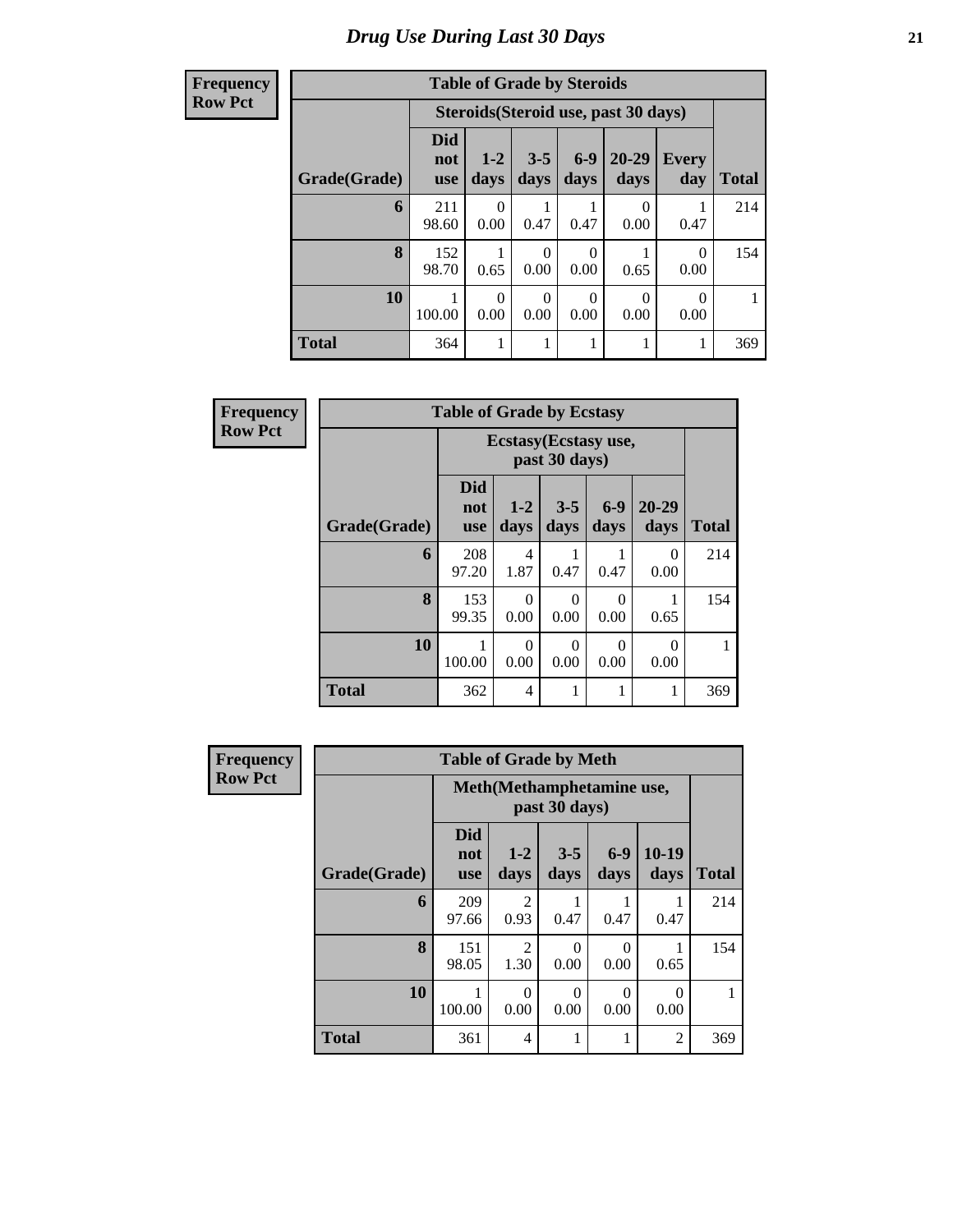# Drug Use During Last 30 Days

**Frequency**
**Row Pct**

| Table of Grade by Steroids | | | | | | | |
|---|---|---|---|---|---|---|---|
| | Steroids(Steroid use, past 30 days) | | | | | | |
| Grade(Grade) | Did not use | 1-2 days | 3-5 days | 6-9 days | 20-29 days | Every day | Total |
| 6 | 211<br>98.60 | 0<br>0.00 | 1<br>0.47 | 1<br>0.47 | 0<br>0.00 | 1<br>0.47 | 214 |
| 8 | 152<br>98.70 | 1<br>0.65 | 0<br>0.00 | 0<br>0.00 | 1<br>0.65 | 0<br>0.00 | 154 |
| 10 | 1<br>100.00 | 0<br>0.00 | 0<br>0.00 | 0<br>0.00 | 0<br>0.00 | 0<br>0.00 | 1 |
| Total | 364 | 1 | 1 | 1 | 1 | 1 | 369 |

**Frequency**
**Row Pct**

| Table of Grade by Ecstasy | | | | | | |
|---|---|---|---|---|---|---|
| | Ecstasy(Ecstasy use, past 30 days) | | | | | |
| Grade(Grade) | Did not use | 1-2 days | 3-5 days | 6-9 days | 20-29 days | Total |
| 6 | 208<br>97.20 | 4<br>1.87 | 1<br>0.47 | 1<br>0.47 | 0<br>0.00 | 214 |
| 8 | 153<br>99.35 | 0<br>0.00 | 0<br>0.00 | 0<br>0.00 | 1<br>0.65 | 154 |
| 10 | 1<br>100.00 | 0<br>0.00 | 0<br>0.00 | 0<br>0.00 | 0<br>0.00 | 1 |
| Total | 362 | 4 | 1 | 1 | 1 | 369 |

**Frequency**
**Row Pct**

| Table of Grade by Meth | | | | | | |
|---|---|---|---|---|---|---|
| | Meth(Methamphetamine use, past 30 days) | | | | | |
| Grade(Grade) | Did not use | 1-2 days | 3-5 days | 6-9 days | 10-19 days | Total |
| 6 | 209<br>97.66 | 2<br>0.93 | 1<br>0.47 | 1<br>0.47 | 1<br>0.47 | 214 |
| 8 | 151<br>98.05 | 2<br>1.30 | 0<br>0.00 | 0<br>0.00 | 1<br>0.65 | 154 |
| 10 | 1<br>100.00 | 0<br>0.00 | 0<br>0.00 | 0<br>0.00 | 0<br>0.00 | 1 |
| Total | 361 | 4 | 1 | 1 | 2 | 369 |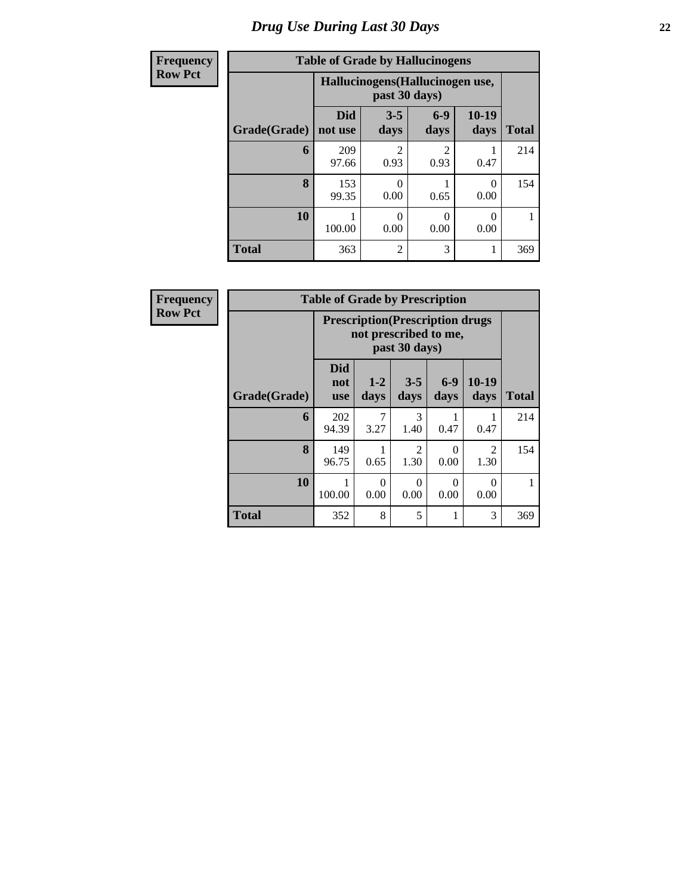# Drug Use During Last 30 Days

**Frequency**
**Row Pct**

**Table of Grade by Hallucinogens**

| Grade(Grade) | Hallucinogens(Hallucinogen use, past 30 days) Did not use | 3-5 days | 6-9 days | 10-19 days | Total |
|---|---|---|---|---|---|
| 6 | 209<br>97.66 | 2<br>0.93 | 2<br>0.93 | 1<br>0.47 | 214 |
| 8 | 153<br>99.35 | 0<br>0.00 | 1<br>0.65 | 0<br>0.00 | 154 |
| 10 | 1<br>100.00 | 0<br>0.00 | 0<br>0.00 | 0<br>0.00 | 1 |
| Total | 363 | 2 | 3 | 1 | 369 |

**Frequency**
**Row Pct**

**Table of Grade by Prescription**

| Grade(Grade) | Prescription(Prescription drugs not prescribed to me, past 30 days) Did not use | 1-2 days | 3-5 days | 6-9 days | 10-19 days | Total |
|---|---|---|---|---|---|---|
| 6 | 202<br>94.39 | 7<br>3.27 | 3<br>1.40 | 1<br>0.47 | 1<br>0.47 | 214 |
| 8 | 149<br>96.75 | 1<br>0.65 | 2<br>1.30 | 0<br>0.00 | 2<br>1.30 | 154 |
| 10 | 1<br>100.00 | 0<br>0.00 | 0<br>0.00 | 0<br>0.00 | 0<br>0.00 | 1 |
| Total | 352 | 8 | 5 | 1 | 3 | 369 |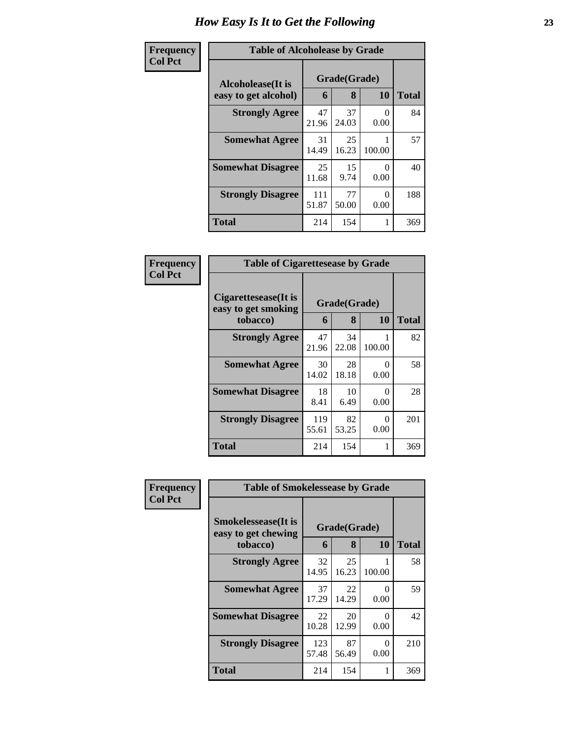# How Easy Is It to Get the Following

**Frequency**
**Col Pct**

**Table of Alcoholease by Grade**

| Alcoholease(It is easy to get alcohol) | Grade(Grade) | | | Total |
|---|---|---|---|---|
| | 6 | 8 | 10 | |
| **Strongly Agree** | 47<br>21.96 | 37<br>24.03 | 0<br>0.00 | 84 |
| **Somewhat Agree** | 31<br>14.49 | 25<br>16.23 | 1<br>100.00 | 57 |
| **Somewhat Disagree** | 25<br>11.68 | 15<br>9.74 | 0<br>0.00 | 40 |
| **Strongly Disagree** | 111<br>51.87 | 77<br>50.00 | 0<br>0.00 | 188 |
| **Total** | 214 | 154 | 1 | 369 |

**Frequency**
**Col Pct**

**Table of Cigarettesease by Grade**

| Cigarettesease(It is easy to get smoking tobacco) | Grade(Grade) | | | Total |
|---|---|---|---|---|
| | 6 | 8 | 10 | |
| **Strongly Agree** | 47<br>21.96 | 34<br>22.08 | 1<br>100.00 | 82 |
| **Somewhat Agree** | 30<br>14.02 | 28<br>18.18 | 0<br>0.00 | 58 |
| **Somewhat Disagree** | 18<br>8.41 | 10<br>6.49 | 0<br>0.00 | 28 |
| **Strongly Disagree** | 119<br>55.61 | 82<br>53.25 | 0<br>0.00 | 201 |
| **Total** | 214 | 154 | 1 | 369 |

**Frequency**
**Col Pct**

**Table of Smokelessease by Grade**

| Smokelessease(It is easy to get chewing tobacco) | Grade(Grade) | | | Total |
|---|---|---|---|---|
| | 6 | 8 | 10 | |
| **Strongly Agree** | 32<br>14.95 | 25<br>16.23 | 1<br>100.00 | 58 |
| **Somewhat Agree** | 37<br>17.29 | 22<br>14.29 | 0<br>0.00 | 59 |
| **Somewhat Disagree** | 22<br>10.28 | 20<br>12.99 | 0<br>0.00 | 42 |
| **Strongly Disagree** | 123<br>57.48 | 87<br>56.49 | 0<br>0.00 | 210 |
| **Total** | 214 | 154 | 1 | 369 |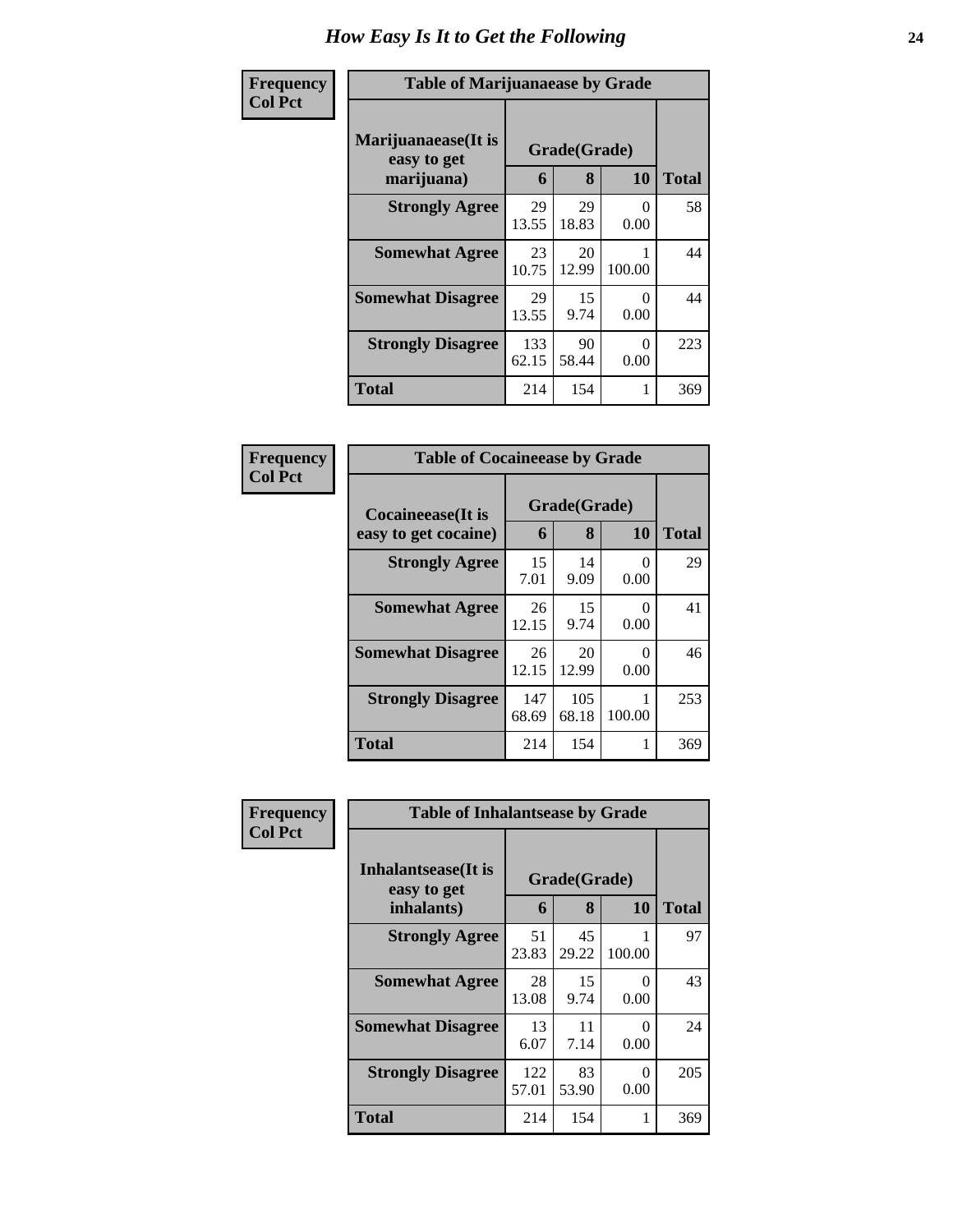# How Easy Is It to Get the Following

**Frequency**
**Col Pct**

| Table of Marijuanaease by Grade | | | | |
|---|---|---|---|---|
| **Marijuanaease(It is easy to get marijuana)** | **Grade(Grade)** | | | **Total** |
| | **6** | **8** | **10** | |
| **Strongly Agree** | 29<br>13.55 | 29<br>18.83 | 0<br>0.00 | 58 |
| **Somewhat Agree** | 23<br>10.75 | 20<br>12.99 | 1<br>100.00 | 44 |
| **Somewhat Disagree** | 29<br>13.55 | 15<br>9.74 | 0<br>0.00 | 44 |
| **Strongly Disagree** | 133<br>62.15 | 90<br>58.44 | 0<br>0.00 | 223 |
| **Total** | 214 | 154 | 1 | 369 |

**Frequency**
**Col Pct**

| Table of Cocaineease by Grade | | | | |
|---|---|---|---|---|
| **Cocaineease(It is easy to get cocaine)** | **Grade(Grade)** | | | **Total** |
| | **6** | **8** | **10** | |
| **Strongly Agree** | 15<br>7.01 | 14<br>9.09 | 0<br>0.00 | 29 |
| **Somewhat Agree** | 26<br>12.15 | 15<br>9.74 | 0<br>0.00 | 41 |
| **Somewhat Disagree** | 26<br>12.15 | 20<br>12.99 | 0<br>0.00 | 46 |
| **Strongly Disagree** | 147<br>68.69 | 105<br>68.18 | 1<br>100.00 | 253 |
| **Total** | 214 | 154 | 1 | 369 |

**Frequency**
**Col Pct**

| Table of Inhalantsease by Grade | | | | |
|---|---|---|---|---|
| **Inhalantsease(It is easy to get inhalants)** | **Grade(Grade)** | | | **Total** |
| | **6** | **8** | **10** | |
| **Strongly Agree** | 51<br>23.83 | 45<br>29.22 | 1<br>100.00 | 97 |
| **Somewhat Agree** | 28<br>13.08 | 15<br>9.74 | 0<br>0.00 | 43 |
| **Somewhat Disagree** | 13<br>6.07 | 11<br>7.14 | 0<br>0.00 | 24 |
| **Strongly Disagree** | 122<br>57.01 | 83<br>53.90 | 0<br>0.00 | 205 |
| **Total** | 214 | 154 | 1 | 369 |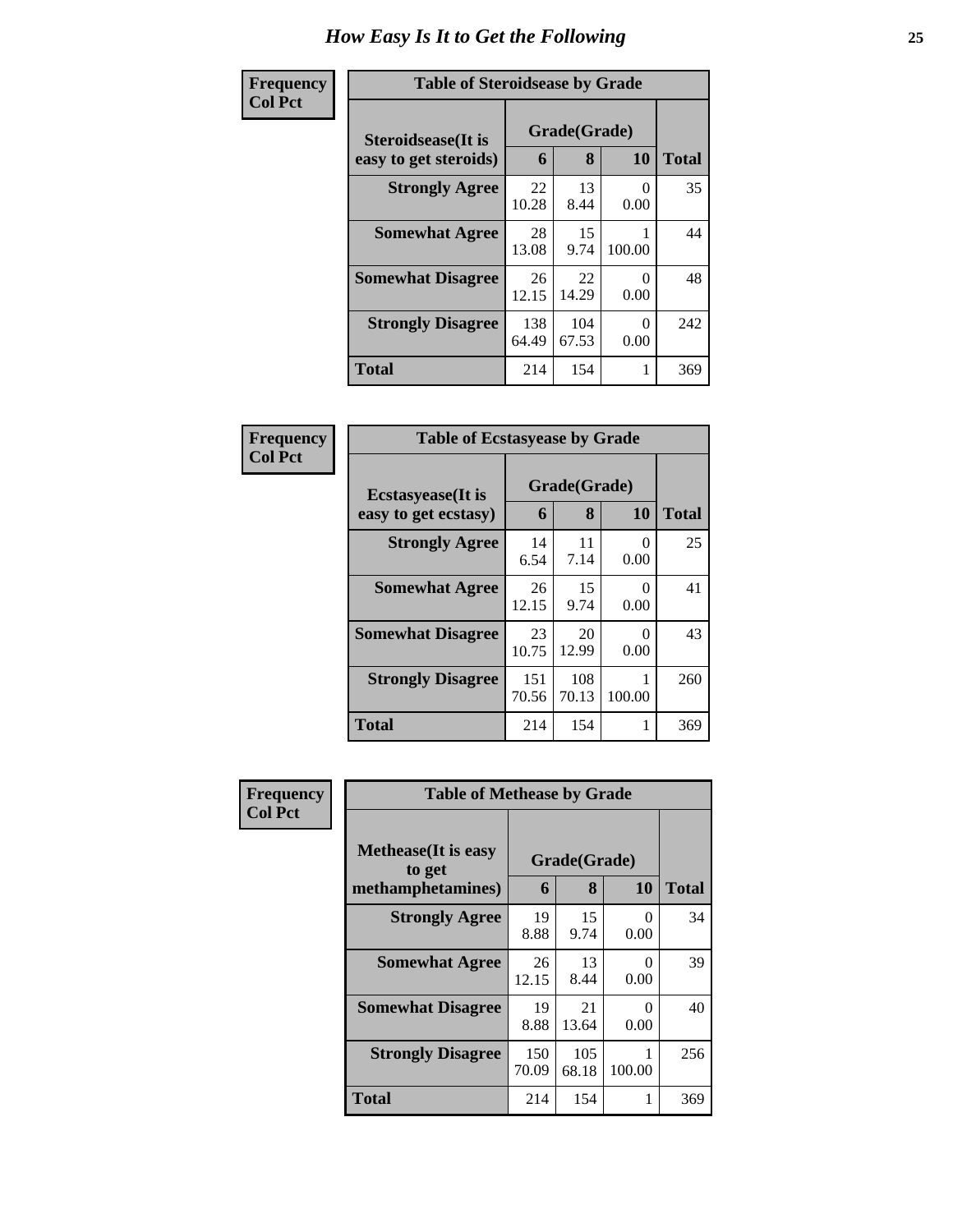# How Easy Is It to Get the Following

**Frequency**
**Col Pct**

**Table of Steroidsease by Grade**

| Steroidsease(It is easy to get steroids) | Grade(Grade) | | | Total |
|---|---|---|---|---|
| | 6 | 8 | 10 | |
| **Strongly Agree** | 22<br>10.28 | 13<br>8.44 | 0<br>0.00 | 35 |
| **Somewhat Agree** | 28<br>13.08 | 15<br>9.74 | 1<br>100.00 | 44 |
| **Somewhat Disagree** | 26<br>12.15 | 22<br>14.29 | 0<br>0.00 | 48 |
| **Strongly Disagree** | 138<br>64.49 | 104<br>67.53 | 0<br>0.00 | 242 |
| **Total** | 214 | 154 | 1 | 369 |

**Frequency**
**Col Pct**

**Table of Ecstasyease by Grade**

| Ecstasyease(It is easy to get ecstasy) | Grade(Grade) | | | Total |
|---|---|---|---|---|
| | 6 | 8 | 10 | |
| **Strongly Agree** | 14<br>6.54 | 11<br>7.14 | 0<br>0.00 | 25 |
| **Somewhat Agree** | 26<br>12.15 | 15<br>9.74 | 0<br>0.00 | 41 |
| **Somewhat Disagree** | 23<br>10.75 | 20<br>12.99 | 0<br>0.00 | 43 |
| **Strongly Disagree** | 151<br>70.56 | 108<br>70.13 | 1<br>100.00 | 260 |
| **Total** | 214 | 154 | 1 | 369 |

**Frequency**
**Col Pct**

**Table of Methease by Grade**

| Methease(It is easy to get methamphetamines) | Grade(Grade) | | | Total |
|---|---|---|---|---|
| | 6 | 8 | 10 | |
| **Strongly Agree** | 19<br>8.88 | 15<br>9.74 | 0<br>0.00 | 34 |
| **Somewhat Agree** | 26<br>12.15 | 13<br>8.44 | 0<br>0.00 | 39 |
| **Somewhat Disagree** | 19<br>8.88 | 21<br>13.64 | 0<br>0.00 | 40 |
| **Strongly Disagree** | 150<br>70.09 | 105<br>68.18 | 1<br>100.00 | 256 |
| **Total** | 214 | 154 | 1 | 369 |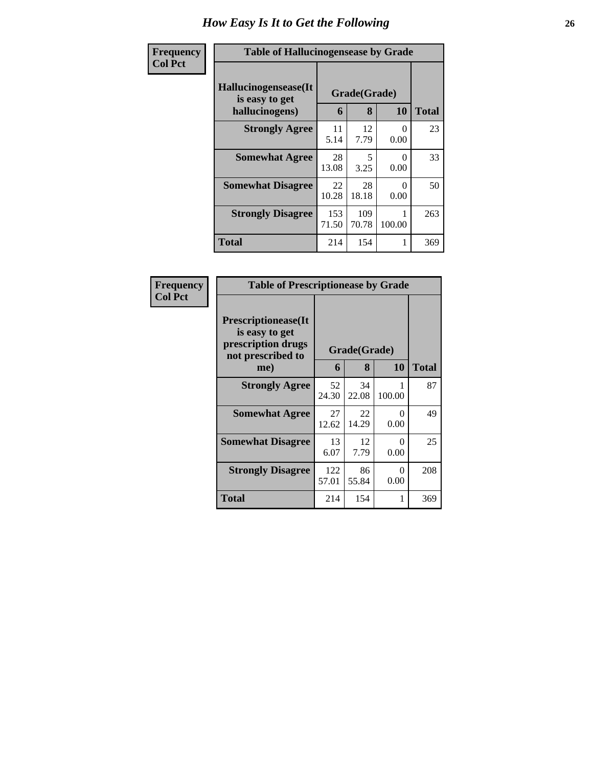# How Easy Is It to Get the Following

**Frequency**
**Col Pct**

| Table of Hallucinogensease by Grade | | | | |
|---|---|---|---|---|
| **Hallucinogensease(It is easy to get hallucinogens)** | **Grade(Grade)** | | | **Total** |
| | **6** | **8** | **10** | |
| **Strongly Agree** | 11<br>5.14 | 12<br>7.79 | 0<br>0.00 | 23 |
| **Somewhat Agree** | 28<br>13.08 | 5<br>3.25 | 0<br>0.00 | 33 |
| **Somewhat Disagree** | 22<br>10.28 | 28<br>18.18 | 0<br>0.00 | 50 |
| **Strongly Disagree** | 153<br>71.50 | 109<br>70.78 | 1<br>100.00 | 263 |
| **Total** | 214 | 154 | 1 | 369 |

**Frequency**
**Col Pct**

| Table of Prescriptionease by Grade | | | | |
|---|---|---|---|---|
| **Prescriptionease(It is easy to get prescription drugs not prescribed to me)** | **Grade(Grade)** | | | **Total** |
| | **6** | **8** | **10** | |
| **Strongly Agree** | 52<br>24.30 | 34<br>22.08 | 1<br>100.00 | 87 |
| **Somewhat Agree** | 27<br>12.62 | 22<br>14.29 | 0<br>0.00 | 49 |
| **Somewhat Disagree** | 13<br>6.07 | 12<br>7.79 | 0<br>0.00 | 25 |
| **Strongly Disagree** | 122<br>57.01 | 86<br>55.84 | 0<br>0.00 | 208 |
| **Total** | 214 | 154 | 1 | 369 |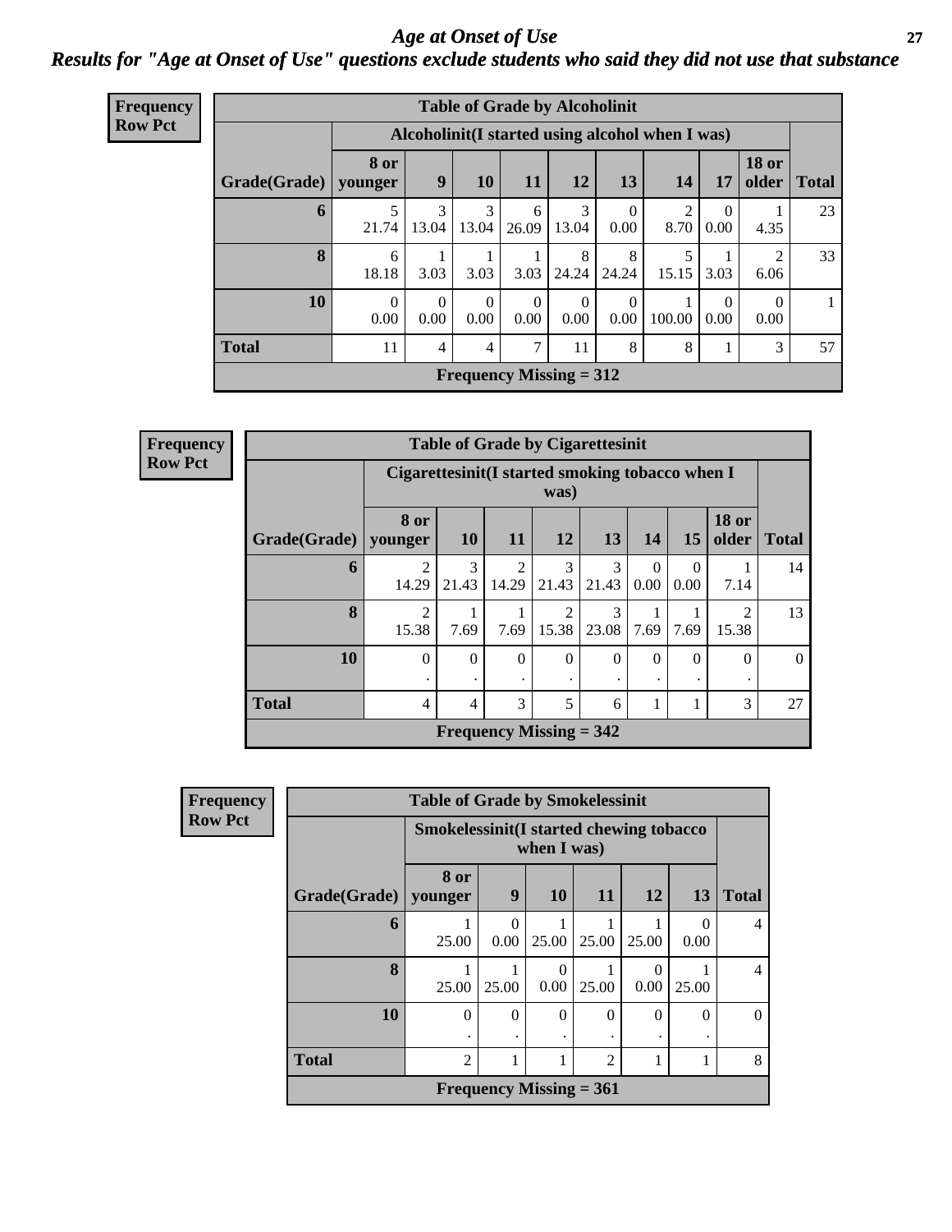# Age at Onset of Use

## Results for "Age at Onset of Use" questions exclude students who said they did not use that substance

**Frequency**
**Row Pct**

**Table of Grade by Alcoholinit**

| | Alcoholinit(I started using alcohol when I was) | | | | | | | | | |
|---|---|---|---|---|---|---|---|---|---|---|
| **Grade(Grade)** | **8 or younger** | **9** | **10** | **11** | **12** | **13** | **14** | **17** | **18 or older** | **Total** |
| **6** | 5<br>21.74 | 3<br>13.04 | 3<br>13.04 | 6<br>26.09 | 3<br>13.04 | 0<br>0.00 | 2<br>8.70 | 0<br>0.00 | 1<br>4.35 | 23 |
| **8** | 6<br>18.18 | 1<br>3.03 | 1<br>3.03 | 1<br>3.03 | 8<br>24.24 | 8<br>24.24 | 5<br>15.15 | 1<br>3.03 | 2<br>6.06 | 33 |
| **10** | 0<br>0.00 | 0<br>0.00 | 0<br>0.00 | 0<br>0.00 | 0<br>0.00 | 0<br>0.00 | 1<br>100.00 | 0<br>0.00 | 0<br>0.00 | 1 |
| **Total** | 11 | 4 | 4 | 7 | 11 | 8 | 8 | 1 | 3 | 57 |

**Frequency Missing = 312**

**Frequency**
**Row Pct**

**Table of Grade by Cigarettesinit**

| | Cigarettesinit(I started smoking tobacco when I was) | | | | | | | | |
|---|---|---|---|---|---|---|---|---|---|
| **Grade(Grade)** | **8 or younger** | **10** | **11** | **12** | **13** | **14** | **15** | **18 or older** | **Total** |
| **6** | 2<br>14.29 | 3<br>21.43 | 2<br>14.29 | 3<br>21.43 | 3<br>21.43 | 0<br>0.00 | 0<br>0.00 | 1<br>7.14 | 14 |
| **8** | 2<br>15.38 | 1<br>7.69 | 1<br>7.69 | 2<br>15.38 | 3<br>23.08 | 1<br>7.69 | 1<br>7.69 | 2<br>15.38 | 13 |
| **10** | 0<br>. | 0<br>. | 0<br>. | 0<br>. | 0<br>. | 0<br>. | 0<br>. | 0<br>. | 0 |
| **Total** | 4 | 4 | 3 | 5 | 6 | 1 | 1 | 3 | 27 |

**Frequency Missing = 342**

**Frequency**
**Row Pct**

**Table of Grade by Smokelessinit**

| | Smokelessinit(I started chewing tobacco when I was) | | | | | | |
|---|---|---|---|---|---|---|---|
| **Grade(Grade)** | **8 or younger** | **9** | **10** | **11** | **12** | **13** | **Total** |
| **6** | 1<br>25.00 | 0<br>0.00 | 1<br>25.00 | 1<br>25.00 | 1<br>25.00 | 0<br>0.00 | 4 |
| **8** | 1<br>25.00 | 1<br>25.00 | 0<br>0.00 | 1<br>25.00 | 0<br>0.00 | 1<br>25.00 | 4 |
| **10** | 0<br>. | 0<br>. | 0<br>. | 0<br>. | 0<br>. | 0<br>. | 0 |
| **Total** | 2 | 1 | 1 | 2 | 1 | 1 | 8 |

**Frequency Missing = 361**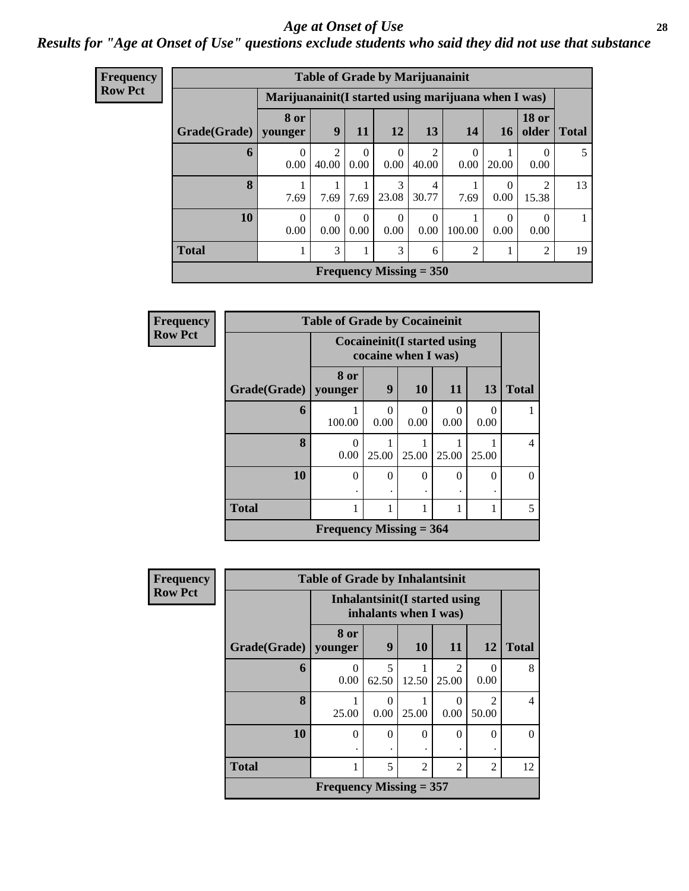# *Age at Onset of Use*

## *Results for "Age at Onset of Use" questions exclude students who said they did not use that substance*

**Frequency**
**Row Pct**

| Table of Grade by Marijuanainit | | | | | | | | | |
|---|---|---|---|---|---|---|---|---|---|
| | Marijuanainit(I started using marijuana when I was) | | | | | | | | |
| Grade(Grade) | 8 or younger | 9 | 11 | 12 | 13 | 14 | 16 | 18 or older | Total |
| 6 | 0<br>0.00 | 2<br>40.00 | 0<br>0.00 | 0<br>0.00 | 2<br>40.00 | 0<br>0.00 | 1<br>20.00 | 0<br>0.00 | 5 |
| 8 | 1<br>7.69 | 1<br>7.69 | 1<br>7.69 | 3<br>23.08 | 4<br>30.77 | 1<br>7.69 | 0<br>0.00 | 2<br>15.38 | 13 |
| 10 | 0<br>0.00 | 0<br>0.00 | 0<br>0.00 | 0<br>0.00 | 0<br>0.00 | 1<br>100.00 | 0<br>0.00 | 0<br>0.00 | 1 |
| Total | 1 | 3 | 1 | 3 | 6 | 2 | 1 | 2 | 19 |
| Frequency Missing = 350 | | | | | | | | | |

**Frequency**
**Row Pct**

| Table of Grade by Cocaineinit | | | | | | |
|---|---|---|---|---|---|---|
| | Cocaineinit(I started using cocaine when I was) | | | | | |
| Grade(Grade) | 8 or younger | 9 | 10 | 11 | 13 | Total |
| 6 | 1<br>100.00 | 0<br>0.00 | 0<br>0.00 | 0<br>0.00 | 0<br>0.00 | 1 |
| 8 | 0<br>0.00 | 1<br>25.00 | 1<br>25.00 | 1<br>25.00 | 1<br>25.00 | 4 |
| 10 | 0<br>. | 0<br>. | 0<br>. | 0<br>. | 0<br>. | 0 |
| Total | 1 | 1 | 1 | 1 | 1 | 5 |
| Frequency Missing = 364 | | | | | | |

**Frequency**
**Row Pct**

| Table of Grade by Inhalantsinit | | | | | | |
|---|---|---|---|---|---|---|
| | Inhalantsinit(I started using inhalants when I was) | | | | | |
| Grade(Grade) | 8 or younger | 9 | 10 | 11 | 12 | Total |
| 6 | 0<br>0.00 | 5<br>62.50 | 1<br>12.50 | 2<br>25.00 | 0<br>0.00 | 8 |
| 8 | 1<br>25.00 | 0<br>0.00 | 1<br>25.00 | 0<br>0.00 | 2<br>50.00 | 4 |
| 10 | 0<br>. | 0<br>. | 0<br>. | 0<br>. | 0<br>. | 0 |
| Total | 1 | 5 | 2 | 2 | 2 | 12 |
| Frequency Missing = 357 | | | | | | |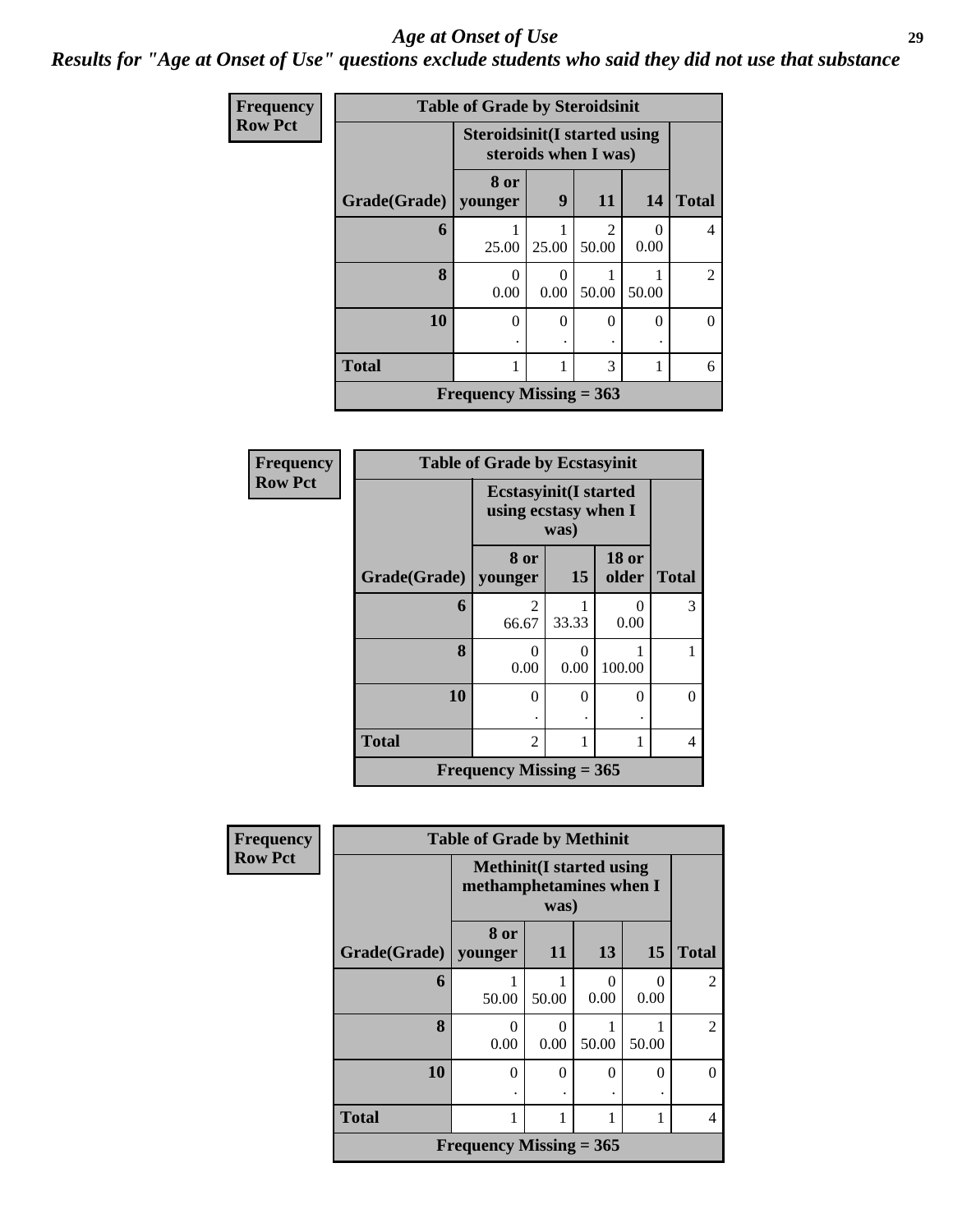## *Age at Onset of Use*

***Results for "Age at Onset of Use" questions exclude students who said they did not use that substance***

**Frequency**
**Row Pct**

| Table of Grade by Steroidsinit | | | | | |
|---|---|---|---|---|---|
| | **Steroidsinit(I started using steroids when I was)** | | | | |
| **Grade(Grade)** | **8 or younger** | **9** | **11** | **14** | **Total** |
| **6** | 1<br>25.00 | 1<br>25.00 | 2<br>50.00 | 0<br>0.00 | 4 |
| **8** | 0<br>0.00 | 0<br>0.00 | 1<br>50.00 | 1<br>50.00 | 2 |
| **10** | 0<br>. | 0<br>. | 0<br>. | 0<br>. | 0 |
| **Total** | 1 | 1 | 3 | 1 | 6 |
| **Frequency Missing = 363** | | | | | |

**Frequency**
**Row Pct**

| Table of Grade by Ecstasyinit | | | | |
|---|---|---|---|---|
| | **Ecstasyinit(I started using ecstasy when I was)** | | | |
| **Grade(Grade)** | **8 or younger** | **15** | **18 or older** | **Total** |
| **6** | 2<br>66.67 | 1<br>33.33 | 0<br>0.00 | 3 |
| **8** | 0<br>0.00 | 0<br>0.00 | 1<br>100.00 | 1 |
| **10** | 0<br>. | 0<br>. | 0<br>. | 0 |
| **Total** | 2 | 1 | 1 | 4 |
| **Frequency Missing = 365** | | | | |

**Frequency**
**Row Pct**

| Table of Grade by Methinit | | | | | |
|---|---|---|---|---|---|
| | **Methinit(I started using methamphetamines when I was)** | | | | |
| **Grade(Grade)** | **8 or younger** | **11** | **13** | **15** | **Total** |
| **6** | 1<br>50.00 | 1<br>50.00 | 0<br>0.00 | 0<br>0.00 | 2 |
| **8** | 0<br>0.00 | 0<br>0.00 | 1<br>50.00 | 1<br>50.00 | 2 |
| **10** | 0<br>. | 0<br>. | 0<br>. | 0<br>. | 0 |
| **Total** | 1 | 1 | 1 | 1 | 4 |
| **Frequency Missing = 365** | | | | | |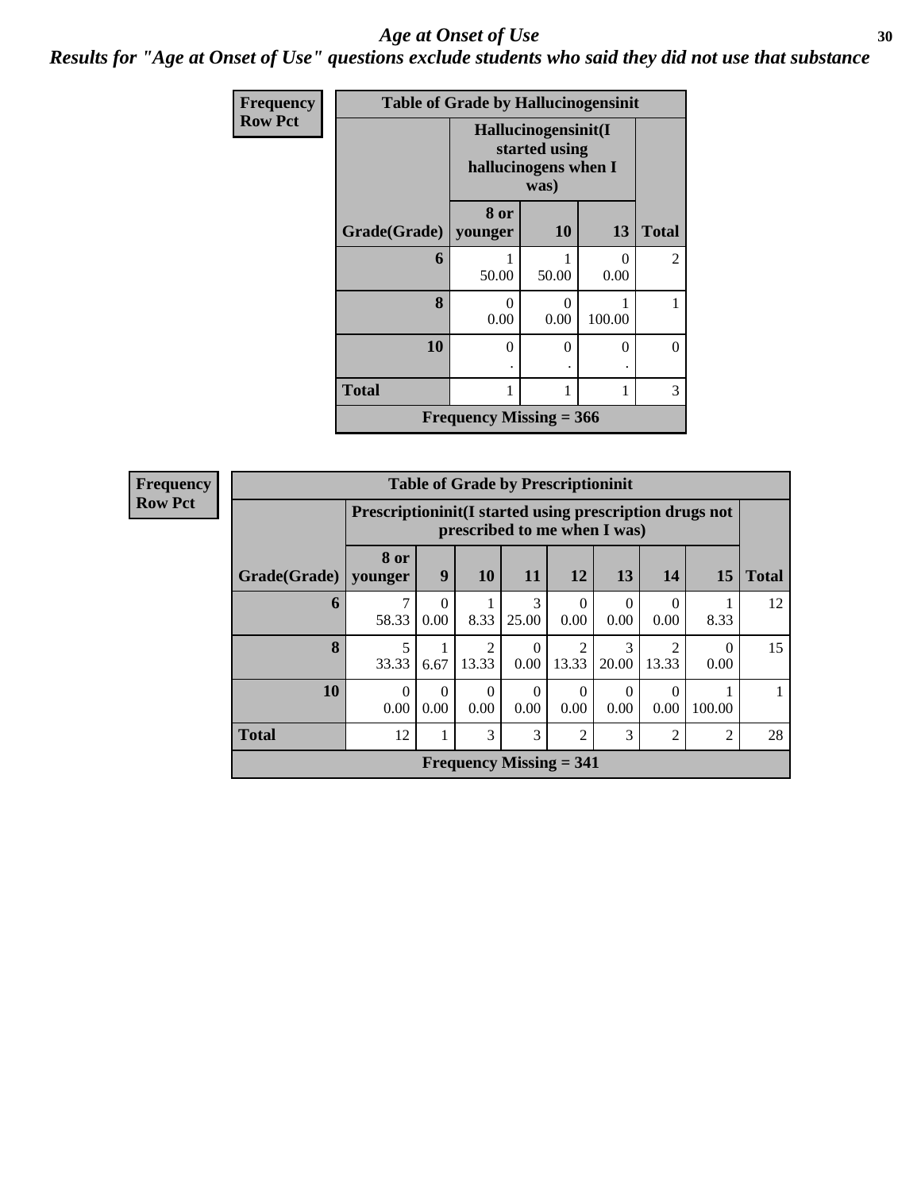# *Age at Onset of Use*

## *Results for "Age at Onset of Use" questions exclude students who said they did not use that substance*

**Frequency**
**Row Pct**

| Table of Grade by Hallucinogensinit | | | | |
|---|---|---|---|---|
| | Hallucinogensinit(I started using hallucinogens when I was) | | | |
| Grade(Grade) | 8 or younger | 10 | 13 | Total |
| 6 | 1<br>50.00 | 1<br>50.00 | 0<br>0.00 | 2 |
| 8 | 0<br>0.00 | 0<br>0.00 | 1<br>100.00 | 1 |
| 10 | 0<br>. | 0<br>. | 0<br>. | 0 |
| Total | 1 | 1 | 1 | 3 |
| Frequency Missing = 366 | | | | |

**Frequency**
**Row Pct**

| Table of Grade by Prescriptioninit | | | | | | | | | |
|---|---|---|---|---|---|---|---|---|---|
| | Prescriptioninit(I started using prescription drugs not prescribed to me when I was) | | | | | | | | |
| Grade(Grade) | 8 or younger | 9 | 10 | 11 | 12 | 13 | 14 | 15 | Total |
| 6 | 7<br>58.33 | 0<br>0.00 | 1<br>8.33 | 3<br>25.00 | 0<br>0.00 | 0<br>0.00 | 0<br>0.00 | 1<br>8.33 | 12 |
| 8 | 5<br>33.33 | 1<br>6.67 | 2<br>13.33 | 0<br>0.00 | 2<br>13.33 | 3<br>20.00 | 2<br>13.33 | 0<br>0.00 | 15 |
| 10 | 0<br>0.00 | 0<br>0.00 | 0<br>0.00 | 0<br>0.00 | 0<br>0.00 | 0<br>0.00 | 0<br>0.00 | 1<br>100.00 | 1 |
| Total | 12 | 1 | 3 | 3 | 2 | 3 | 2 | 2 | 28 |
| Frequency Missing = 341 | | | | | | | | | |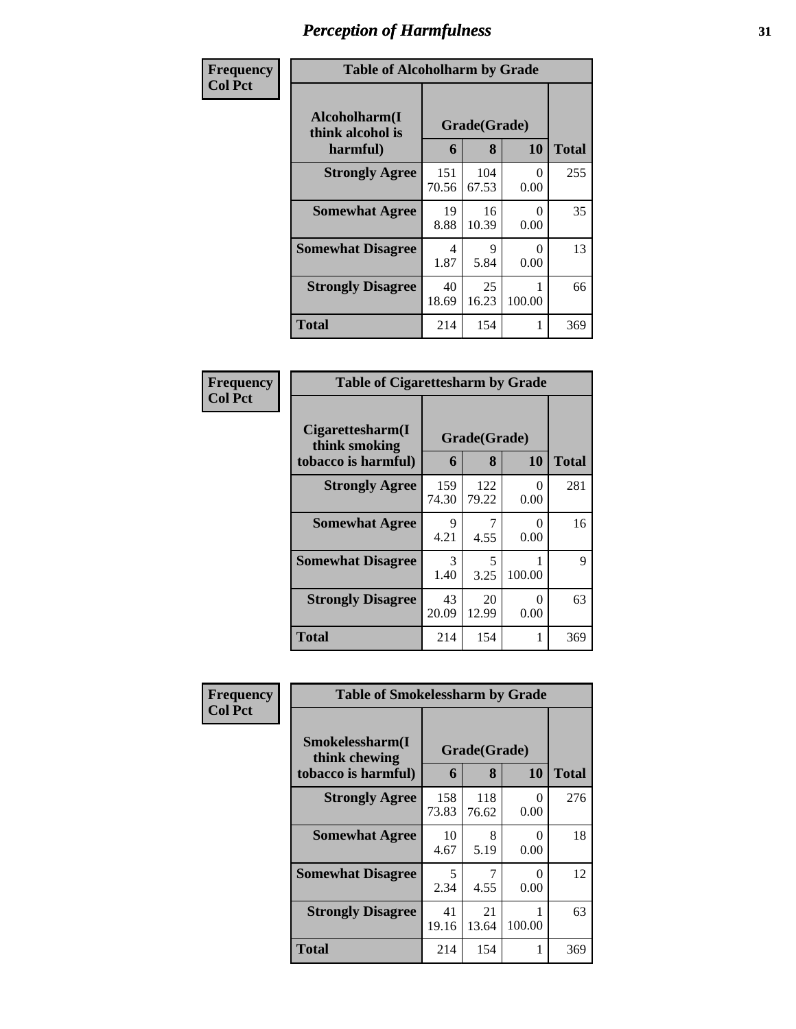# Perception of Harmfulness

**Frequency**
**Col Pct**

| Table of Alcoholharm by Grade | | | | |
|---|---|---|---|---|
| **Alcoholharm(I think alcohol is harmful)** | **Grade(Grade)** | | | |
| | **6** | **8** | **10** | **Total** |
| **Strongly Agree** | 151<br>70.56 | 104<br>67.53 | 0<br>0.00 | 255 |
| **Somewhat Agree** | 19<br>8.88 | 16<br>10.39 | 0<br>0.00 | 35 |
| **Somewhat Disagree** | 4<br>1.87 | 9<br>5.84 | 0<br>0.00 | 13 |
| **Strongly Disagree** | 40<br>18.69 | 25<br>16.23 | 1<br>100.00 | 66 |
| **Total** | 214 | 154 | 1 | 369 |

**Frequency**
**Col Pct**

| Table of Cigarettesharm by Grade | | | | |
|---|---|---|---|---|
| **Cigarettesharm(I think smoking tobacco is harmful)** | **Grade(Grade)** | | | |
| | **6** | **8** | **10** | **Total** |
| **Strongly Agree** | 159<br>74.30 | 122<br>79.22 | 0<br>0.00 | 281 |
| **Somewhat Agree** | 9<br>4.21 | 7<br>4.55 | 0<br>0.00 | 16 |
| **Somewhat Disagree** | 3<br>1.40 | 5<br>3.25 | 1<br>100.00 | 9 |
| **Strongly Disagree** | 43<br>20.09 | 20<br>12.99 | 0<br>0.00 | 63 |
| **Total** | 214 | 154 | 1 | 369 |

**Frequency**
**Col Pct**

| Table of Smokelessharm by Grade | | | | |
|---|---|---|---|---|
| **Smokelessharm(I think chewing tobacco is harmful)** | **Grade(Grade)** | | | |
| | **6** | **8** | **10** | **Total** |
| **Strongly Agree** | 158<br>73.83 | 118<br>76.62 | 0<br>0.00 | 276 |
| **Somewhat Agree** | 10<br>4.67 | 8<br>5.19 | 0<br>0.00 | 18 |
| **Somewhat Disagree** | 5<br>2.34 | 7<br>4.55 | 0<br>0.00 | 12 |
| **Strongly Disagree** | 41<br>19.16 | 21<br>13.64 | 1<br>100.00 | 63 |
| **Total** | 214 | 154 | 1 | 369 |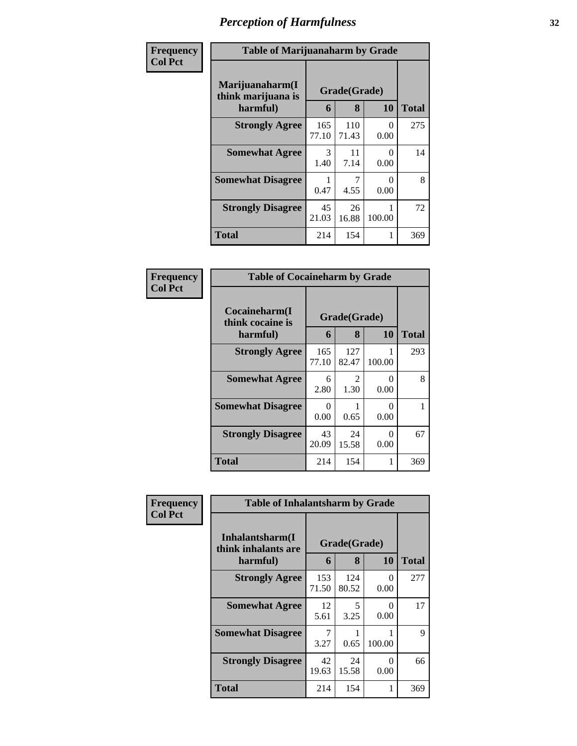# Perception of Harmfulness

**Frequency**
**Col Pct**

**Table of Marijuanaharm by Grade**

| Marijuanaharm(I think marijuana is harmful) | Grade(Grade) | | | Total |
|---|---|---|---|---|
| | 6 | 8 | 10 | |
| **Strongly Agree** | 165<br>77.10 | 110<br>71.43 | 0<br>0.00 | 275 |
| **Somewhat Agree** | 3<br>1.40 | 11<br>7.14 | 0<br>0.00 | 14 |
| **Somewhat Disagree** | 1<br>0.47 | 7<br>4.55 | 0<br>0.00 | 8 |
| **Strongly Disagree** | 45<br>21.03 | 26<br>16.88 | 1<br>100.00 | 72 |
| **Total** | 214 | 154 | 1 | 369 |

**Frequency**
**Col Pct**

**Table of Cocaineharm by Grade**

| Cocaineharm(I think cocaine is harmful) | Grade(Grade) | | | Total |
|---|---|---|---|---|
| | 6 | 8 | 10 | |
| **Strongly Agree** | 165<br>77.10 | 127<br>82.47 | 1<br>100.00 | 293 |
| **Somewhat Agree** | 6<br>2.80 | 2<br>1.30 | 0<br>0.00 | 8 |
| **Somewhat Disagree** | 0<br>0.00 | 1<br>0.65 | 0<br>0.00 | 1 |
| **Strongly Disagree** | 43<br>20.09 | 24<br>15.58 | 0<br>0.00 | 67 |
| **Total** | 214 | 154 | 1 | 369 |

**Frequency**
**Col Pct**

**Table of Inhalantsharm by Grade**

| Inhalantsharm(I think inhalants are harmful) | Grade(Grade) | | | Total |
|---|---|---|---|---|
| | 6 | 8 | 10 | |
| **Strongly Agree** | 153<br>71.50 | 124<br>80.52 | 0<br>0.00 | 277 |
| **Somewhat Agree** | 12<br>5.61 | 5<br>3.25 | 0<br>0.00 | 17 |
| **Somewhat Disagree** | 7<br>3.27 | 1<br>0.65 | 1<br>100.00 | 9 |
| **Strongly Disagree** | 42<br>19.63 | 24<br>15.58 | 0<br>0.00 | 66 |
| **Total** | 214 | 154 | 1 | 369 |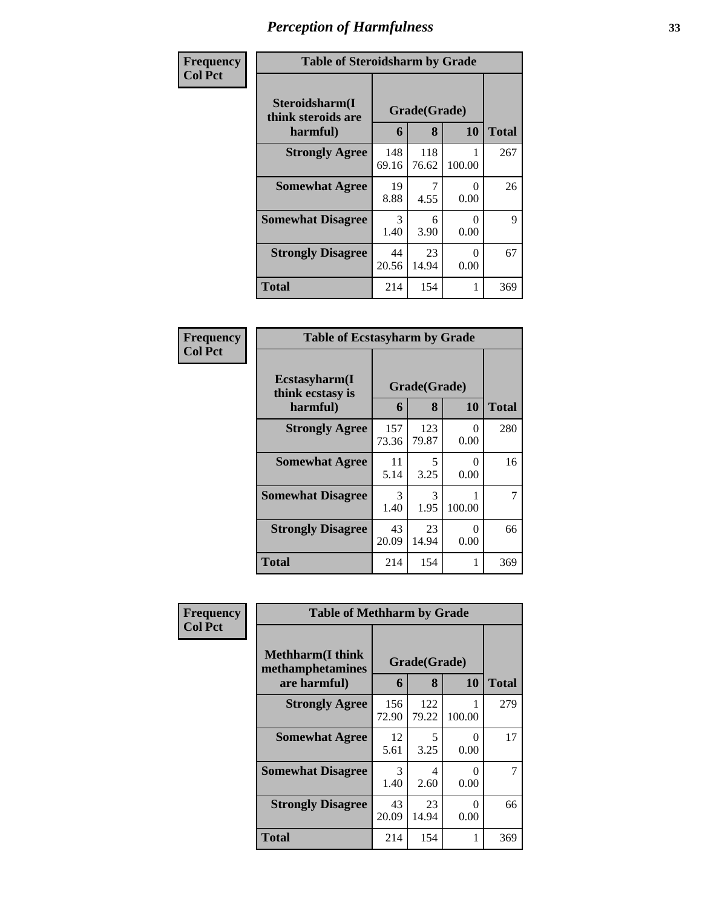# Perception of Harmfulness

| Frequency<br>Col Pct | | | | |
|---|---|---|---|---|
| **Table of Steroidsharm by Grade** | | | | |
| **Steroidsharm(I think steroids are harmful)** | **Grade(Grade)** | | | |
| | **6** | **8** | **10** | **Total** |
| **Strongly Agree** | 148<br>69.16 | 118<br>76.62 | 1<br>100.00 | 267 |
| **Somewhat Agree** | 19<br>8.88 | 7<br>4.55 | 0<br>0.00 | 26 |
| **Somewhat Disagree** | 3<br>1.40 | 6<br>3.90 | 0<br>0.00 | 9 |
| **Strongly Disagree** | 44<br>20.56 | 23<br>14.94 | 0<br>0.00 | 67 |
| **Total** | 214 | 154 | 1 | 369 |

| Frequency<br>Col Pct | | | | |
|---|---|---|---|---|
| **Table of Ecstasyharm by Grade** | | | | |
| **Ecstasyharm(I think ecstasy is harmful)** | **Grade(Grade)** | | | |
| | **6** | **8** | **10** | **Total** |
| **Strongly Agree** | 157<br>73.36 | 123<br>79.87 | 0<br>0.00 | 280 |
| **Somewhat Agree** | 11<br>5.14 | 5<br>3.25 | 0<br>0.00 | 16 |
| **Somewhat Disagree** | 3<br>1.40 | 3<br>1.95 | 1<br>100.00 | 7 |
| **Strongly Disagree** | 43<br>20.09 | 23<br>14.94 | 0<br>0.00 | 66 |
| **Total** | 214 | 154 | 1 | 369 |

| Frequency<br>Col Pct | | | | |
|---|---|---|---|---|
| **Table of Methharm by Grade** | | | | |
| **Methharm(I think methamphetamines are harmful)** | **Grade(Grade)** | | | |
| | **6** | **8** | **10** | **Total** |
| **Strongly Agree** | 156<br>72.90 | 122<br>79.22 | 1<br>100.00 | 279 |
| **Somewhat Agree** | 12<br>5.61 | 5<br>3.25 | 0<br>0.00 | 17 |
| **Somewhat Disagree** | 3<br>1.40 | 4<br>2.60 | 0<br>0.00 | 7 |
| **Strongly Disagree** | 43<br>20.09 | 23<br>14.94 | 0<br>0.00 | 66 |
| **Total** | 214 | 154 | 1 | 369 |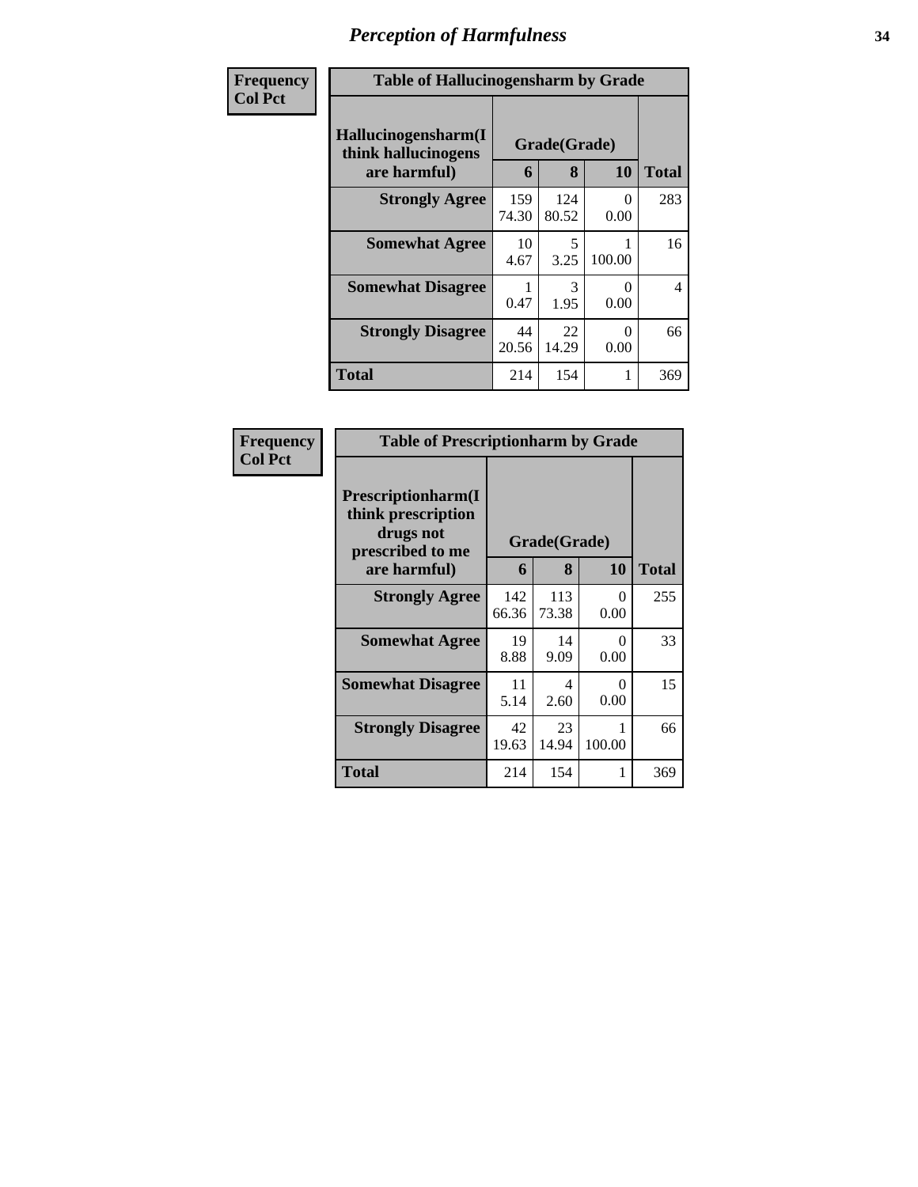# Perception of Harmfulness

| Frequency<br>Col Pct | | | | |
|---|---|---|---|---|

**Table of Hallucinogensharm by Grade**

| Hallucinogensharm(I think hallucinogens are harmful) | Grade(Grade) | | | Total |
|---|---|---|---|---|
| | 6 | 8 | 10 | |
| Strongly Agree | 159<br>74.30 | 124<br>80.52 | 0<br>0.00 | 283 |
| Somewhat Agree | 10<br>4.67 | 5<br>3.25 | 1<br>100.00 | 16 |
| Somewhat Disagree | 1<br>0.47 | 3<br>1.95 | 0<br>0.00 | 4 |
| Strongly Disagree | 44<br>20.56 | 22<br>14.29 | 0<br>0.00 | 66 |
| Total | 214 | 154 | 1 | 369 |

| Frequency<br>Col Pct | | | | |
|---|---|---|---|---|

**Table of Prescriptionharm by Grade**

| Prescriptionharm(I think prescription drugs not prescribed to me are harmful) | Grade(Grade) | | | Total |
|---|---|---|---|---|
| | 6 | 8 | 10 | |
| Strongly Agree | 142<br>66.36 | 113<br>73.38 | 0<br>0.00 | 255 |
| Somewhat Agree | 19<br>8.88 | 14<br>9.09 | 0<br>0.00 | 33 |
| Somewhat Disagree | 11<br>5.14 | 4<br>2.60 | 0<br>0.00 | 15 |
| Strongly Disagree | 42<br>19.63 | 23<br>14.94 | 1<br>100.00 | 66 |
| Total | 214 | 154 | 1 | 369 |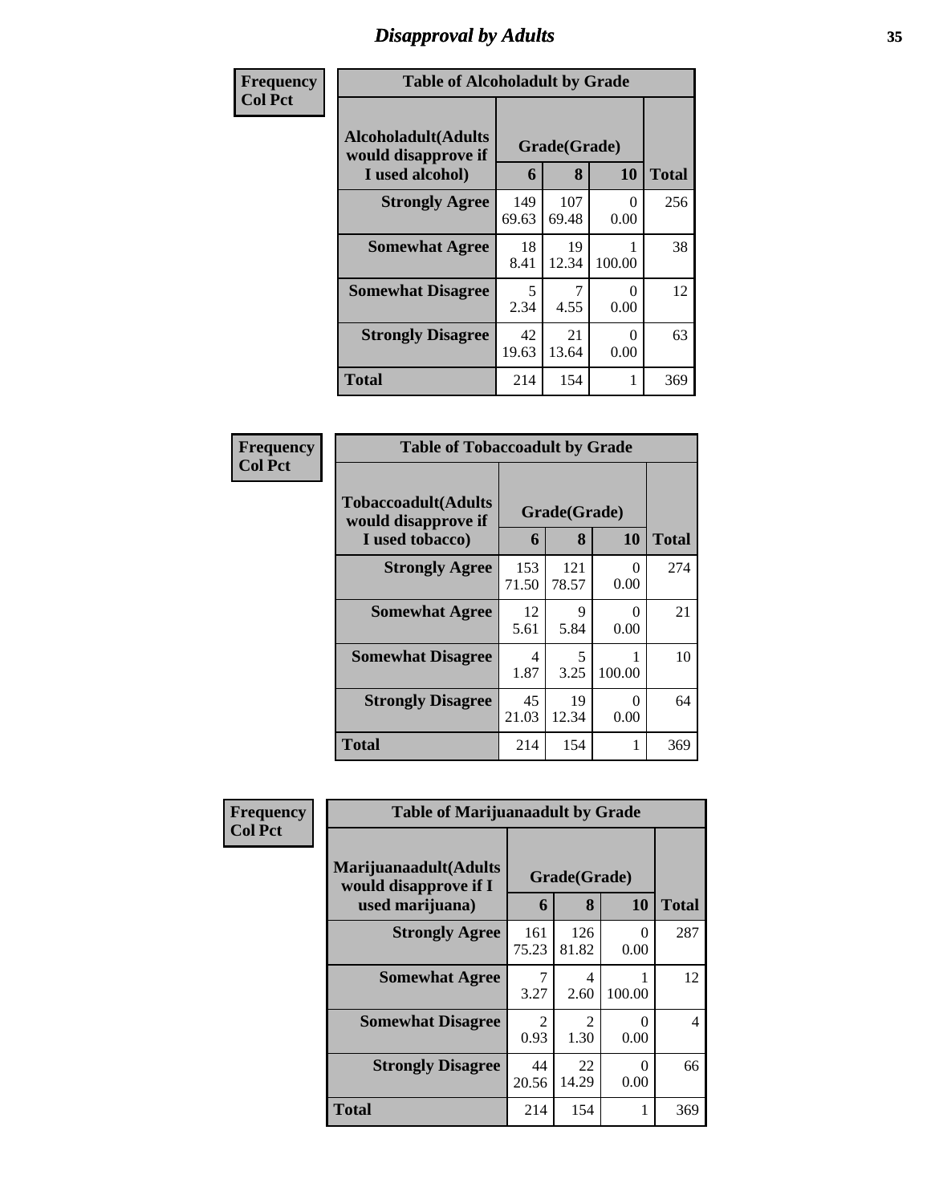# Disapproval by Adults

| Frequency<br>Col Pct | | | | |
|---|---|---|---|---|
| **Table of Alcoholadult by Grade** | | | | |
| **Alcoholadult(Adults would disapprove if I used alcohol)** | **Grade(Grade)** | | | **Total** |
| | **6** | **8** | **10** | |
| **Strongly Agree** | 149<br>69.63 | 107<br>69.48 | 0<br>0.00 | 256 |
| **Somewhat Agree** | 18<br>8.41 | 19<br>12.34 | 1<br>100.00 | 38 |
| **Somewhat Disagree** | 5<br>2.34 | 7<br>4.55 | 0<br>0.00 | 12 |
| **Strongly Disagree** | 42<br>19.63 | 21<br>13.64 | 0<br>0.00 | 63 |
| **Total** | 214 | 154 | 1 | 369 |

| Frequency<br>Col Pct | | | | |
|---|---|---|---|---|
| **Table of Tobaccoadult by Grade** | | | | |
| **Tobaccoadult(Adults would disapprove if I used tobacco)** | **Grade(Grade)** | | | **Total** |
| | **6** | **8** | **10** | |
| **Strongly Agree** | 153<br>71.50 | 121<br>78.57 | 0<br>0.00 | 274 |
| **Somewhat Agree** | 12<br>5.61 | 9<br>5.84 | 0<br>0.00 | 21 |
| **Somewhat Disagree** | 4<br>1.87 | 5<br>3.25 | 1<br>100.00 | 10 |
| **Strongly Disagree** | 45<br>21.03 | 19<br>12.34 | 0<br>0.00 | 64 |
| **Total** | 214 | 154 | 1 | 369 |

| Frequency<br>Col Pct | | | | |
|---|---|---|---|---|
| **Table of Marijuanaadult by Grade** | | | | |
| **Marijuanaadult(Adults would disapprove if I used marijuana)** | **Grade(Grade)** | | | **Total** |
| | **6** | **8** | **10** | |
| **Strongly Agree** | 161<br>75.23 | 126<br>81.82 | 0<br>0.00 | 287 |
| **Somewhat Agree** | 7<br>3.27 | 4<br>2.60 | 1<br>100.00 | 12 |
| **Somewhat Disagree** | 2<br>0.93 | 2<br>1.30 | 0<br>0.00 | 4 |
| **Strongly Disagree** | 44<br>20.56 | 22<br>14.29 | 0<br>0.00 | 66 |
| **Total** | 214 | 154 | 1 | 369 |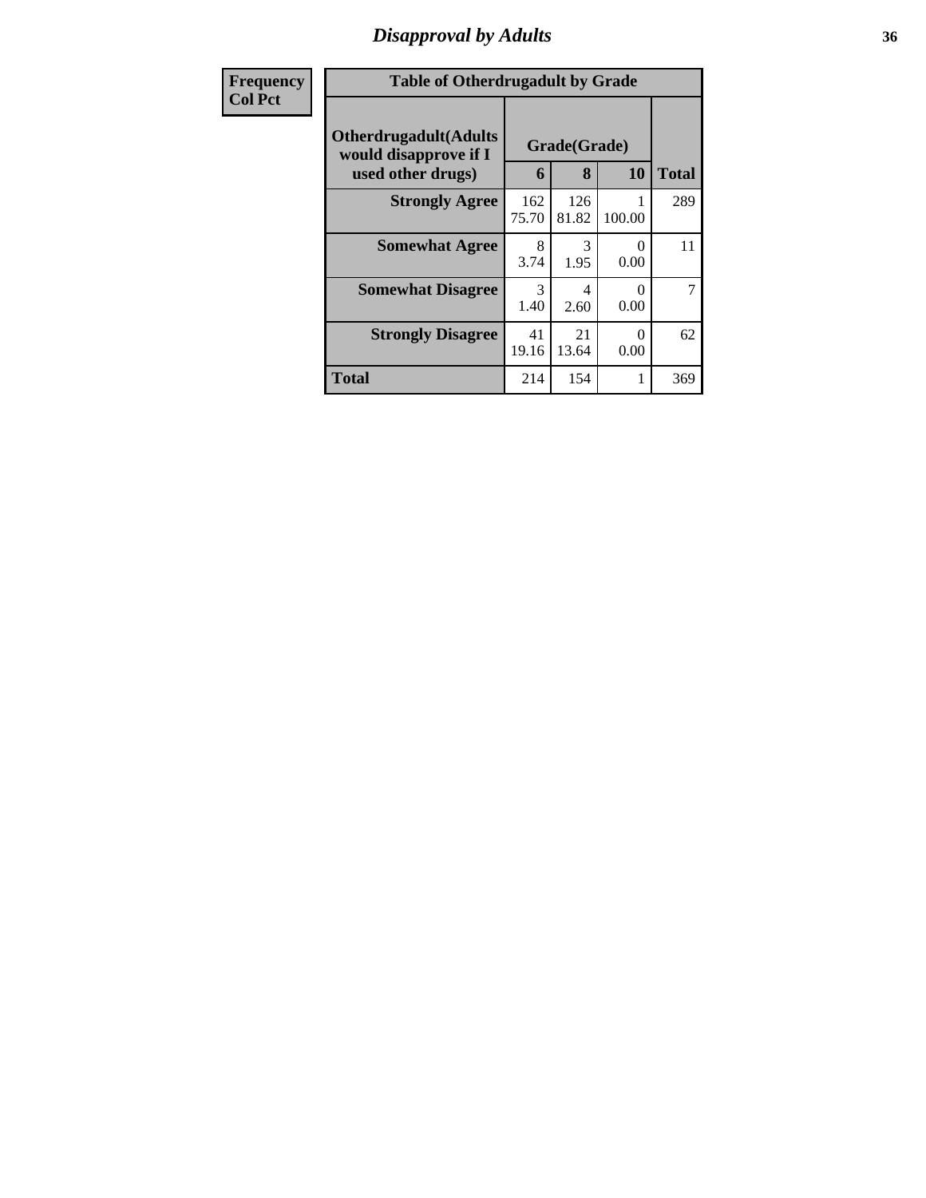## Disapproval by Adults

| Frequency Col Pct | Table of Otherdrugadult by Grade | | | |
|---|---|---|---|---|
| Otherdrugadult(Adults would disapprove if I used other drugs) | Grade(Grade) | | | Total |
| | 6 | 8 | 10 | |
| Strongly Agree | 162<br>75.70 | 126<br>81.82 | 1<br>100.00 | 289 |
| Somewhat Agree | 8<br>3.74 | 3<br>1.95 | 0<br>0.00 | 11 |
| Somewhat Disagree | 3<br>1.40 | 4<br>2.60 | 0<br>0.00 | 7 |
| Strongly Disagree | 41<br>19.16 | 21<br>13.64 | 0<br>0.00 | 62 |
| Total | 214 | 154 | 1 | 369 |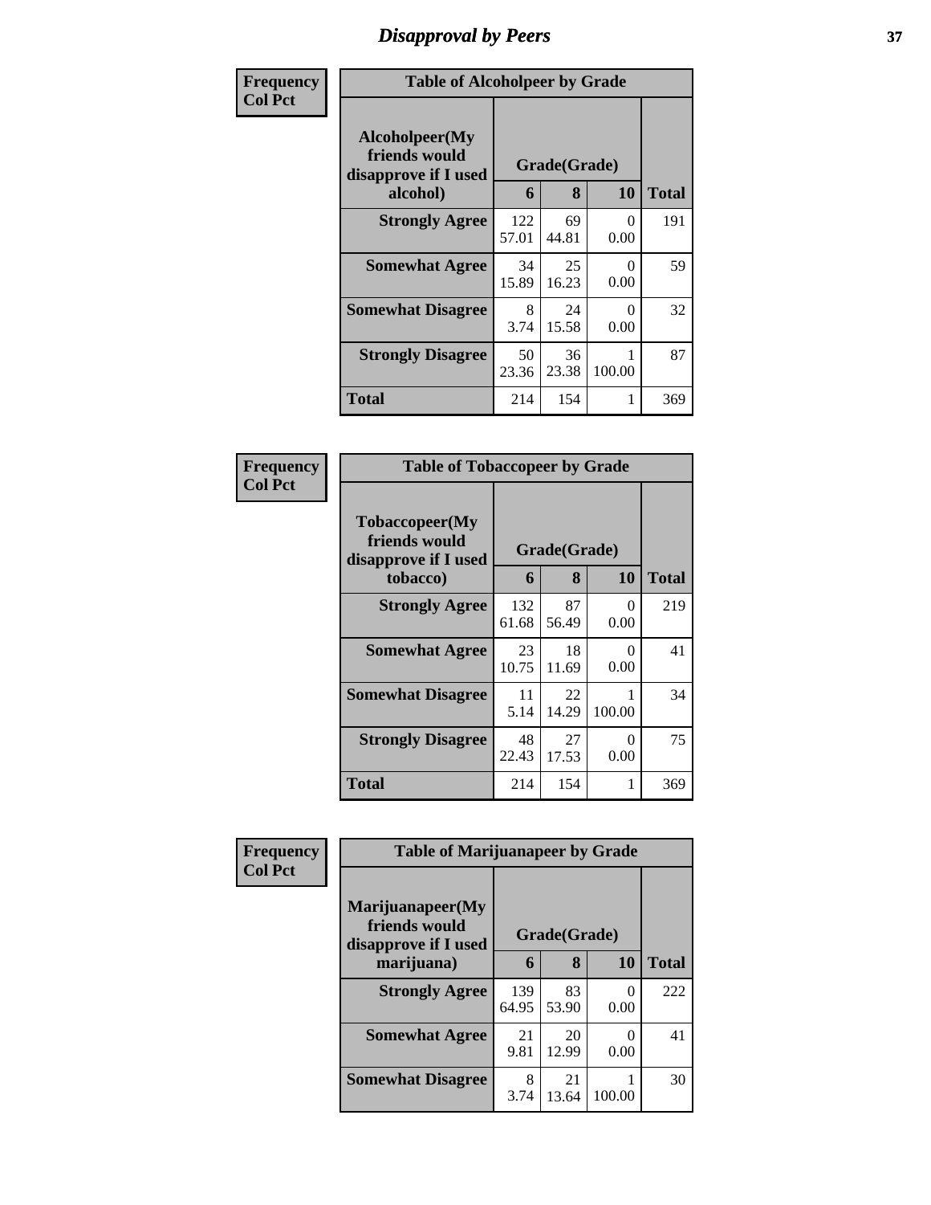# Disapproval by Peers

**Frequency**
**Col Pct**

| Table of Alcoholpeer by Grade | | | | |
|---|---|---|---|---|
| **Alcoholpeer(My friends would disapprove if I used alcohol)** | **Grade(Grade)** | | | **Total** |
| | **6** | **8** | **10** | |
| **Strongly Agree** | 122<br>57.01 | 69<br>44.81 | 0<br>0.00 | 191 |
| **Somewhat Agree** | 34<br>15.89 | 25<br>16.23 | 0<br>0.00 | 59 |
| **Somewhat Disagree** | 8<br>3.74 | 24<br>15.58 | 0<br>0.00 | 32 |
| **Strongly Disagree** | 50<br>23.36 | 36<br>23.38 | 1<br>100.00 | 87 |
| **Total** | 214 | 154 | 1 | 369 |

**Frequency**
**Col Pct**

| Table of Tobaccopeer by Grade | | | | |
|---|---|---|---|---|
| **Tobaccopeer(My friends would disapprove if I used tobacco)** | **Grade(Grade)** | | | **Total** |
| | **6** | **8** | **10** | |
| **Strongly Agree** | 132<br>61.68 | 87<br>56.49 | 0<br>0.00 | 219 |
| **Somewhat Agree** | 23<br>10.75 | 18<br>11.69 | 0<br>0.00 | 41 |
| **Somewhat Disagree** | 11<br>5.14 | 22<br>14.29 | 1<br>100.00 | 34 |
| **Strongly Disagree** | 48<br>22.43 | 27<br>17.53 | 0<br>0.00 | 75 |
| **Total** | 214 | 154 | 1 | 369 |

**Frequency**
**Col Pct**

| Table of Marijuanapeer by Grade | | | | |
|---|---|---|---|---|
| **Marijuanapeer(My friends would disapprove if I used marijuana)** | **Grade(Grade)** | | | **Total** |
| | **6** | **8** | **10** | |
| **Strongly Agree** | 139<br>64.95 | 83<br>53.90 | 0<br>0.00 | 222 |
| **Somewhat Agree** | 21<br>9.81 | 20<br>12.99 | 0<br>0.00 | 41 |
| **Somewhat Disagree** | 8<br>3.74 | 21<br>13.64 | 1<br>100.00 | 30 |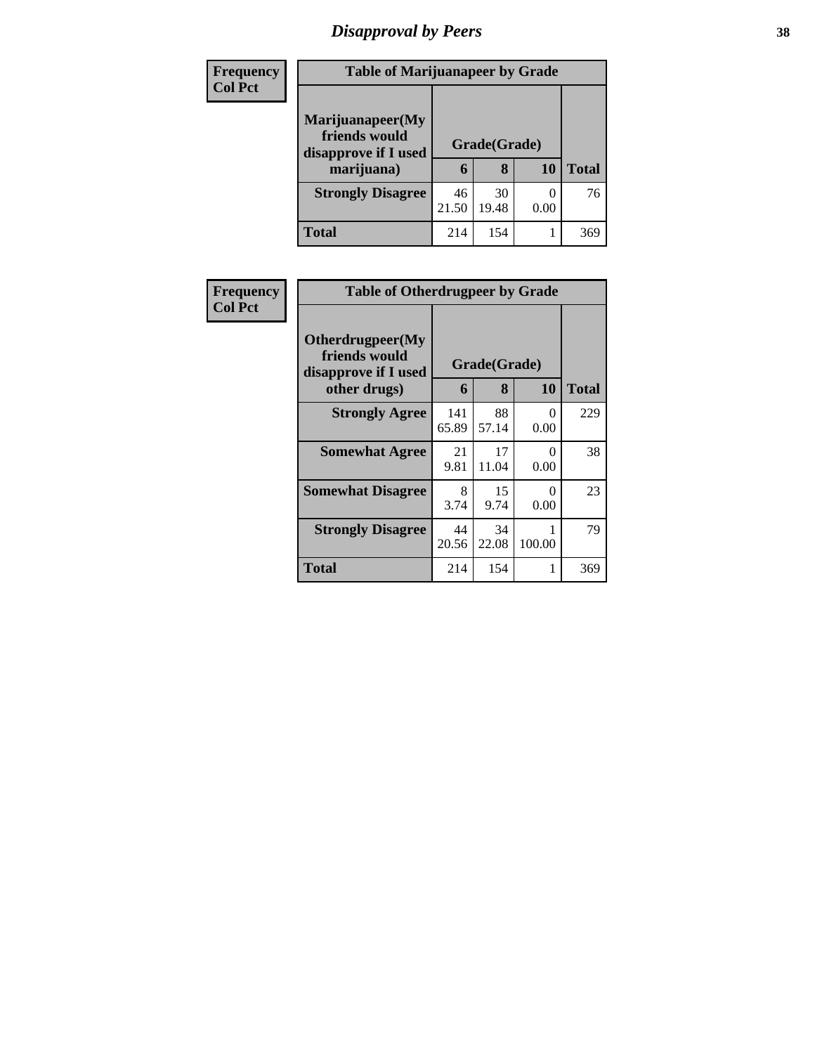# Disapproval by Peers

**Frequency**
**Col Pct**

| Table of Marijuanapeer by Grade | | | | |
|---|---|---|---|---|
| **Marijuanapeer(My friends would disapprove if I used marijuana)** | **Grade(Grade)** | | | **Total** |
| | **6** | **8** | **10** | |
| **Strongly Disagree** | 46<br>21.50 | 30<br>19.48 | 0<br>0.00 | 76 |
| **Total** | 214 | 154 | 1 | 369 |

**Frequency**
**Col Pct**

| Table of Otherdrugpeer by Grade | | | | |
|---|---|---|---|---|
| **Otherdrugpeer(My friends would disapprove if I used other drugs)** | **Grade(Grade)** | | | **Total** |
| | **6** | **8** | **10** | |
| **Strongly Agree** | 141<br>65.89 | 88<br>57.14 | 0<br>0.00 | 229 |
| **Somewhat Agree** | 21<br>9.81 | 17<br>11.04 | 0<br>0.00 | 38 |
| **Somewhat Disagree** | 8<br>3.74 | 15<br>9.74 | 0<br>0.00 | 23 |
| **Strongly Disagree** | 44<br>20.56 | 34<br>22.08 | 1<br>100.00 | 79 |
| **Total** | 214 | 154 | 1 | 369 |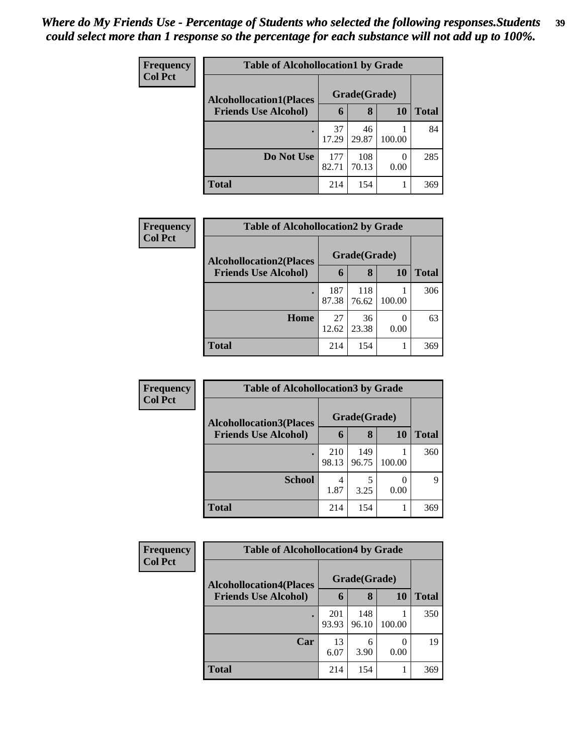*Where do My Friends Use - Percentage of Students who selected the following responses.Students could select more than 1 response so the percentage for each substance will not add up to 100%.*

**Frequency**
**Col Pct**

**Table of Alcohollocation1 by Grade**

| Alcohollocation1(Places Friends Use Alcohol) | Grade(Grade) 6 | 8 | 10 | Total |
|---|---|---|---|---|
| . | 37<br>17.29 | 46<br>29.87 | 1<br>100.00 | 84 |
| Do Not Use | 177<br>82.71 | 108<br>70.13 | 0<br>0.00 | 285 |
| Total | 214 | 154 | 1 | 369 |

**Frequency**
**Col Pct**

**Table of Alcohollocation2 by Grade**

| Alcohollocation2(Places Friends Use Alcohol) | Grade(Grade) 6 | 8 | 10 | Total |
|---|---|---|---|---|
| . | 187<br>87.38 | 118<br>76.62 | 1<br>100.00 | 306 |
| Home | 27<br>12.62 | 36<br>23.38 | 0<br>0.00 | 63 |
| Total | 214 | 154 | 1 | 369 |

**Frequency**
**Col Pct**

**Table of Alcohollocation3 by Grade**

| Alcohollocation3(Places Friends Use Alcohol) | Grade(Grade) 6 | 8 | 10 | Total |
|---|---|---|---|---|
| . | 210<br>98.13 | 149<br>96.75 | 1<br>100.00 | 360 |
| School | 4<br>1.87 | 5<br>3.25 | 0<br>0.00 | 9 |
| Total | 214 | 154 | 1 | 369 |

**Frequency**
**Col Pct**

**Table of Alcohollocation4 by Grade**

| Alcohollocation4(Places Friends Use Alcohol) | Grade(Grade) 6 | 8 | 10 | Total |
|---|---|---|---|---|
| . | 201<br>93.93 | 148<br>96.10 | 1<br>100.00 | 350 |
| Car | 13<br>6.07 | 6<br>3.90 | 0<br>0.00 | 19 |
| Total | 214 | 154 | 1 | 369 |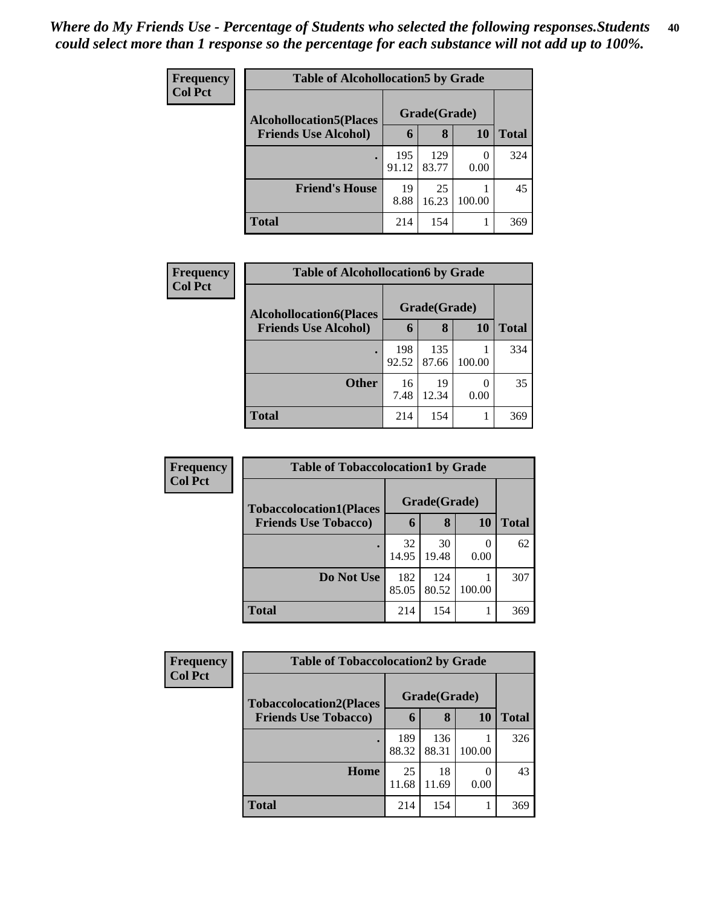*Where do My Friends Use - Percentage of Students who selected the following responses.Students could select more than 1 response so the percentage for each substance will not add up to 100%.*

**Frequency**
**Col Pct**

| Table of Alcohollocation5 by Grade | | | | |
|---|---|---|---|---|
| **Alcohollocation5(Places Friends Use Alcohol)** | **Grade(Grade)** | | | **Total** |
| | **6** | **8** | **10** | |
| **.** | 195<br>91.12 | 129<br>83.77 | 0<br>0.00 | 324 |
| **Friend's House** | 19<br>8.88 | 25<br>16.23 | 1<br>100.00 | 45 |
| **Total** | 214 | 154 | 1 | 369 |

**Frequency**
**Col Pct**

| Table of Alcohollocation6 by Grade | | | | |
|---|---|---|---|---|
| **Alcohollocation6(Places Friends Use Alcohol)** | **Grade(Grade)** | | | **Total** |
| | **6** | **8** | **10** | |
| **.** | 198<br>92.52 | 135<br>87.66 | 1<br>100.00 | 334 |
| **Other** | 16<br>7.48 | 19<br>12.34 | 0<br>0.00 | 35 |
| **Total** | 214 | 154 | 1 | 369 |

**Frequency**
**Col Pct**

| Table of Tobaccolocation1 by Grade | | | | |
|---|---|---|---|---|
| **Tobaccolocation1(Places Friends Use Tobacco)** | **Grade(Grade)** | | | **Total** |
| | **6** | **8** | **10** | |
| **.** | 32<br>14.95 | 30<br>19.48 | 0<br>0.00 | 62 |
| **Do Not Use** | 182<br>85.05 | 124<br>80.52 | 1<br>100.00 | 307 |
| **Total** | 214 | 154 | 1 | 369 |

**Frequency**
**Col Pct**

| Table of Tobaccolocation2 by Grade | | | | |
|---|---|---|---|---|
| **Tobaccolocation2(Places Friends Use Tobacco)** | **Grade(Grade)** | | | **Total** |
| | **6** | **8** | **10** | |
| **.** | 189<br>88.32 | 136<br>88.31 | 1<br>100.00 | 326 |
| **Home** | 25<br>11.68 | 18<br>11.69 | 0<br>0.00 | 43 |
| **Total** | 214 | 154 | 1 | 369 |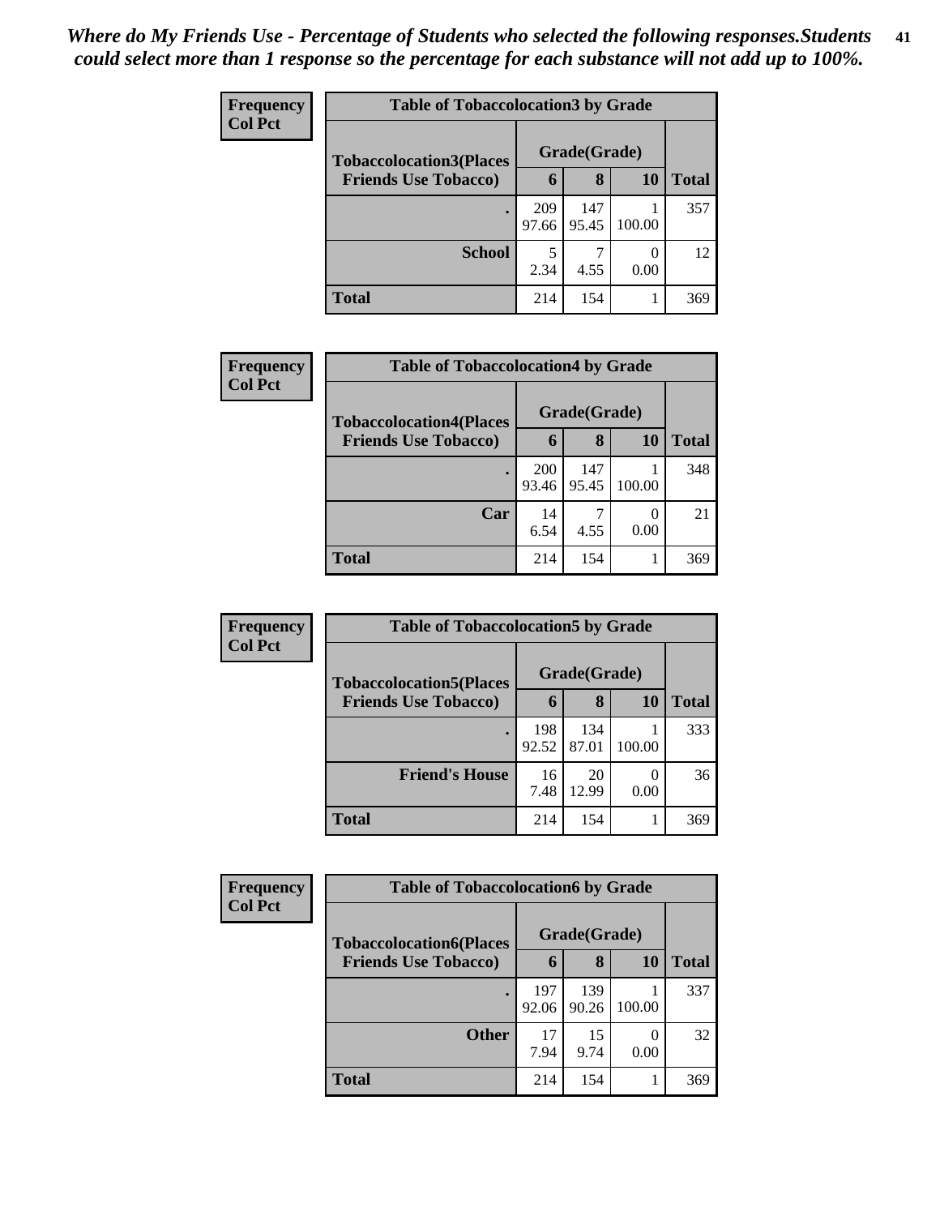*Where do My Friends Use - Percentage of Students who selected the following responses.Students could select more than 1 response so the percentage for each substance will not add up to 100%.*

**Frequency**
**Col Pct**

| Table of Tobaccolocation3 by Grade | | | | |
|---|---|---|---|---|
| **Tobaccolocation3(Places Friends Use Tobacco)** | **Grade(Grade)** | | | **Total** |
| | **6** | **8** | **10** | |
| **.** | 209<br>97.66 | 147<br>95.45 | 1<br>100.00 | 357 |
| **School** | 5<br>2.34 | 7<br>4.55 | 0<br>0.00 | 12 |
| **Total** | 214 | 154 | 1 | 369 |

**Frequency**
**Col Pct**

| Table of Tobaccolocation4 by Grade | | | | |
|---|---|---|---|---|
| **Tobaccolocation4(Places Friends Use Tobacco)** | **Grade(Grade)** | | | **Total** |
| | **6** | **8** | **10** | |
| **.** | 200<br>93.46 | 147<br>95.45 | 1<br>100.00 | 348 |
| **Car** | 14<br>6.54 | 7<br>4.55 | 0<br>0.00 | 21 |
| **Total** | 214 | 154 | 1 | 369 |

**Frequency**
**Col Pct**

| Table of Tobaccolocation5 by Grade | | | | |
|---|---|---|---|---|
| **Tobaccolocation5(Places Friends Use Tobacco)** | **Grade(Grade)** | | | **Total** |
| | **6** | **8** | **10** | |
| **.** | 198<br>92.52 | 134<br>87.01 | 1<br>100.00 | 333 |
| **Friend's House** | 16<br>7.48 | 20<br>12.99 | 0<br>0.00 | 36 |
| **Total** | 214 | 154 | 1 | 369 |

**Frequency**
**Col Pct**

| Table of Tobaccolocation6 by Grade | | | | |
|---|---|---|---|---|
| **Tobaccolocation6(Places Friends Use Tobacco)** | **Grade(Grade)** | | | **Total** |
| | **6** | **8** | **10** | |
| **.** | 197<br>92.06 | 139<br>90.26 | 1<br>100.00 | 337 |
| **Other** | 17<br>7.94 | 15<br>9.74 | 0<br>0.00 | 32 |
| **Total** | 214 | 154 | 1 | 369 |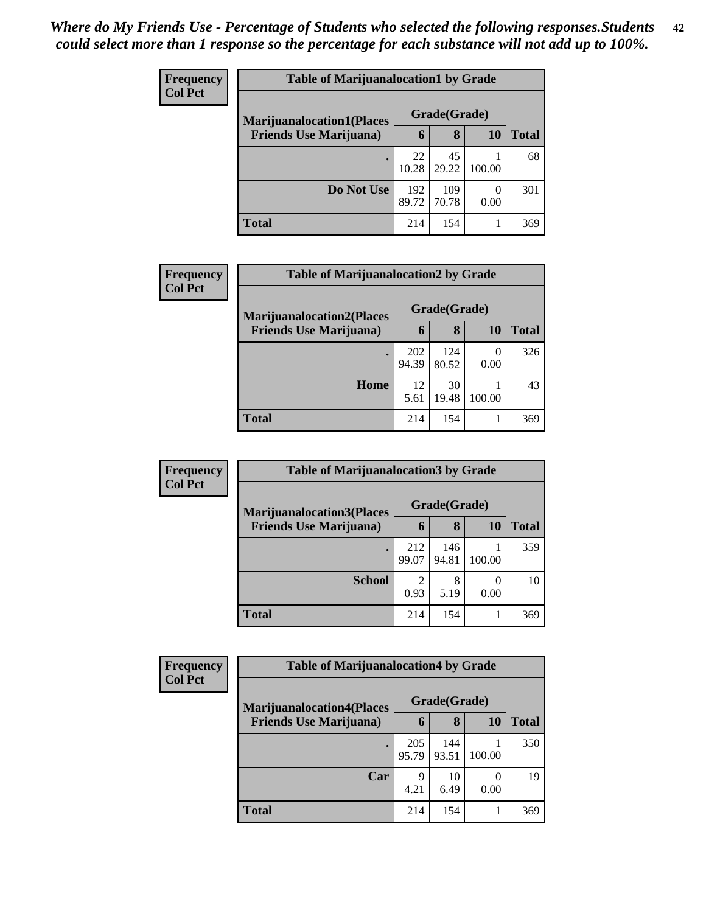*Where do My Friends Use - Percentage of Students who selected the following responses.Students could select more than 1 response so the percentage for each substance will not add up to 100%.*

**Frequency**
**Col Pct**

| Table of Marijuanalocation1 by Grade | | | | |
|---|---|---|---|---|
| **Marijuanalocation1(Places Friends Use Marijuana)** | **Grade(Grade)** | | | **Total** |
| | **6** | **8** | **10** | |
| **.** | 22<br>10.28 | 45<br>29.22 | 1<br>100.00 | 68 |
| **Do Not Use** | 192<br>89.72 | 109<br>70.78 | 0<br>0.00 | 301 |
| **Total** | 214 | 154 | 1 | 369 |

**Frequency**
**Col Pct**

| Table of Marijuanalocation2 by Grade | | | | |
|---|---|---|---|---|
| **Marijuanalocation2(Places Friends Use Marijuana)** | **Grade(Grade)** | | | **Total** |
| | **6** | **8** | **10** | |
| **.** | 202<br>94.39 | 124<br>80.52 | 0<br>0.00 | 326 |
| **Home** | 12<br>5.61 | 30<br>19.48 | 1<br>100.00 | 43 |
| **Total** | 214 | 154 | 1 | 369 |

**Frequency**
**Col Pct**

| Table of Marijuanalocation3 by Grade | | | | |
|---|---|---|---|---|
| **Marijuanalocation3(Places Friends Use Marijuana)** | **Grade(Grade)** | | | **Total** |
| | **6** | **8** | **10** | |
| **.** | 212<br>99.07 | 146<br>94.81 | 1<br>100.00 | 359 |
| **School** | 2<br>0.93 | 8<br>5.19 | 0<br>0.00 | 10 |
| **Total** | 214 | 154 | 1 | 369 |

**Frequency**
**Col Pct**

| Table of Marijuanalocation4 by Grade | | | | |
|---|---|---|---|---|
| **Marijuanalocation4(Places Friends Use Marijuana)** | **Grade(Grade)** | | | **Total** |
| | **6** | **8** | **10** | |
| **.** | 205<br>95.79 | 144<br>93.51 | 1<br>100.00 | 350 |
| **Car** | 9<br>4.21 | 10<br>6.49 | 0<br>0.00 | 19 |
| **Total** | 214 | 154 | 1 | 369 |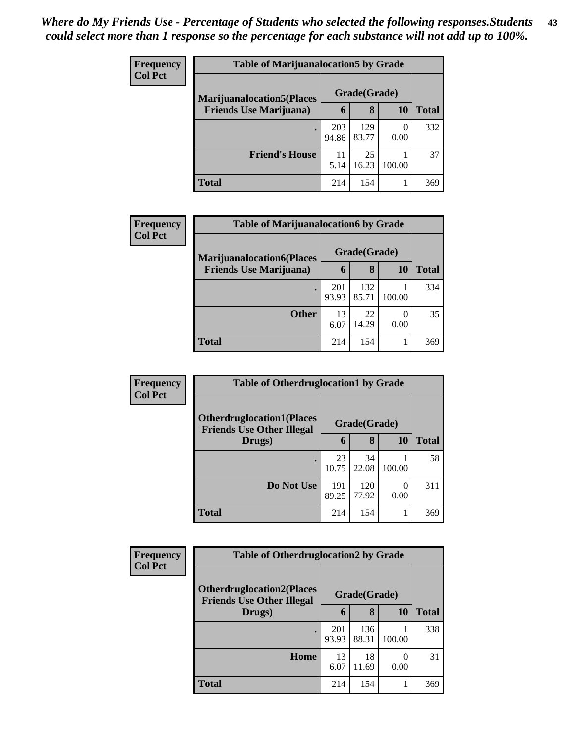*Where do My Friends Use - Percentage of Students who selected the following responses.Students could select more than 1 response so the percentage for each substance will not add up to 100%.*

**Frequency**
**Col Pct**

| Table of Marijuanalocation5 by Grade | | | | |
|---|---|---|---|---|
| **Marijuanalocation5(Places Friends Use Marijuana)** | **Grade(Grade)** | | | |
| | **6** | **8** | **10** | **Total** |
| **.** | 203<br>94.86 | 129<br>83.77 | 0<br>0.00 | 332 |
| **Friend's House** | 11<br>5.14 | 25<br>16.23 | 1<br>100.00 | 37 |
| **Total** | 214 | 154 | 1 | 369 |

**Frequency**
**Col Pct**

| Table of Marijuanalocation6 by Grade | | | | |
|---|---|---|---|---|
| **Marijuanalocation6(Places Friends Use Marijuana)** | **Grade(Grade)** | | | |
| | **6** | **8** | **10** | **Total** |
| **.** | 201<br>93.93 | 132<br>85.71 | 1<br>100.00 | 334 |
| **Other** | 13<br>6.07 | 22<br>14.29 | 0<br>0.00 | 35 |
| **Total** | 214 | 154 | 1 | 369 |

**Frequency**
**Col Pct**

| Table of Otherdruglocation1 by Grade | | | | |
|---|---|---|---|---|
| **Otherdruglocation1(Places Friends Use Other Illegal Drugs)** | **Grade(Grade)** | | | |
| | **6** | **8** | **10** | **Total** |
| **.** | 23<br>10.75 | 34<br>22.08 | 1<br>100.00 | 58 |
| **Do Not Use** | 191<br>89.25 | 120<br>77.92 | 0<br>0.00 | 311 |
| **Total** | 214 | 154 | 1 | 369 |

**Frequency**
**Col Pct**

| Table of Otherdruglocation2 by Grade | | | | |
|---|---|---|---|---|
| **Otherdruglocation2(Places Friends Use Other Illegal Drugs)** | **Grade(Grade)** | | | |
| | **6** | **8** | **10** | **Total** |
| **.** | 201<br>93.93 | 136<br>88.31 | 1<br>100.00 | 338 |
| **Home** | 13<br>6.07 | 18<br>11.69 | 0<br>0.00 | 31 |
| **Total** | 214 | 154 | 1 | 369 |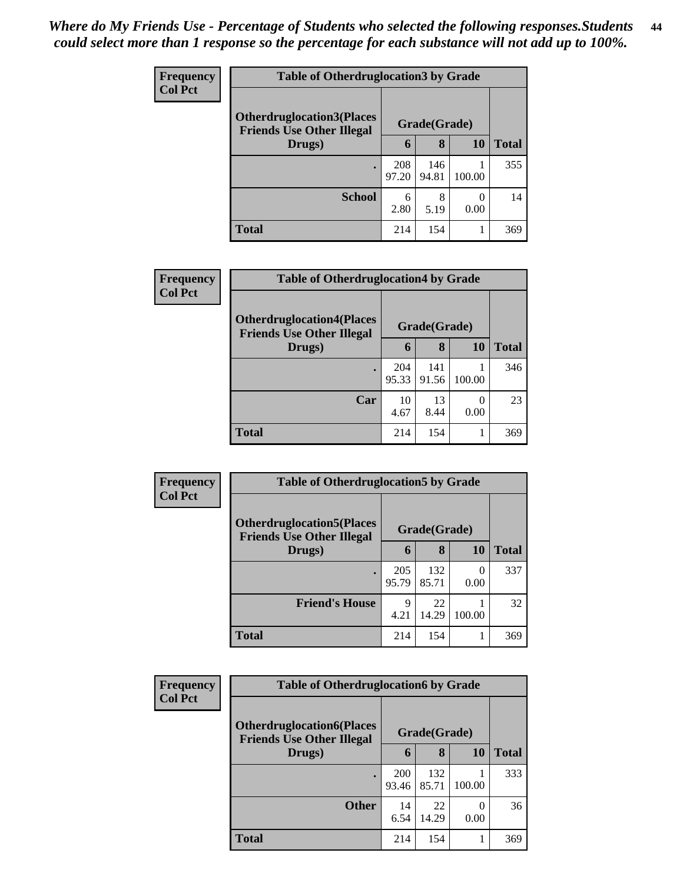*Where do My Friends Use - Percentage of Students who selected the following responses.Students could select more than 1 response so the percentage for each substance will not add up to 100%.*

**Frequency**
**Col Pct**

| Table of Otherdruglocation3 by Grade | | | | |
|---|---|---|---|---|
| **Otherdruglocation3(Places Friends Use Other Illegal Drugs)** | **Grade(Grade)** | | | **Total** |
| | **6** | **8** | **10** | |
| **.** | 208<br>97.20 | 146<br>94.81 | 1<br>100.00 | 355 |
| **School** | 6<br>2.80 | 8<br>5.19 | 0<br>0.00 | 14 |
| **Total** | 214 | 154 | 1 | 369 |

**Frequency**
**Col Pct**

| Table of Otherdruglocation4 by Grade | | | | |
|---|---|---|---|---|
| **Otherdruglocation4(Places Friends Use Other Illegal Drugs)** | **Grade(Grade)** | | | **Total** |
| | **6** | **8** | **10** | |
| **.** | 204<br>95.33 | 141<br>91.56 | 1<br>100.00 | 346 |
| **Car** | 10<br>4.67 | 13<br>8.44 | 0<br>0.00 | 23 |
| **Total** | 214 | 154 | 1 | 369 |

**Frequency**
**Col Pct**

| Table of Otherdruglocation5 by Grade | | | | |
|---|---|---|---|---|
| **Otherdruglocation5(Places Friends Use Other Illegal Drugs)** | **Grade(Grade)** | | | **Total** |
| | **6** | **8** | **10** | |
| **.** | 205<br>95.79 | 132<br>85.71 | 0<br>0.00 | 337 |
| **Friend's House** | 9<br>4.21 | 22<br>14.29 | 1<br>100.00 | 32 |
| **Total** | 214 | 154 | 1 | 369 |

**Frequency**
**Col Pct**

| Table of Otherdruglocation6 by Grade | | | | |
|---|---|---|---|---|
| **Otherdruglocation6(Places Friends Use Other Illegal Drugs)** | **Grade(Grade)** | | | **Total** |
| | **6** | **8** | **10** | |
| **.** | 200<br>93.46 | 132<br>85.71 | 1<br>100.00 | 333 |
| **Other** | 14<br>6.54 | 22<br>14.29 | 0<br>0.00 | 36 |
| **Total** | 214 | 154 | 1 | 369 |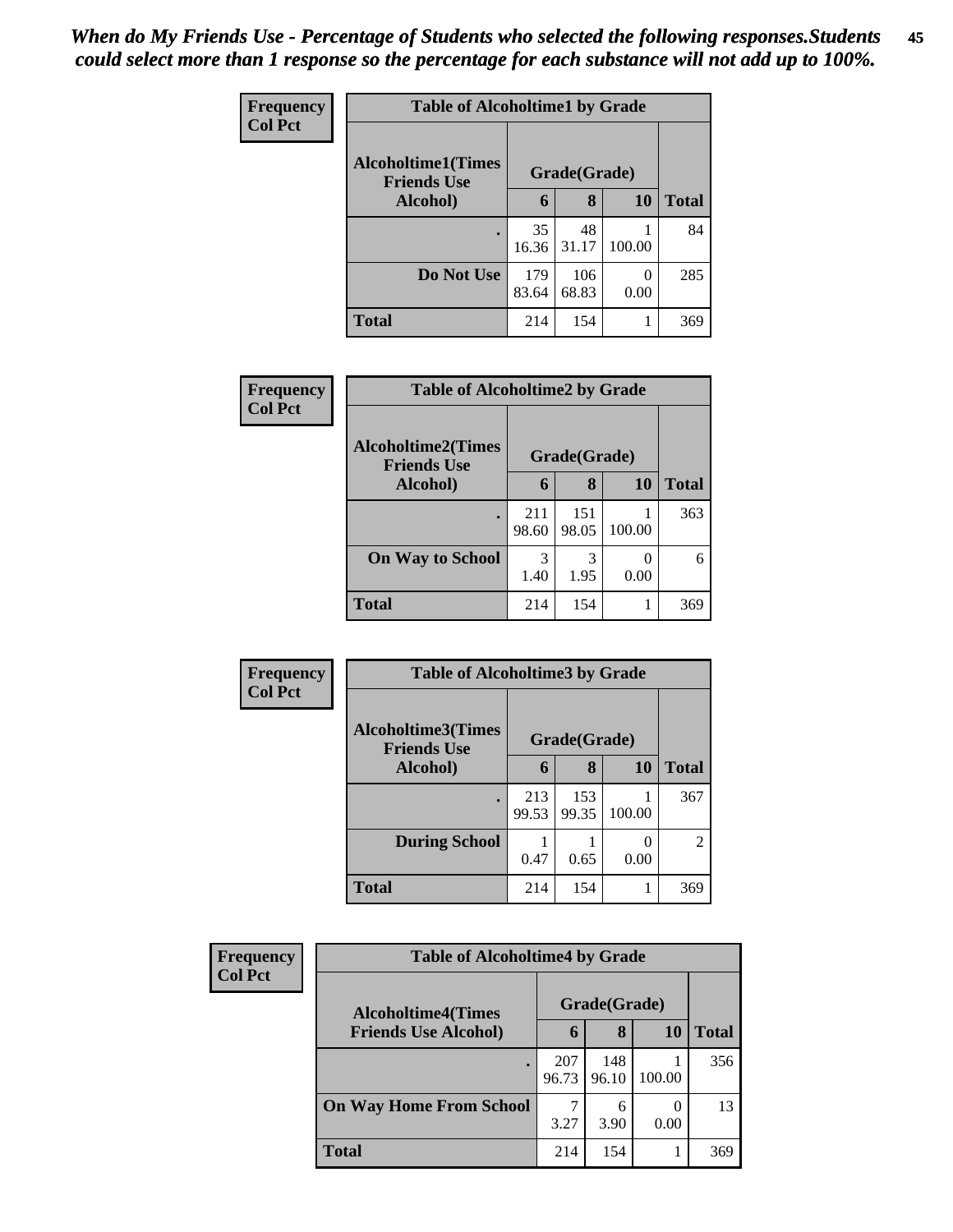*When do My Friends Use - Percentage of Students who selected the following responses.Students could select more than 1 response so the percentage for each substance will not add up to 100%.*

**Frequency**
**Col Pct**

| Table of Alcoholtime1 by Grade | | | | |
|---|---|---|---|---|
| Alcoholtime1(Times Friends Use Alcohol) | Grade(Grade) | | | Total |
| | 6 | 8 | 10 | |
| . | 35<br>16.36 | 48<br>31.17 | 1<br>100.00 | 84 |
| Do Not Use | 179<br>83.64 | 106<br>68.83 | 0<br>0.00 | 285 |
| Total | 214 | 154 | 1 | 369 |

**Frequency**
**Col Pct**

| Table of Alcoholtime2 by Grade | | | | |
|---|---|---|---|---|
| Alcoholtime2(Times Friends Use Alcohol) | Grade(Grade) | | | Total |
| | 6 | 8 | 10 | |
| . | 211<br>98.60 | 151<br>98.05 | 1<br>100.00 | 363 |
| On Way to School | 3<br>1.40 | 3<br>1.95 | 0<br>0.00 | 6 |
| Total | 214 | 154 | 1 | 369 |

**Frequency**
**Col Pct**

| Table of Alcoholtime3 by Grade | | | | |
|---|---|---|---|---|
| Alcoholtime3(Times Friends Use Alcohol) | Grade(Grade) | | | Total |
| | 6 | 8 | 10 | |
| . | 213<br>99.53 | 153<br>99.35 | 1<br>100.00 | 367 |
| During School | 1<br>0.47 | 1<br>0.65 | 0<br>0.00 | 2 |
| Total | 214 | 154 | 1 | 369 |

**Frequency**
**Col Pct**

| Table of Alcoholtime4 by Grade | | | | |
|---|---|---|---|---|
| Alcoholtime4(Times Friends Use Alcohol) | Grade(Grade) | | | Total |
| | 6 | 8 | 10 | |
| . | 207<br>96.73 | 148<br>96.10 | 1<br>100.00 | 356 |
| On Way Home From School | 7<br>3.27 | 6<br>3.90 | 0<br>0.00 | 13 |
| Total | 214 | 154 | 1 | 369 |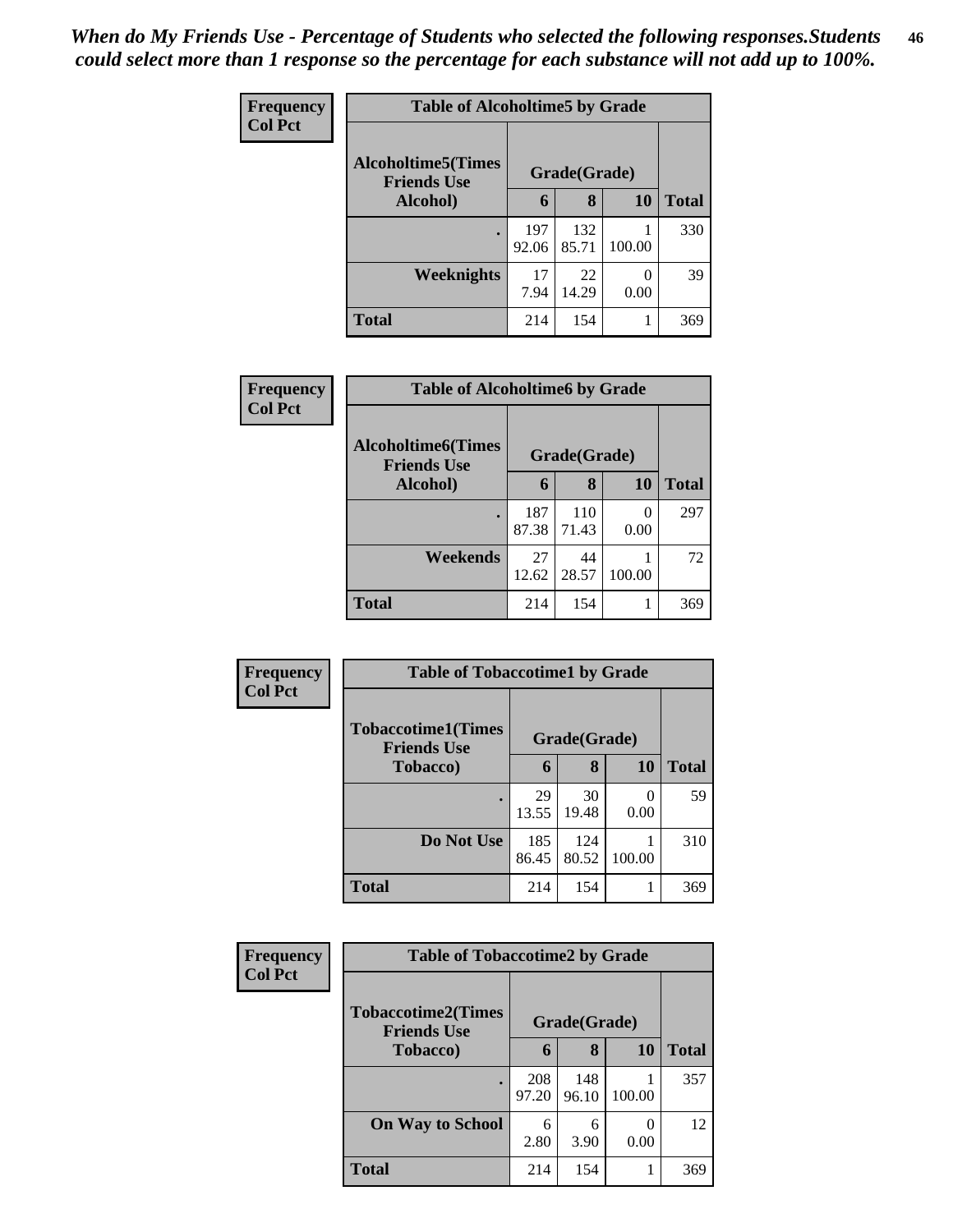*When do My Friends Use - Percentage of Students who selected the following responses.Students could select more than 1 response so the percentage for each substance will not add up to 100%.*

**Frequency**
**Col Pct**

**Table of Alcoholtime5 by Grade**

| Alcoholtime5(Times Friends Use Alcohol) | Grade(Grade) | | | Total |
|---|---|---|---|---|
| | 6 | 8 | 10 | |
| . | 197<br>92.06 | 132<br>85.71 | 1<br>100.00 | 330 |
| Weeknights | 17<br>7.94 | 22<br>14.29 | 0<br>0.00 | 39 |
| Total | 214 | 154 | 1 | 369 |

**Frequency**
**Col Pct**

**Table of Alcoholtime6 by Grade**

| Alcoholtime6(Times Friends Use Alcohol) | Grade(Grade) | | | Total |
|---|---|---|---|---|
| | 6 | 8 | 10 | |
| . | 187<br>87.38 | 110<br>71.43 | 0<br>0.00 | 297 |
| Weekends | 27<br>12.62 | 44<br>28.57 | 1<br>100.00 | 72 |
| Total | 214 | 154 | 1 | 369 |

**Frequency**
**Col Pct**

**Table of Tobaccotime1 by Grade**

| Tobaccotime1(Times Friends Use Tobacco) | Grade(Grade) | | | Total |
|---|---|---|---|---|
| | 6 | 8 | 10 | |
| . | 29<br>13.55 | 30<br>19.48 | 0<br>0.00 | 59 |
| Do Not Use | 185<br>86.45 | 124<br>80.52 | 1<br>100.00 | 310 |
| Total | 214 | 154 | 1 | 369 |

**Frequency**
**Col Pct**

**Table of Tobaccotime2 by Grade**

| Tobaccotime2(Times Friends Use Tobacco) | Grade(Grade) | | | Total |
|---|---|---|---|---|
| | 6 | 8 | 10 | |
| . | 208<br>97.20 | 148<br>96.10 | 1<br>100.00 | 357 |
| On Way to School | 6<br>2.80 | 6<br>3.90 | 0<br>0.00 | 12 |
| Total | 214 | 154 | 1 | 369 |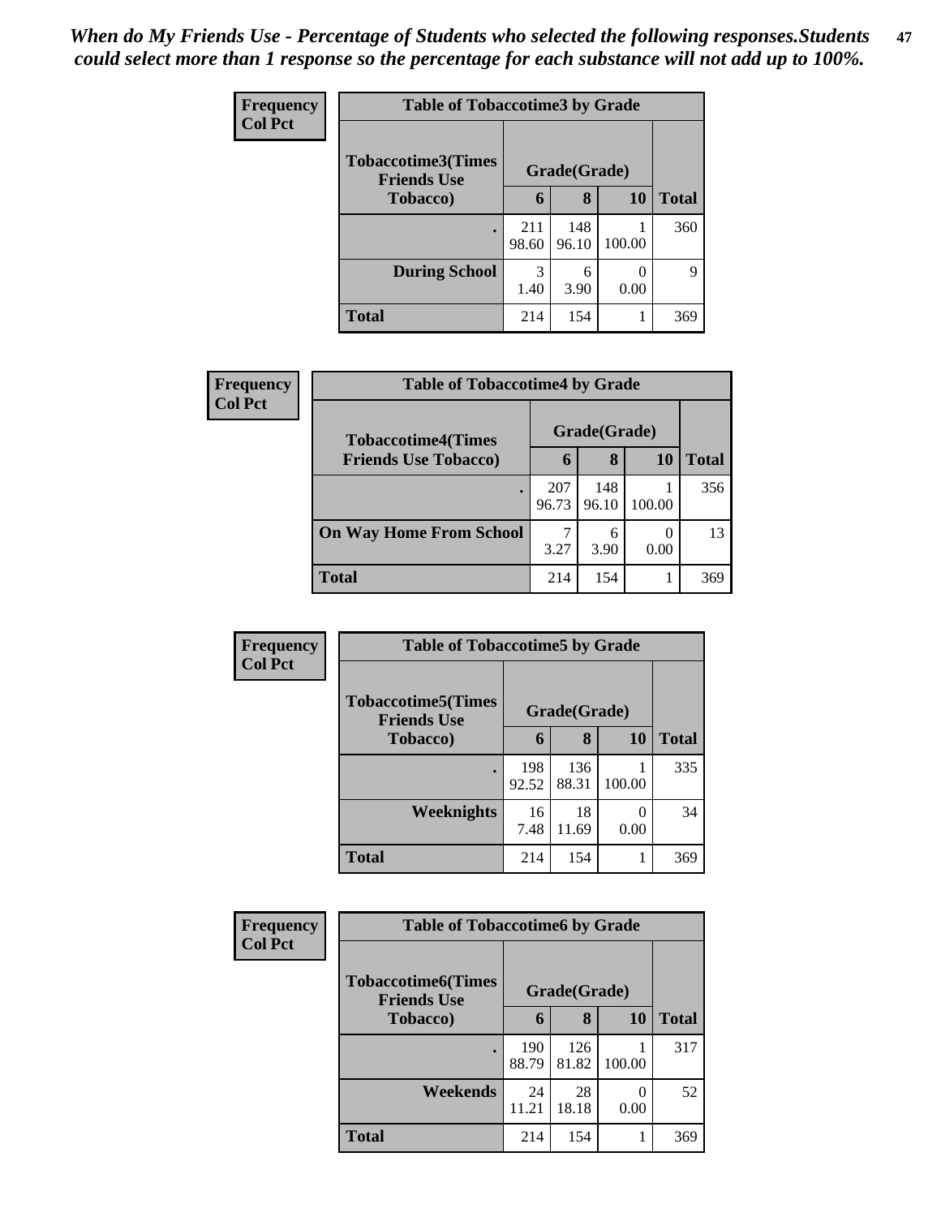*When do My Friends Use - Percentage of Students who selected the following responses.Students could select more than 1 response so the percentage for each substance will not add up to 100%.*

**Frequency**
**Col Pct**

| Table of Tobaccotime3 by Grade | | | | |
|---|---|---|---|---|
| **Tobaccotime3(Times Friends Use Tobacco)** | **Grade(Grade)** | | | **Total** |
| | **6** | **8** | **10** | |
| **.** | 211<br>98.60 | 148<br>96.10 | 1<br>100.00 | 360 |
| **During School** | 3<br>1.40 | 6<br>3.90 | 0<br>0.00 | 9 |
| **Total** | 214 | 154 | 1 | 369 |

**Frequency**
**Col Pct**

| Table of Tobaccotime4 by Grade | | | | |
|---|---|---|---|---|
| **Tobaccotime4(Times Friends Use Tobacco)** | **Grade(Grade)** | | | **Total** |
| | **6** | **8** | **10** | |
| **.** | 207<br>96.73 | 148<br>96.10 | 1<br>100.00 | 356 |
| **On Way Home From School** | 7<br>3.27 | 6<br>3.90 | 0<br>0.00 | 13 |
| **Total** | 214 | 154 | 1 | 369 |

**Frequency**
**Col Pct**

| Table of Tobaccotime5 by Grade | | | | |
|---|---|---|---|---|
| **Tobaccotime5(Times Friends Use Tobacco)** | **Grade(Grade)** | | | **Total** |
| | **6** | **8** | **10** | |
| **.** | 198<br>92.52 | 136<br>88.31 | 1<br>100.00 | 335 |
| **Weeknights** | 16<br>7.48 | 18<br>11.69 | 0<br>0.00 | 34 |
| **Total** | 214 | 154 | 1 | 369 |

**Frequency**
**Col Pct**

| Table of Tobaccotime6 by Grade | | | | |
|---|---|---|---|---|
| **Tobaccotime6(Times Friends Use Tobacco)** | **Grade(Grade)** | | | **Total** |
| | **6** | **8** | **10** | |
| **.** | 190<br>88.79 | 126<br>81.82 | 1<br>100.00 | 317 |
| **Weekends** | 24<br>11.21 | 28<br>18.18 | 0<br>0.00 | 52 |
| **Total** | 214 | 154 | 1 | 369 |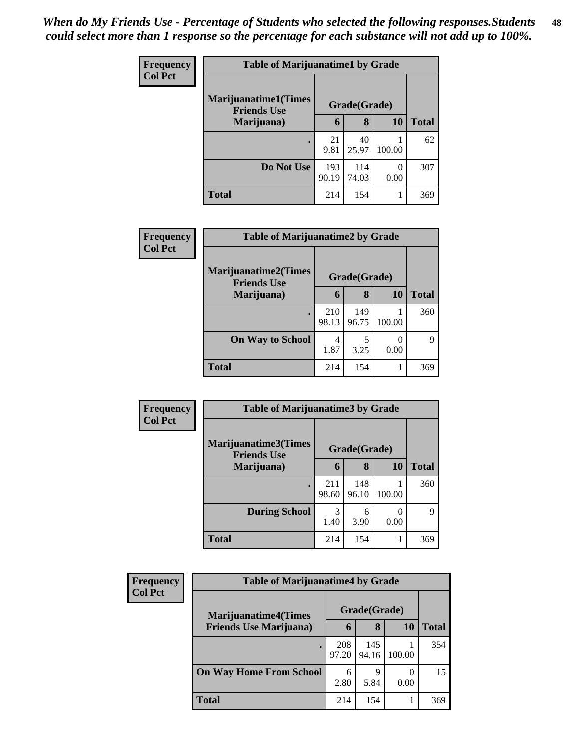*When do My Friends Use - Percentage of Students who selected the following responses.Students could select more than 1 response so the percentage for each substance will not add up to 100%.*

**Frequency**
**Col Pct**

| Table of Marijuanatime1 by Grade | | | | |
|---|---|---|---|---|
| **Marijuanatime1(Times Friends Use Marijuana)** | **Grade(Grade)** | | | |
| | **6** | **8** | **10** | **Total** |
| **.** | 21<br>9.81 | 40<br>25.97 | 1<br>100.00 | 62 |
| **Do Not Use** | 193<br>90.19 | 114<br>74.03 | 0<br>0.00 | 307 |
| **Total** | 214 | 154 | 1 | 369 |

**Frequency**
**Col Pct**

| Table of Marijuanatime2 by Grade | | | | |
|---|---|---|---|---|
| **Marijuanatime2(Times Friends Use Marijuana)** | **Grade(Grade)** | | | |
| | **6** | **8** | **10** | **Total** |
| **.** | 210<br>98.13 | 149<br>96.75 | 1<br>100.00 | 360 |
| **On Way to School** | 4<br>1.87 | 5<br>3.25 | 0<br>0.00 | 9 |
| **Total** | 214 | 154 | 1 | 369 |

**Frequency**
**Col Pct**

| Table of Marijuanatime3 by Grade | | | | |
|---|---|---|---|---|
| **Marijuanatime3(Times Friends Use Marijuana)** | **Grade(Grade)** | | | |
| | **6** | **8** | **10** | **Total** |
| **.** | 211<br>98.60 | 148<br>96.10 | 1<br>100.00 | 360 |
| **During School** | 3<br>1.40 | 6<br>3.90 | 0<br>0.00 | 9 |
| **Total** | 214 | 154 | 1 | 369 |

**Frequency**
**Col Pct**

| Table of Marijuanatime4 by Grade | | | | |
|---|---|---|---|---|
| **Marijuanatime4(Times Friends Use Marijuana)** | **Grade(Grade)** | | | |
| | **6** | **8** | **10** | **Total** |
| **.** | 208<br>97.20 | 145<br>94.16 | 1<br>100.00 | 354 |
| **On Way Home From School** | 6<br>2.80 | 9<br>5.84 | 0<br>0.00 | 15 |
| **Total** | 214 | 154 | 1 | 369 |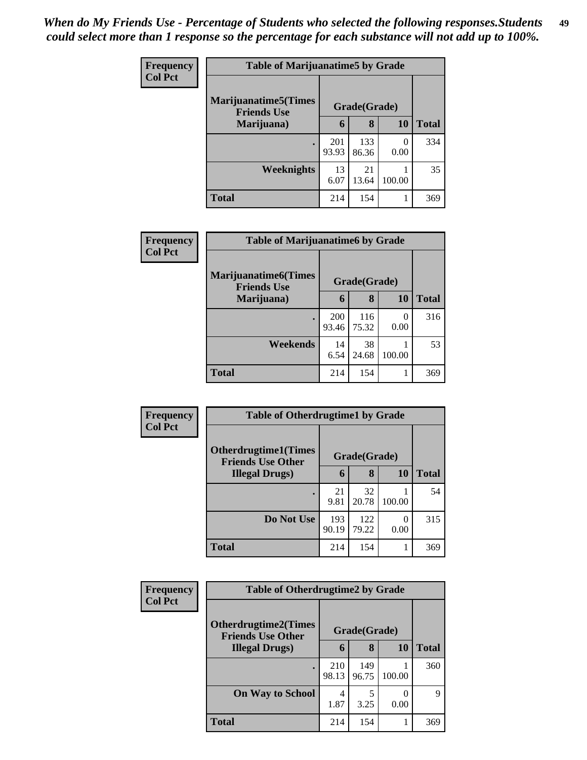*When do My Friends Use - Percentage of Students who selected the following responses.Students could select more than 1 response so the percentage for each substance will not add up to 100%.*

**Frequency**
**Col Pct**

| Table of Marijuanatime5 by Grade | | | | |
|---|---|---|---|---|
| **Marijuanatime5(Times Friends Use Marijuana)** | **Grade(Grade)** | | | |
| | **6** | **8** | **10** | **Total** |
| **.** | 201<br>93.93 | 133<br>86.36 | 0<br>0.00 | 334 |
| **Weeknights** | 13<br>6.07 | 21<br>13.64 | 1<br>100.00 | 35 |
| **Total** | 214 | 154 | 1 | 369 |

**Frequency**
**Col Pct**

| Table of Marijuanatime6 by Grade | | | | |
|---|---|---|---|---|
| **Marijuanatime6(Times Friends Use Marijuana)** | **Grade(Grade)** | | | |
| | **6** | **8** | **10** | **Total** |
| **.** | 200<br>93.46 | 116<br>75.32 | 0<br>0.00 | 316 |
| **Weekends** | 14<br>6.54 | 38<br>24.68 | 1<br>100.00 | 53 |
| **Total** | 214 | 154 | 1 | 369 |

**Frequency**
**Col Pct**

| Table of Otherdrugtime1 by Grade | | | | |
|---|---|---|---|---|
| **Otherdrugtime1(Times Friends Use Other Illegal Drugs)** | **Grade(Grade)** | | | |
| | **6** | **8** | **10** | **Total** |
| **.** | 21<br>9.81 | 32<br>20.78 | 1<br>100.00 | 54 |
| **Do Not Use** | 193<br>90.19 | 122<br>79.22 | 0<br>0.00 | 315 |
| **Total** | 214 | 154 | 1 | 369 |

**Frequency**
**Col Pct**

| Table of Otherdrugtime2 by Grade | | | | |
|---|---|---|---|---|
| **Otherdrugtime2(Times Friends Use Other Illegal Drugs)** | **Grade(Grade)** | | | |
| | **6** | **8** | **10** | **Total** |
| **.** | 210<br>98.13 | 149<br>96.75 | 1<br>100.00 | 360 |
| **On Way to School** | 4<br>1.87 | 5<br>3.25 | 0<br>0.00 | 9 |
| **Total** | 214 | 154 | 1 | 369 |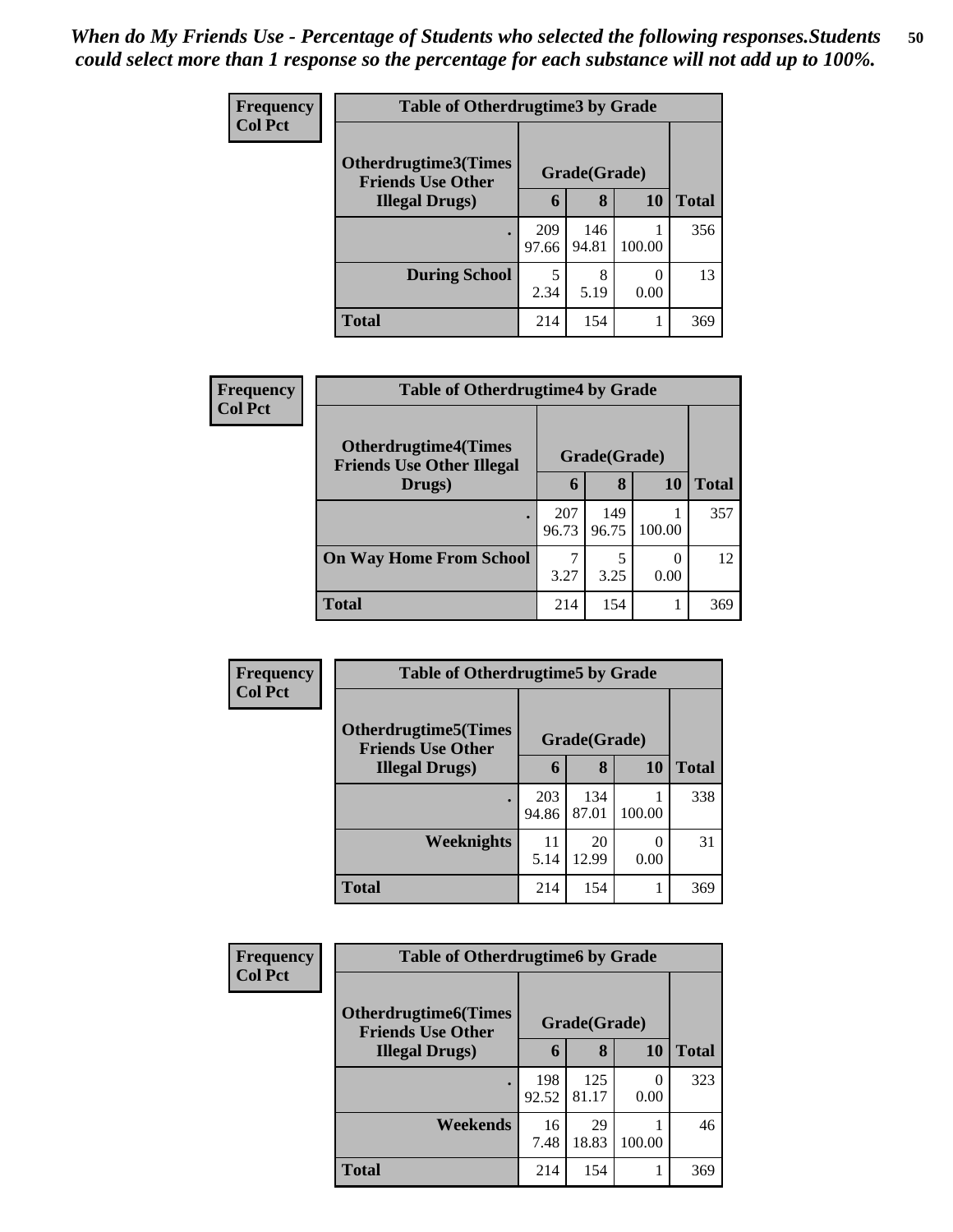*When do My Friends Use - Percentage of Students who selected the following responses.Students could select more than 1 response so the percentage for each substance will not add up to 100%.*

**Frequency**
**Col Pct**

| Table of Otherdrugtime3 by Grade | | | | |
|---|---|---|---|---|
| **Otherdrugtime3(Times Friends Use Other Illegal Drugs)** | **Grade(Grade)** | | | |
| | **6** | **8** | **10** | **Total** |
| **.** | 209<br>97.66 | 146<br>94.81 | 1<br>100.00 | 356 |
| **During School** | 5<br>2.34 | 8<br>5.19 | 0<br>0.00 | 13 |
| **Total** | 214 | 154 | 1 | 369 |

**Frequency**
**Col Pct**

| Table of Otherdrugtime4 by Grade | | | | |
|---|---|---|---|---|
| **Otherdrugtime4(Times Friends Use Other Illegal Drugs)** | **Grade(Grade)** | | | |
| | **6** | **8** | **10** | **Total** |
| **.** | 207<br>96.73 | 149<br>96.75 | 1<br>100.00 | 357 |
| **On Way Home From School** | 7<br>3.27 | 5<br>3.25 | 0<br>0.00 | 12 |
| **Total** | 214 | 154 | 1 | 369 |

**Frequency**
**Col Pct**

| Table of Otherdrugtime5 by Grade | | | | |
|---|---|---|---|---|
| **Otherdrugtime5(Times Friends Use Other Illegal Drugs)** | **Grade(Grade)** | | | |
| | **6** | **8** | **10** | **Total** |
| **.** | 203<br>94.86 | 134<br>87.01 | 1<br>100.00 | 338 |
| **Weeknights** | 11<br>5.14 | 20<br>12.99 | 0<br>0.00 | 31 |
| **Total** | 214 | 154 | 1 | 369 |

**Frequency**
**Col Pct**

| Table of Otherdrugtime6 by Grade | | | | |
|---|---|---|---|---|
| **Otherdrugtime6(Times Friends Use Other Illegal Drugs)** | **Grade(Grade)** | | | |
| | **6** | **8** | **10** | **Total** |
| **.** | 198<br>92.52 | 125<br>81.17 | 0<br>0.00 | 323 |
| **Weekends** | 16<br>7.48 | 29<br>18.83 | 1<br>100.00 | 46 |
| **Total** | 214 | 154 | 1 | 369 |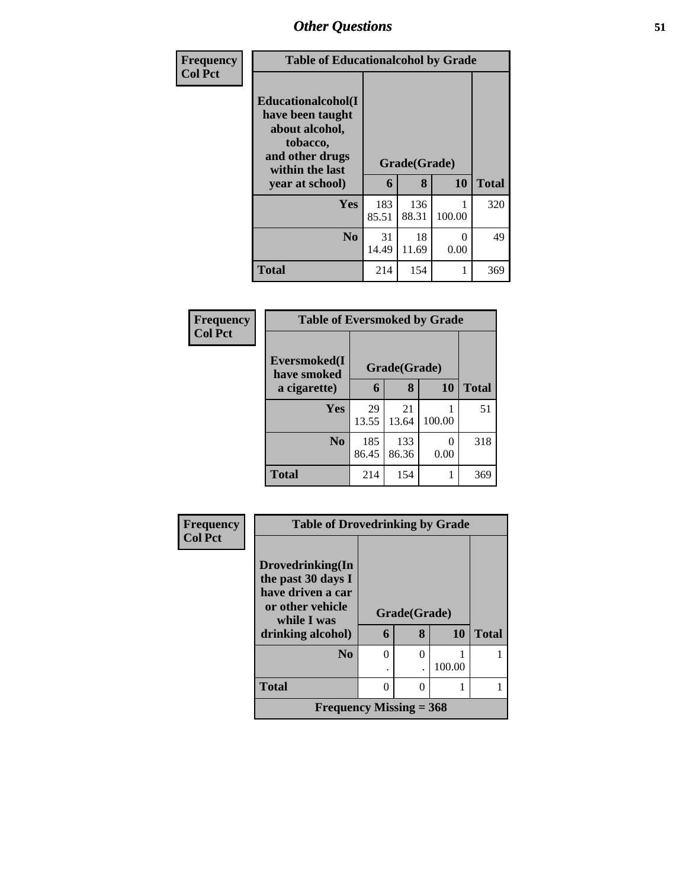## Other Questions

Frequency
Col Pct

**Table of Educationalcohol by Grade**

| Educationalcohol(I have been taught about alcohol, tobacco, and other drugs within the last year at school) | Grade(Grade) | | | Total |
|---|---|---|---|---|
| | 6 | 8 | 10 | |
| Yes | 183<br>85.51 | 136<br>88.31 | 1<br>100.00 | 320 |
| No | 31<br>14.49 | 18<br>11.69 | 0<br>0.00 | 49 |
| Total | 214 | 154 | 1 | 369 |

Frequency
Col Pct

**Table of Eversmoked by Grade**

| Eversmoked(I have smoked a cigarette) | Grade(Grade) | | | Total |
|---|---|---|---|---|
| | 6 | 8 | 10 | |
| Yes | 29<br>13.55 | 21<br>13.64 | 1<br>100.00 | 51 |
| No | 185<br>86.45 | 133<br>86.36 | 0<br>0.00 | 318 |
| Total | 214 | 154 | 1 | 369 |

Frequency
Col Pct

**Table of Drovedrinking by Grade**

| Drovedrinking(In the past 30 days I have driven a car or other vehicle while I was drinking alcohol) | Grade(Grade) | | | Total |
|---|---|---|---|---|
| | 6 | 8 | 10 | |
| No | 0<br>. | 0<br>. | 1<br>100.00 | 1 |
| Total | 0 | 0 | 1 | 1 |
| Frequency Missing = 368 | | | | |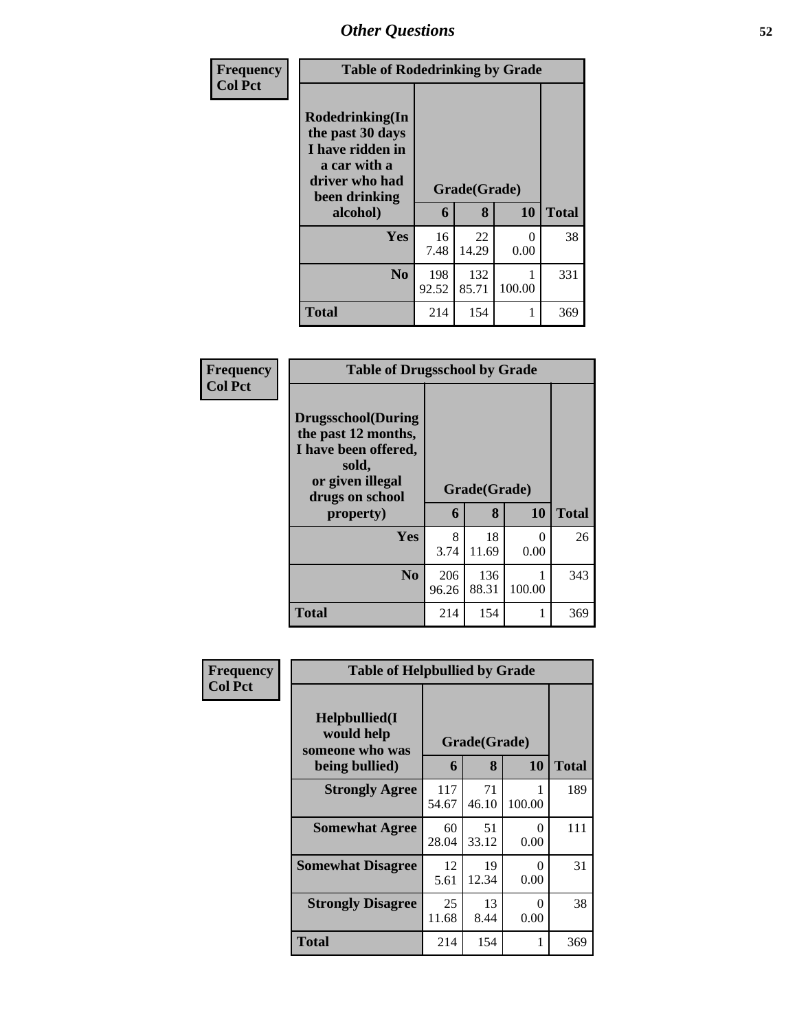## Other Questions

**Frequency**
**Col Pct**

| Table of Rodedrinking by Grade | | | | |
|---|---|---|---|---|
| Rodedrinking(In the past 30 days I have ridden in a car with a driver who had been drinking alcohol) | Grade(Grade) | | | |
| | 6 | 8 | 10 | Total |
| Yes | 16<br>7.48 | 22<br>14.29 | 0<br>0.00 | 38 |
| No | 198<br>92.52 | 132<br>85.71 | 1<br>100.00 | 331 |
| Total | 214 | 154 | 1 | 369 |

**Frequency**
**Col Pct**

| Table of Drugsschool by Grade | | | | |
|---|---|---|---|---|
| Drugsschool(During the past 12 months, I have been offered, sold, or given illegal drugs on school property) | Grade(Grade) | | | |
| | 6 | 8 | 10 | Total |
| Yes | 8<br>3.74 | 18<br>11.69 | 0<br>0.00 | 26 |
| No | 206<br>96.26 | 136<br>88.31 | 1<br>100.00 | 343 |
| Total | 214 | 154 | 1 | 369 |

**Frequency**
**Col Pct**

| Table of Helpbullied by Grade | | | | |
|---|---|---|---|---|
| Helpbullied(I would help someone who was being bullied) | Grade(Grade) | | | |
| | 6 | 8 | 10 | Total |
| Strongly Agree | 117<br>54.67 | 71<br>46.10 | 1<br>100.00 | 189 |
| Somewhat Agree | 60<br>28.04 | 51<br>33.12 | 0<br>0.00 | 111 |
| Somewhat Disagree | 12<br>5.61 | 19<br>12.34 | 0<br>0.00 | 31 |
| Strongly Disagree | 25<br>11.68 | 13<br>8.44 | 0<br>0.00 | 38 |
| Total | 214 | 154 | 1 | 369 |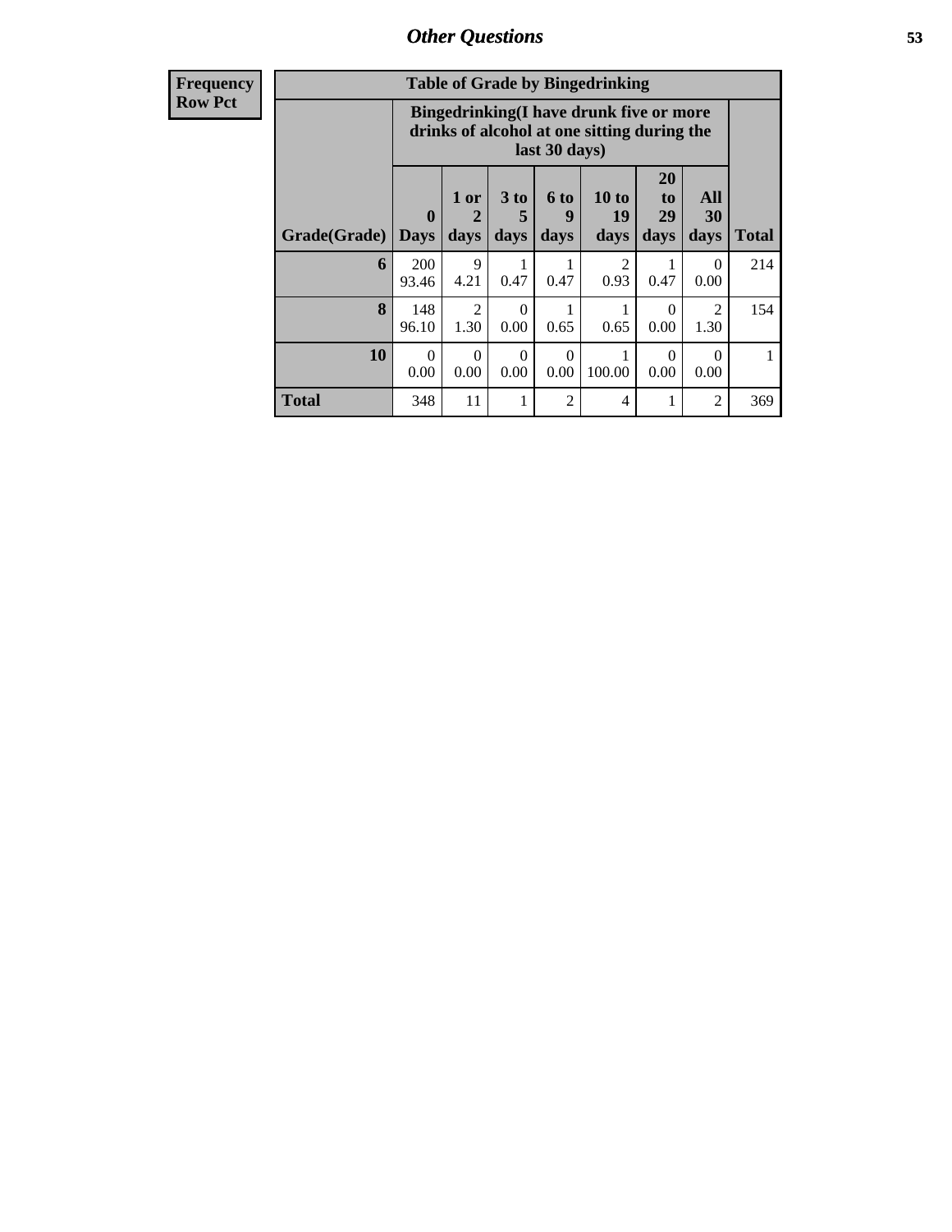## Other Questions

**Frequency**
**Row Pct**

| Table of Grade by Bingedrinking | | | | | | | | |
|---|---|---|---|---|---|---|---|---|
| | Bingedrinking(I have drunk five or more drinks of alcohol at one sitting during the last 30 days) | | | | | | | |
| Grade(Grade) | 0 Days | 1 or 2 days | 3 to 5 days | 6 to 9 days | 10 to 19 days | 20 to 29 days | All 30 days | Total |
| 6 | 200<br>93.46 | 9<br>4.21 | 1<br>0.47 | 1<br>0.47 | 2<br>0.93 | 1<br>0.47 | 0<br>0.00 | 214 |
| 8 | 148<br>96.10 | 2<br>1.30 | 0<br>0.00 | 1<br>0.65 | 1<br>0.65 | 0<br>0.00 | 2<br>1.30 | 154 |
| 10 | 0<br>0.00 | 0<br>0.00 | 0<br>0.00 | 0<br>0.00 | 1<br>100.00 | 0<br>0.00 | 0<br>0.00 | 1 |
| Total | 348 | 11 | 1 | 2 | 4 | 1 | 2 | 369 |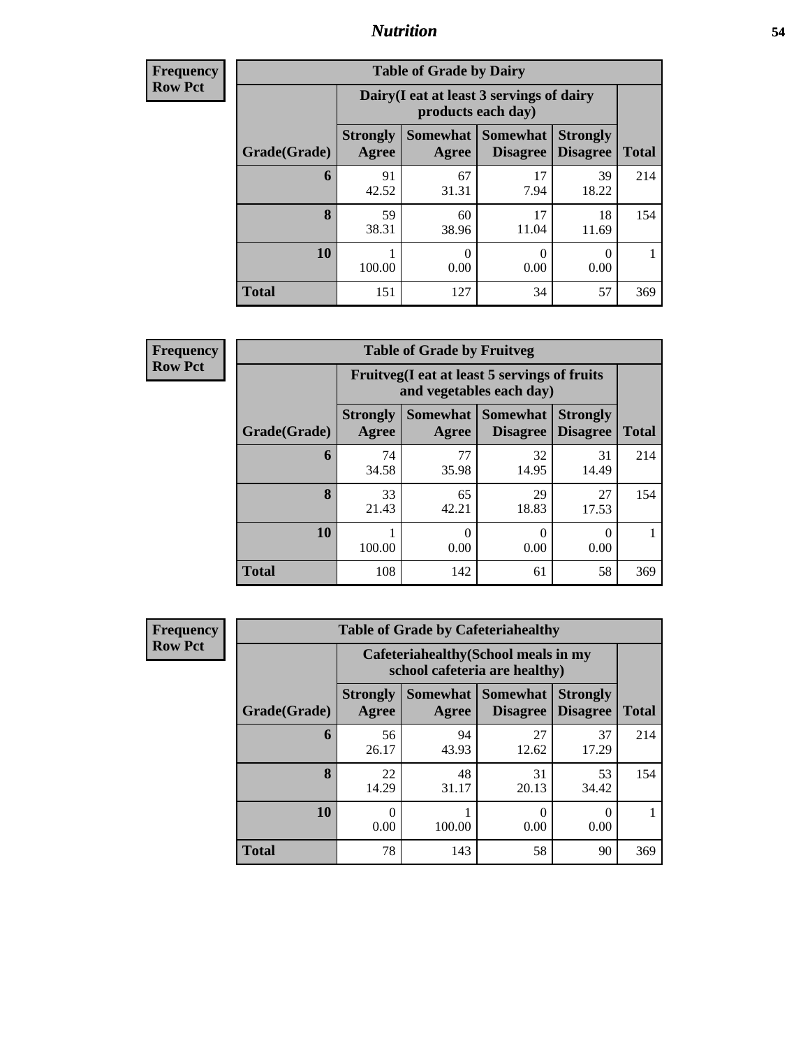## Nutrition

**Frequency**
**Row Pct**

| Table of Grade by Dairy | | | | | |
|---|---|---|---|---|---|
| | Dairy(I eat at least 3 servings of dairy products each day) | | | | |
| Grade(Grade) | Strongly Agree | Somewhat Agree | Somewhat Disagree | Strongly Disagree | Total |
| 6 | 91<br>42.52 | 67<br>31.31 | 17<br>7.94 | 39<br>18.22 | 214 |
| 8 | 59<br>38.31 | 60<br>38.96 | 17<br>11.04 | 18<br>11.69 | 154 |
| 10 | 1<br>100.00 | 0<br>0.00 | 0<br>0.00 | 0<br>0.00 | 1 |
| Total | 151 | 127 | 34 | 57 | 369 |

**Frequency**
**Row Pct**

| Table of Grade by Fruitveg | | | | | |
|---|---|---|---|---|---|
| | Fruitveg(I eat at least 5 servings of fruits and vegetables each day) | | | | |
| Grade(Grade) | Strongly Agree | Somewhat Agree | Somewhat Disagree | Strongly Disagree | Total |
| 6 | 74<br>34.58 | 77<br>35.98 | 32<br>14.95 | 31<br>14.49 | 214 |
| 8 | 33<br>21.43 | 65<br>42.21 | 29<br>18.83 | 27<br>17.53 | 154 |
| 10 | 1<br>100.00 | 0<br>0.00 | 0<br>0.00 | 0<br>0.00 | 1 |
| Total | 108 | 142 | 61 | 58 | 369 |

**Frequency**
**Row Pct**

| Table of Grade by Cafeteriahealthy | | | | | |
|---|---|---|---|---|---|
| | Cafeteriahealthy(School meals in my school cafeteria are healthy) | | | | |
| Grade(Grade) | Strongly Agree | Somewhat Agree | Somewhat Disagree | Strongly Disagree | Total |
| 6 | 56<br>26.17 | 94<br>43.93 | 27<br>12.62 | 37<br>17.29 | 214 |
| 8 | 22<br>14.29 | 48<br>31.17 | 31<br>20.13 | 53<br>34.42 | 154 |
| 10 | 0<br>0.00 | 1<br>100.00 | 0<br>0.00 | 0<br>0.00 | 1 |
| Total | 78 | 143 | 58 | 90 | 369 |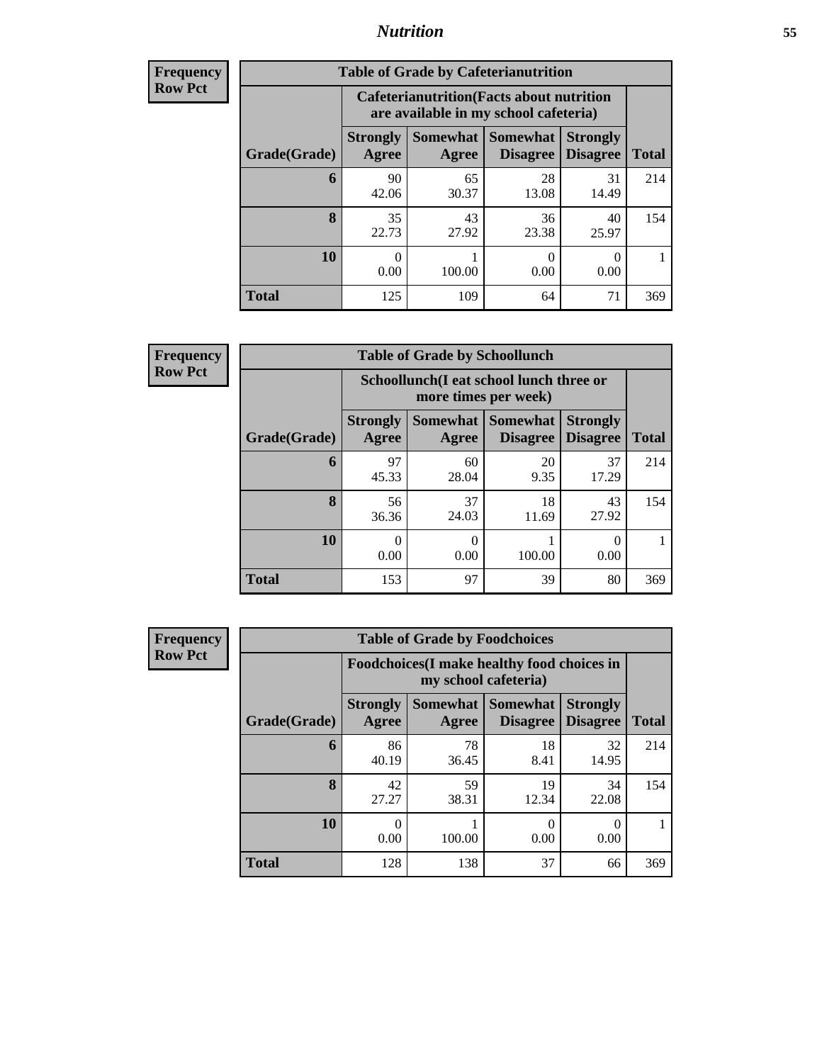## Nutrition

**Frequency**
**Row Pct**

**Table of Grade by Cafeterianutrition**

| Grade(Grade) | Cafeterianutrition(Facts about nutrition are available in my school cafeteria) Strongly Agree | Somewhat Agree | Somewhat Disagree | Strongly Disagree | Total |
|---|---|---|---|---|---|
| 6 | 90<br>42.06 | 65<br>30.37 | 28<br>13.08 | 31<br>14.49 | 214 |
| 8 | 35<br>22.73 | 43<br>27.92 | 36<br>23.38 | 40<br>25.97 | 154 |
| 10 | 0<br>0.00 | 1<br>100.00 | 0<br>0.00 | 0<br>0.00 | 1 |
| Total | 125 | 109 | 64 | 71 | 369 |

**Frequency**
**Row Pct**

**Table of Grade by Schoollunch**

| Grade(Grade) | Schoollunch(I eat school lunch three or more times per week) Strongly Agree | Somewhat Agree | Somewhat Disagree | Strongly Disagree | Total |
|---|---|---|---|---|---|
| 6 | 97<br>45.33 | 60<br>28.04 | 20<br>9.35 | 37<br>17.29 | 214 |
| 8 | 56<br>36.36 | 37<br>24.03 | 18<br>11.69 | 43<br>27.92 | 154 |
| 10 | 0<br>0.00 | 0<br>0.00 | 1<br>100.00 | 0<br>0.00 | 1 |
| Total | 153 | 97 | 39 | 80 | 369 |

**Frequency**
**Row Pct**

**Table of Grade by Foodchoices**

| Grade(Grade) | Foodchoices(I make healthy food choices in my school cafeteria) Strongly Agree | Somewhat Agree | Somewhat Disagree | Strongly Disagree | Total |
|---|---|---|---|---|---|
| 6 | 86<br>40.19 | 78<br>36.45 | 18<br>8.41 | 32<br>14.95 | 214 |
| 8 | 42<br>27.27 | 59<br>38.31 | 19<br>12.34 | 34<br>22.08 | 154 |
| 10 | 0<br>0.00 | 1<br>100.00 | 0<br>0.00 | 0<br>0.00 | 1 |
| Total | 128 | 138 | 37 | 66 | 369 |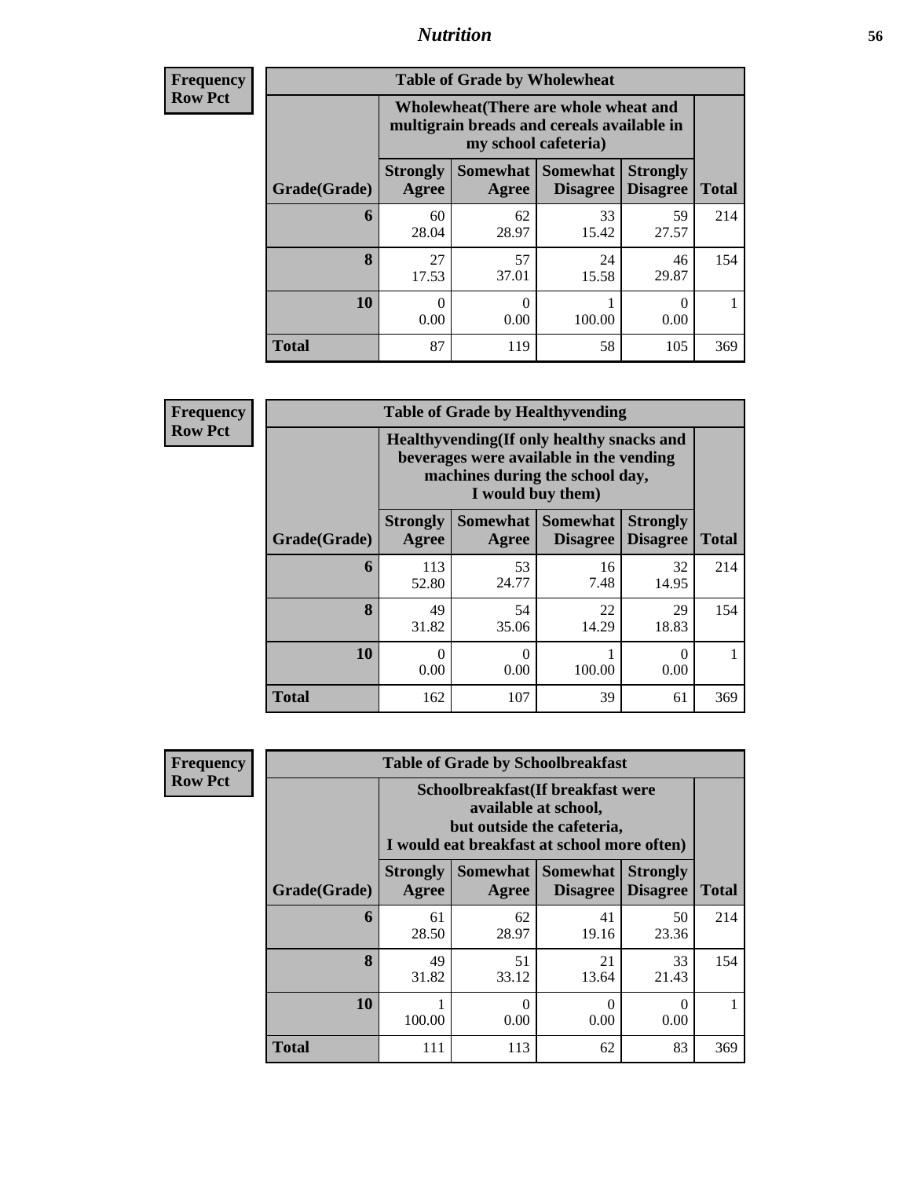## Nutrition

**Frequency**
**Row Pct**

**Table of Grade by Wholewheat**

| Grade(Grade) | Wholewheat(There are whole wheat and multigrain breads and cereals available in my school cafeteria) | | | | Total |
|---|---|---|---|---|---|
| | Strongly Agree | Somewhat Agree | Somewhat Disagree | Strongly Disagree | |
| 6 | 60<br>28.04 | 62<br>28.97 | 33<br>15.42 | 59<br>27.57 | 214 |
| 8 | 27<br>17.53 | 57<br>37.01 | 24<br>15.58 | 46<br>29.87 | 154 |
| 10 | 0<br>0.00 | 0<br>0.00 | 1<br>100.00 | 0<br>0.00 | 1 |
| Total | 87 | 119 | 58 | 105 | 369 |

**Frequency**
**Row Pct**

**Table of Grade by Healthyvending**

| Grade(Grade) | Healthyvending(If only healthy snacks and beverages were available in the vending machines during the school day, I would buy them) | | | | Total |
|---|---|---|---|---|---|
| | Strongly Agree | Somewhat Agree | Somewhat Disagree | Strongly Disagree | |
| 6 | 113<br>52.80 | 53<br>24.77 | 16<br>7.48 | 32<br>14.95 | 214 |
| 8 | 49<br>31.82 | 54<br>35.06 | 22<br>14.29 | 29<br>18.83 | 154 |
| 10 | 0<br>0.00 | 0<br>0.00 | 1<br>100.00 | 0<br>0.00 | 1 |
| Total | 162 | 107 | 39 | 61 | 369 |

**Frequency**
**Row Pct**

**Table of Grade by Schoolbreakfast**

| Grade(Grade) | Schoolbreakfast(If breakfast were available at school, but outside the cafeteria, I would eat breakfast at school more often) | | | | Total |
|---|---|---|---|---|---|
| | Strongly Agree | Somewhat Agree | Somewhat Disagree | Strongly Disagree | |
| 6 | 61<br>28.50 | 62<br>28.97 | 41<br>19.16 | 50<br>23.36 | 214 |
| 8 | 49<br>31.82 | 51<br>33.12 | 21<br>13.64 | 33<br>21.43 | 154 |
| 10 | 1<br>100.00 | 0<br>0.00 | 0<br>0.00 | 0<br>0.00 | 1 |
| Total | 111 | 113 | 62 | 83 | 369 |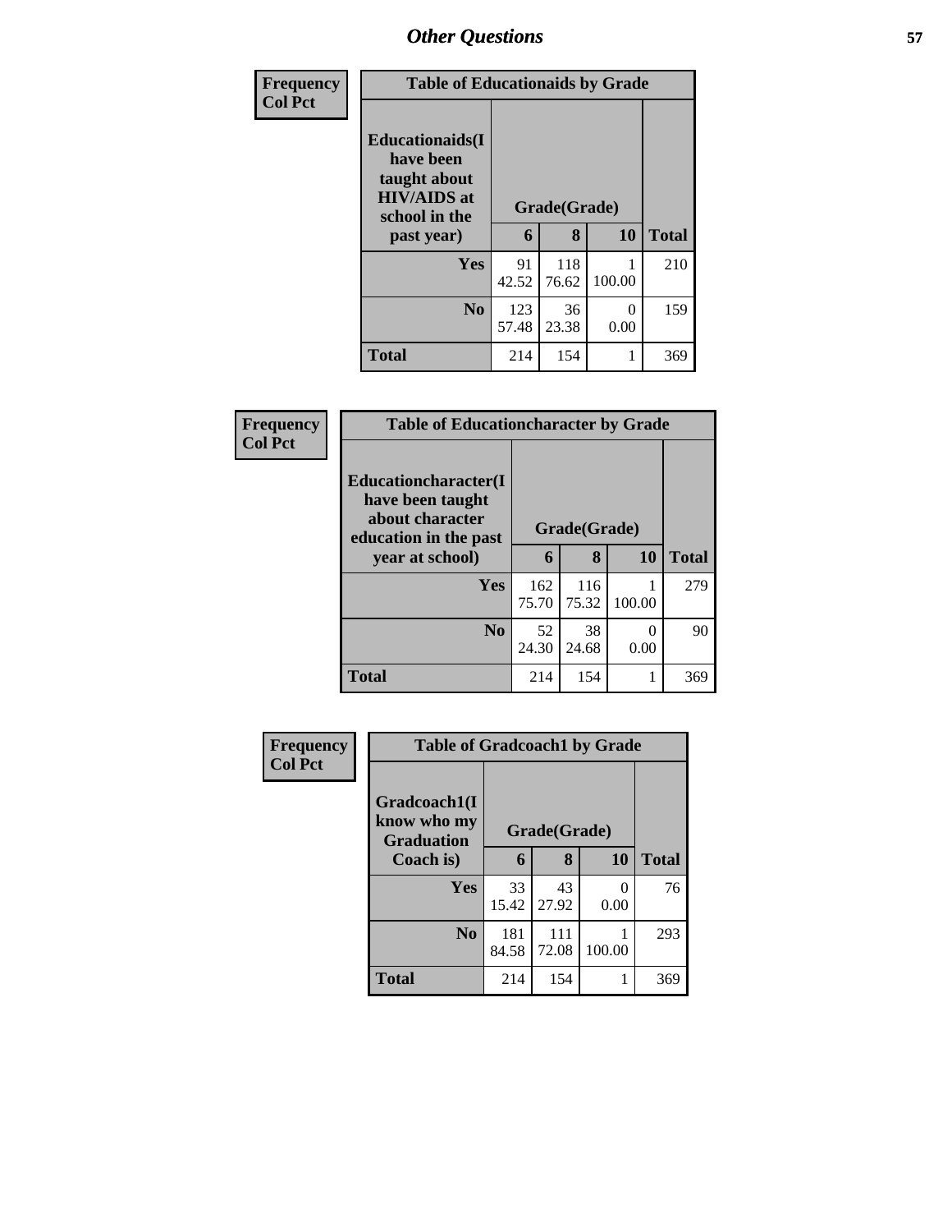| Frequency Col Pct |
|---|

| Table of Educationaids by Grade | | | | |
|---|---|---|---|---|
| Educationaids(I have been taught about HIV/AIDS at school in the past year) | Grade(Grade) | | | Total |
| | 6 | 8 | 10 | |
| Yes | 91<br>42.52 | 118<br>76.62 | 1<br>100.00 | 210 |
| No | 123<br>57.48 | 36<br>23.38 | 0<br>0.00 | 159 |
| Total | 214 | 154 | 1 | 369 |

| Frequency Col Pct |
|---|

| Table of Educationcharacter by Grade | | | | |
|---|---|---|---|---|
| Educationcharacter(I have been taught about character education in the past year at school) | Grade(Grade) | | | Total |
| | 6 | 8 | 10 | |
| Yes | 162<br>75.70 | 116<br>75.32 | 1<br>100.00 | 279 |
| No | 52<br>24.30 | 38<br>24.68 | 0<br>0.00 | 90 |
| Total | 214 | 154 | 1 | 369 |

| Frequency Col Pct |
|---|

| Table of Gradcoach1 by Grade | | | | |
|---|---|---|---|---|
| Gradcoach1(I know who my Graduation Coach is) | Grade(Grade) | | | Total |
| | 6 | 8 | 10 | |
| Yes | 33<br>15.42 | 43<br>27.92 | 0<br>0.00 | 76 |
| No | 181<br>84.58 | 111<br>72.08 | 1<br>100.00 | 293 |
| Total | 214 | 154 | 1 | 369 |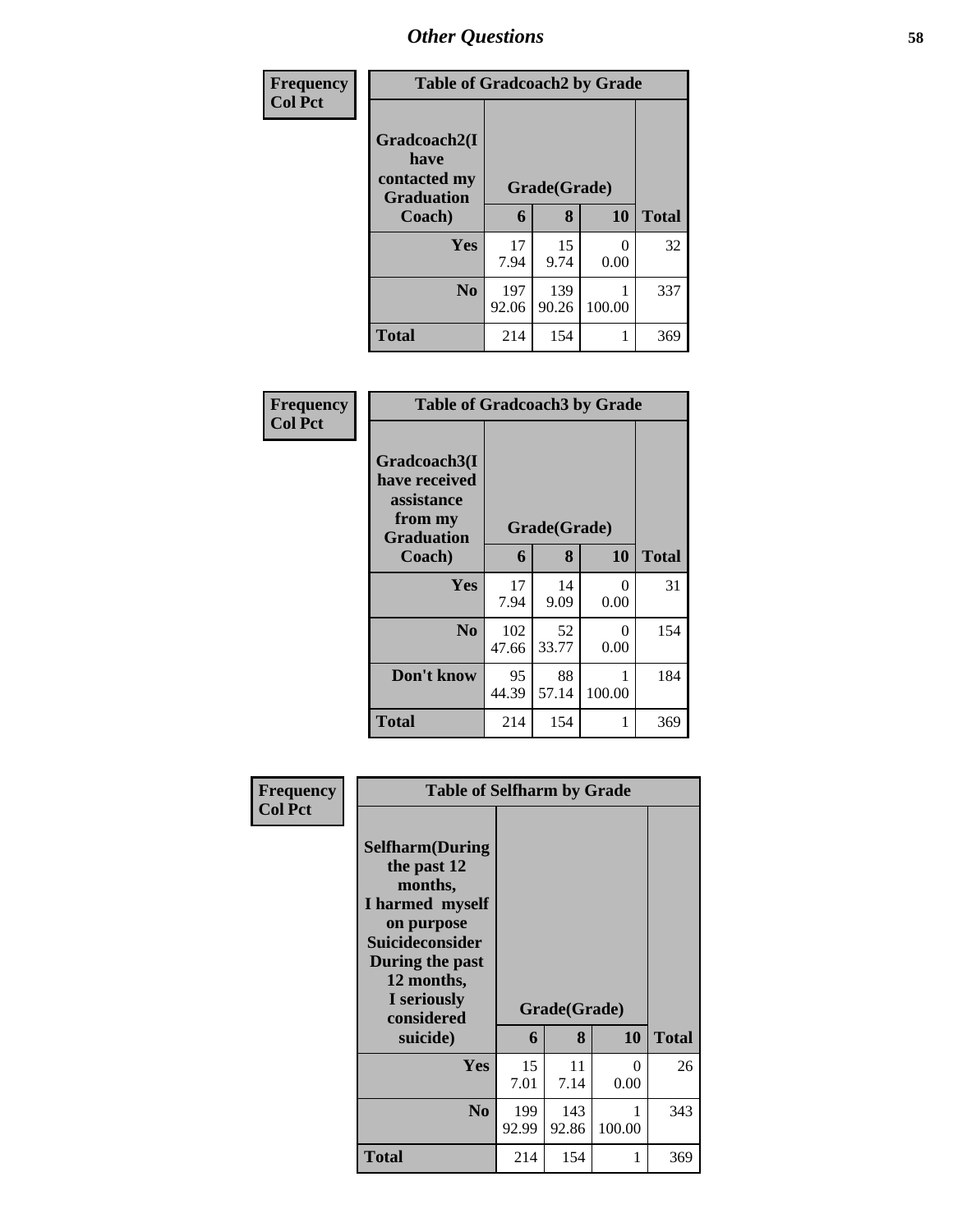# Other Questions

Frequency
Col Pct

| Table of Gradcoach2 by Grade | | | | |
|---|---|---|---|---|
| Gradcoach2(I have contacted my Graduation Coach) | Grade(Grade) | | | Total |
| | 6 | 8 | 10 | |
| Yes | 17<br>7.94 | 15<br>9.74 | 0<br>0.00 | 32 |
| No | 197<br>92.06 | 139<br>90.26 | 1<br>100.00 | 337 |
| Total | 214 | 154 | 1 | 369 |

Frequency
Col Pct

| Table of Gradcoach3 by Grade | | | | |
|---|---|---|---|---|
| Gradcoach3(I have received assistance from my Graduation Coach) | Grade(Grade) | | | Total |
| | 6 | 8 | 10 | |
| Yes | 17<br>7.94 | 14<br>9.09 | 0<br>0.00 | 31 |
| No | 102<br>47.66 | 52<br>33.77 | 0<br>0.00 | 154 |
| Don't know | 95<br>44.39 | 88<br>57.14 | 1<br>100.00 | 184 |
| Total | 214 | 154 | 1 | 369 |

Frequency
Col Pct

| Table of Selfharm by Grade | | | | |
|---|---|---|---|---|
| Selfharm(During the past 12 months, I harmed myself on purpose Suicideconsider During the past 12 months, I seriously considered suicide) | Grade(Grade) | | | Total |
| | 6 | 8 | 10 | |
| Yes | 15<br>7.01 | 11<br>7.14 | 0<br>0.00 | 26 |
| No | 199<br>92.99 | 143<br>92.86 | 1<br>100.00 | 343 |
| Total | 214 | 154 | 1 | 369 |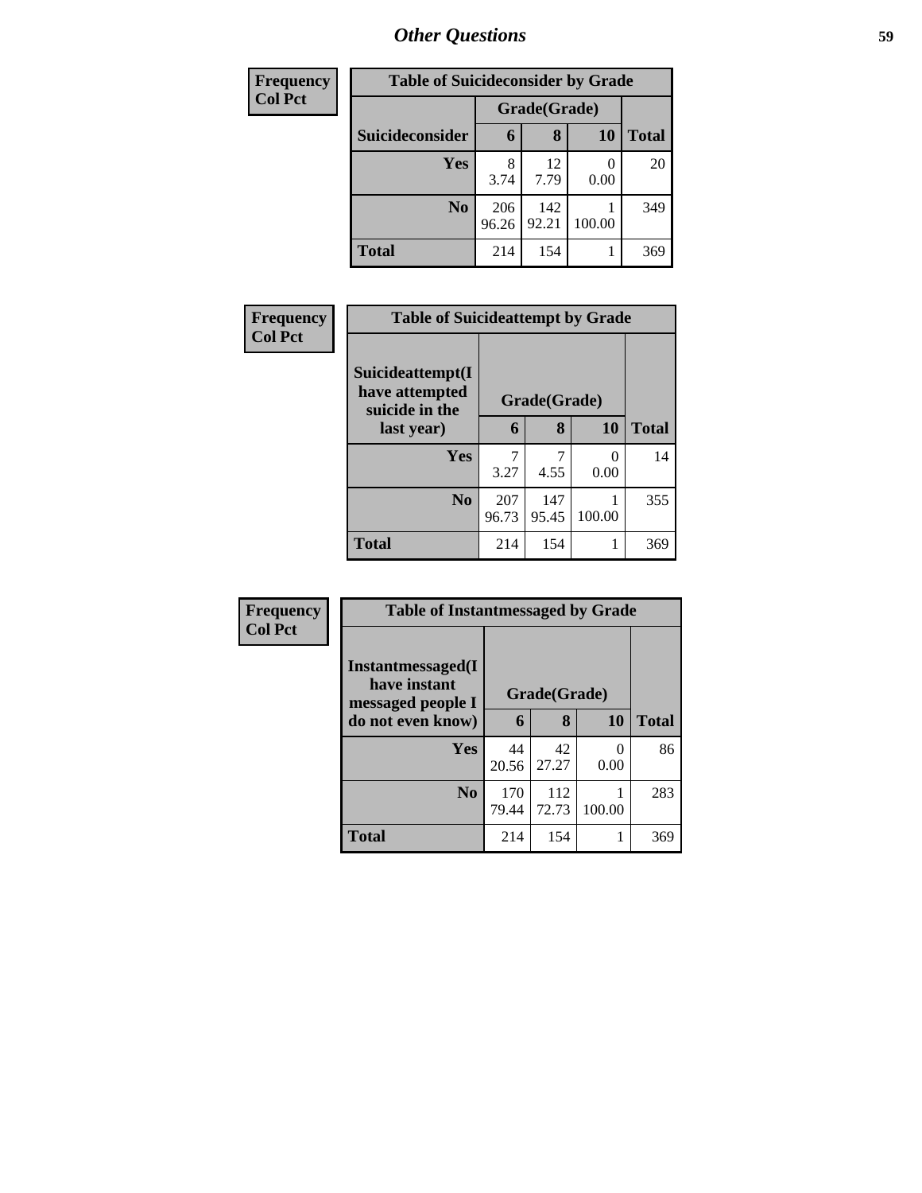| Frequency<br>Col Pct | Table of Suicideconsider by Grade | | | |
|---|---|---|---|---|
| | Grade(Grade) | | | |
| Suicideconsider | 6 | 8 | 10 | Total |
| Yes | 8<br>3.74 | 12<br>7.79 | 0<br>0.00 | 20 |
| No | 206<br>96.26 | 142<br>92.21 | 1<br>100.00 | 349 |
| Total | 214 | 154 | 1 | 369 |

| Frequency<br>Col Pct | Table of Suicideattempt by Grade | | | |
|---|---|---|---|---|
| Suicideattempt(I have attempted suicide in the last year) | Grade(Grade) | | | |
| | 6 | 8 | 10 | Total |
| Yes | 7<br>3.27 | 7<br>4.55 | 0<br>0.00 | 14 |
| No | 207<br>96.73 | 147<br>95.45 | 1<br>100.00 | 355 |
| Total | 214 | 154 | 1 | 369 |

| Frequency<br>Col Pct | Table of Instantmessaged by Grade | | | |
|---|---|---|---|---|
| Instantmessaged(I have instant messaged people I do not even know) | Grade(Grade) | | | |
| | 6 | 8 | 10 | Total |
| Yes | 44<br>20.56 | 42<br>27.27 | 0<br>0.00 | 86 |
| No | 170<br>79.44 | 112<br>72.73 | 1<br>100.00 | 283 |
| Total | 214 | 154 | 1 | 369 |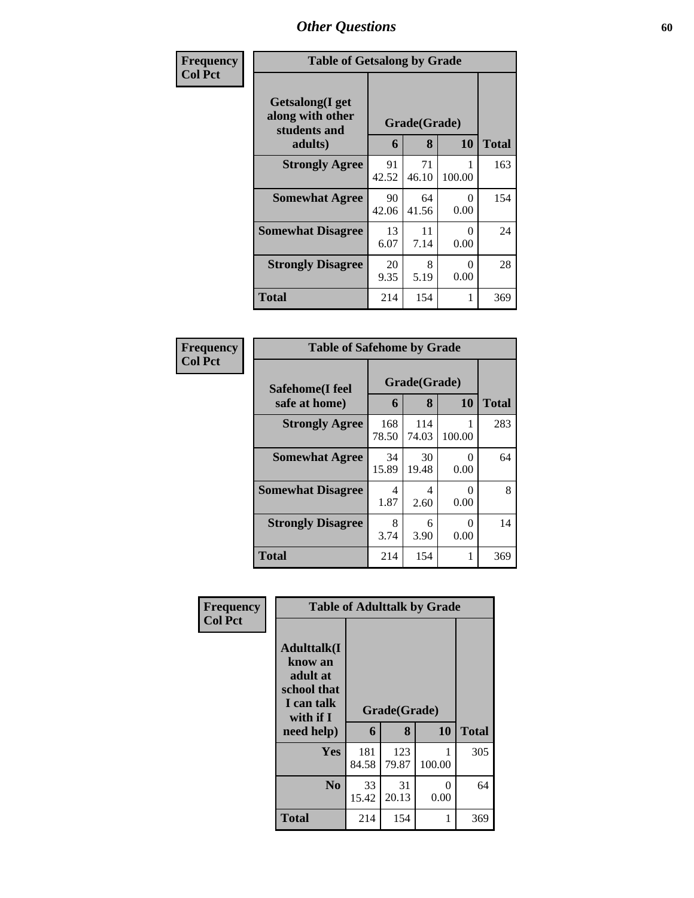| Frequency<br>Col Pct | Table of Getsalong by Grade | | | |
|---|---|---|---|---|
| Getsalong(I get along with other students and adults) | Grade(Grade) | | | |
| | 6 | 8 | 10 | Total |
| Strongly Agree | 91<br>42.52 | 71<br>46.10 | 1<br>100.00 | 163 |
| Somewhat Agree | 90<br>42.06 | 64<br>41.56 | 0<br>0.00 | 154 |
| Somewhat Disagree | 13<br>6.07 | 11<br>7.14 | 0<br>0.00 | 24 |
| Strongly Disagree | 20<br>9.35 | 8<br>5.19 | 0<br>0.00 | 28 |
| Total | 214 | 154 | 1 | 369 |

| Frequency<br>Col Pct | Table of Safehome by Grade | | | |
|---|---|---|---|---|
| Safehome(I feel safe at home) | Grade(Grade) | | | |
| | 6 | 8 | 10 | Total |
| Strongly Agree | 168<br>78.50 | 114<br>74.03 | 1<br>100.00 | 283 |
| Somewhat Agree | 34<br>15.89 | 30<br>19.48 | 0<br>0.00 | 64 |
| Somewhat Disagree | 4<br>1.87 | 4<br>2.60 | 0<br>0.00 | 8 |
| Strongly Disagree | 8<br>3.74 | 6<br>3.90 | 0<br>0.00 | 14 |
| Total | 214 | 154 | 1 | 369 |

| Frequency<br>Col Pct | Table of Adulttalk by Grade | | | |
|---|---|---|---|---|
| Adulttalk(I know an adult at school that I can talk with if I need help) | Grade(Grade) | | | |
| | 6 | 8 | 10 | Total |
| Yes | 181<br>84.58 | 123<br>79.87 | 1<br>100.00 | 305 |
| No | 33<br>15.42 | 31<br>20.13 | 0<br>0.00 | 64 |
| Total | 214 | 154 | 1 | 369 |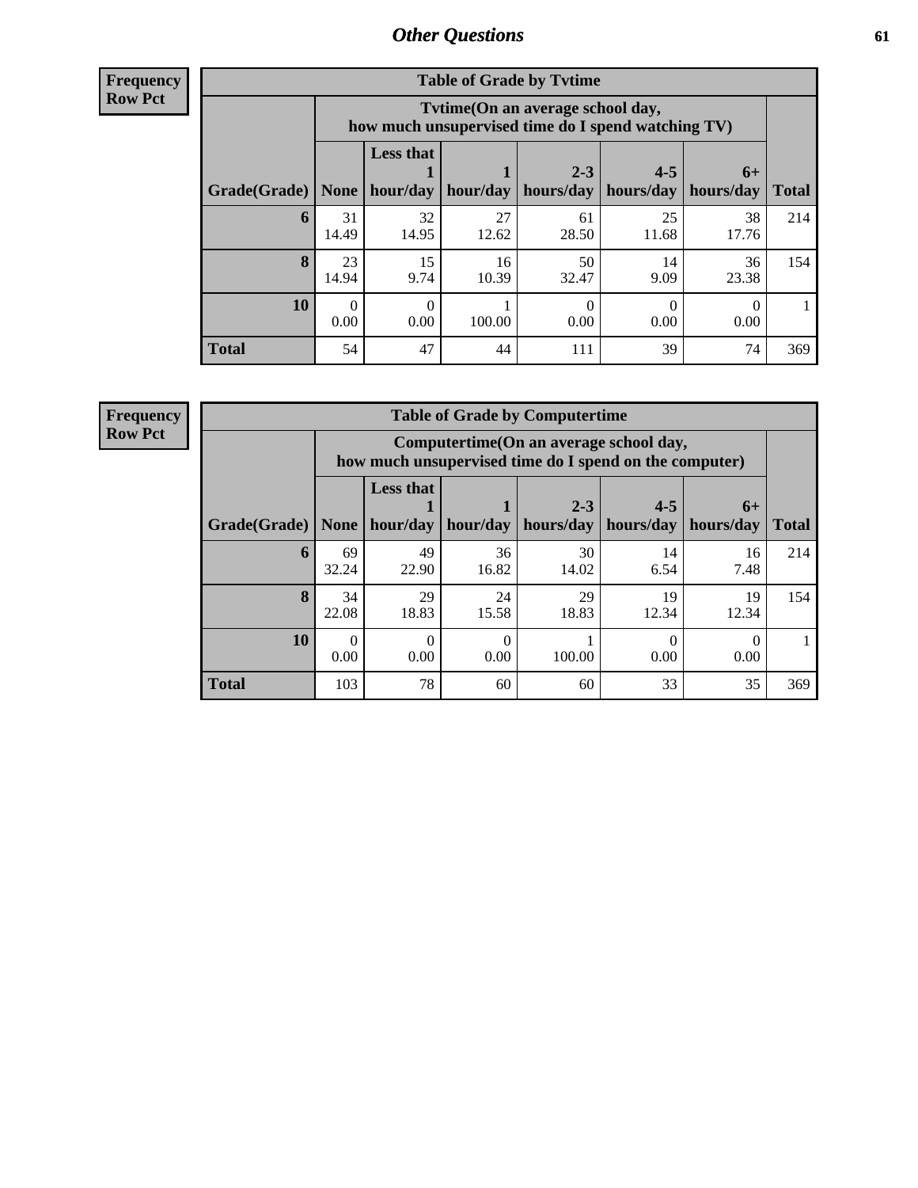## Other Questions

**Frequency**
**Row Pct**

**Table of Grade by Tvtime**

| Grade(Grade) | Tvtime(On an average school day, how much unsupervised time do I spend watching TV) | | | | | | Total |
|---|---|---|---|---|---|---|---|
| | None | Less that 1 hour/day | 1 hour/day | 2-3 hours/day | 4-5 hours/day | 6+ hours/day | |
| **6** | 31<br>14.49 | 32<br>14.95 | 27<br>12.62 | 61<br>28.50 | 25<br>11.68 | 38<br>17.76 | 214 |
| **8** | 23<br>14.94 | 15<br>9.74 | 16<br>10.39 | 50<br>32.47 | 14<br>9.09 | 36<br>23.38 | 154 |
| **10** | 0<br>0.00 | 0<br>0.00 | 1<br>100.00 | 0<br>0.00 | 0<br>0.00 | 0<br>0.00 | 1 |
| **Total** | 54 | 47 | 44 | 111 | 39 | 74 | 369 |

**Frequency**
**Row Pct**

**Table of Grade by Computertime**

| Grade(Grade) | Computertime(On an average school day, how much unsupervised time do I spend on the computer) | | | | | | Total |
|---|---|---|---|---|---|---|---|
| | None | Less that 1 hour/day | 1 hour/day | 2-3 hours/day | 4-5 hours/day | 6+ hours/day | |
| **6** | 69<br>32.24 | 49<br>22.90 | 36<br>16.82 | 30<br>14.02 | 14<br>6.54 | 16<br>7.48 | 214 |
| **8** | 34<br>22.08 | 29<br>18.83 | 24<br>15.58 | 29<br>18.83 | 19<br>12.34 | 19<br>12.34 | 154 |
| **10** | 0<br>0.00 | 0<br>0.00 | 0<br>0.00 | 1<br>100.00 | 0<br>0.00 | 0<br>0.00 | 1 |
| **Total** | 103 | 78 | 60 | 60 | 33 | 35 | 369 |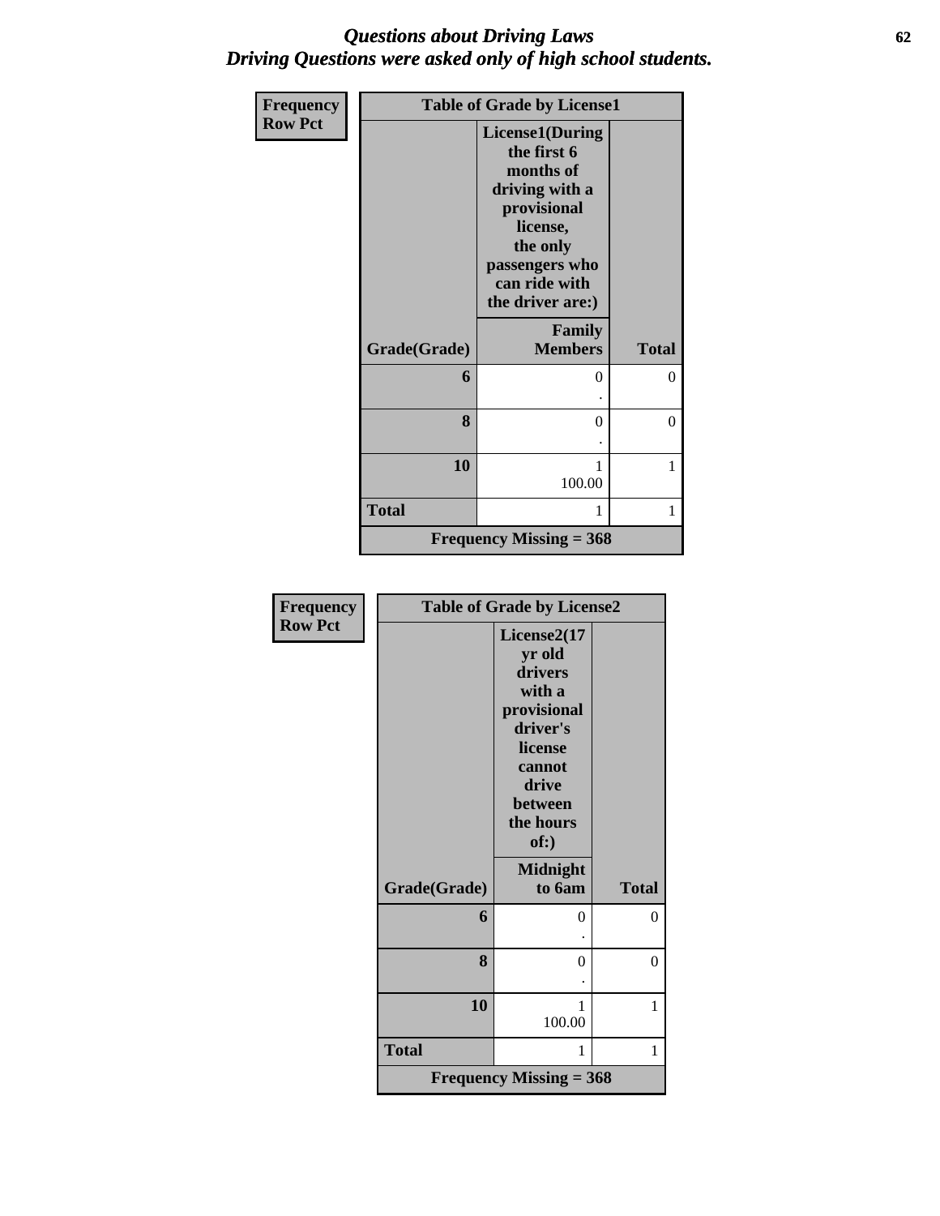# Questions about Driving Laws
## Driving Questions were asked only of high school students.

**Frequency**
**Row Pct**

| Table of Grade by License1 | | |
|---|---|---|
| | License1(During the first 6 months of driving with a provisional license, the only passengers who can ride with the driver are:) | |
| Grade(Grade) | Family Members | Total |
| 6 | 0<br>. | 0 |
| 8 | 0<br>. | 0 |
| 10 | 1<br>100.00 | 1 |
| Total | 1 | 1 |
| Frequency Missing = 368 | | |

**Frequency**
**Row Pct**

| Table of Grade by License2 | | |
|---|---|---|
| | License2(17 yr old drivers with a provisional driver's license cannot drive between the hours of:) | |
| Grade(Grade) | Midnight to 6am | Total |
| 6 | 0<br>. | 0 |
| 8 | 0<br>. | 0 |
| 10 | 1<br>100.00 | 1 |
| Total | 1 | 1 |
| Frequency Missing = 368 | | |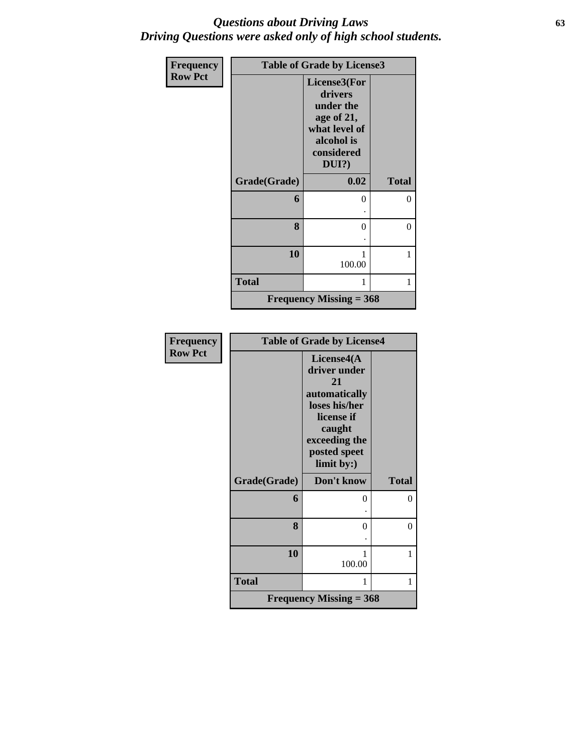# *Questions about Driving Laws*
## *Driving Questions were asked only of high school students.*

| Frequency<br>Row Pct | | |
|---|---|---|
| **Table of Grade by License3** | | |
| | **License3(For drivers under the age of 21, what level of alcohol is considered DUI?)** | |
| **Grade(Grade)** | **0.02** | **Total** |
| **6** | 0<br>. | 0 |
| **8** | 0<br>. | 0 |
| **10** | 1<br>100.00 | 1 |
| **Total** | 1 | 1 |
| **Frequency Missing = 368** | | |

| Frequency<br>Row Pct | | |
|---|---|---|
| **Table of Grade by License4** | | |
| | **License4(A driver under 21 automatically loses his/her license if caught exceeding the posted speet limit by:)** | |
| **Grade(Grade)** | **Don't know** | **Total** |
| **6** | 0<br>. | 0 |
| **8** | 0<br>. | 0 |
| **10** | 1<br>100.00 | 1 |
| **Total** | 1 | 1 |
| **Frequency Missing = 368** | | |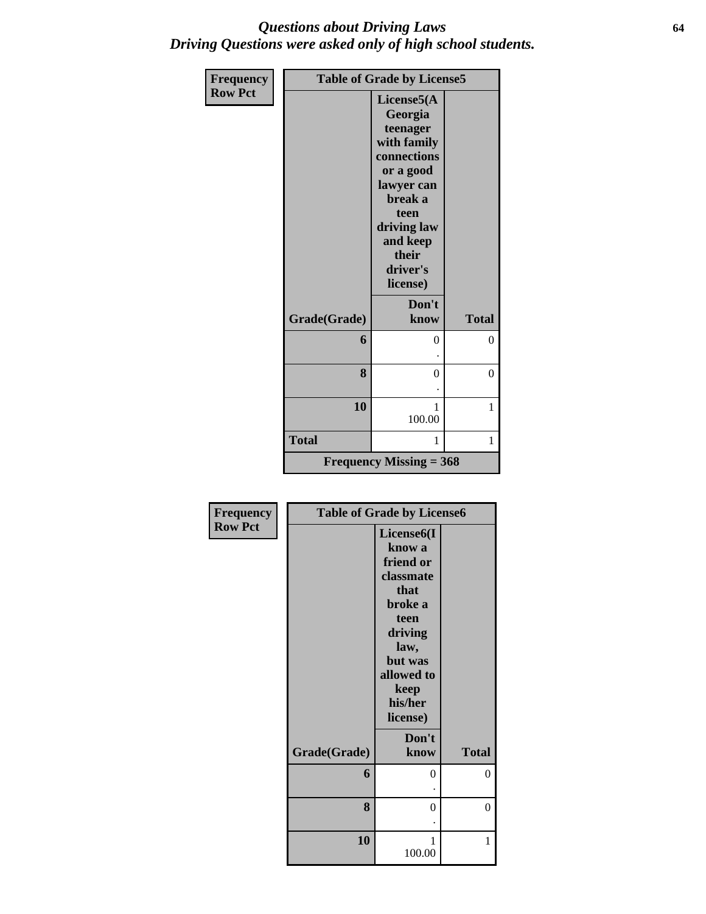# *Questions about Driving Laws*
# *Driving Questions were asked only of high school students.*

| Frequency Row Pct | Table of Grade by License5 | |
|---|---|---|
| | License5(A Georgia teenager with family connections or a good lawyer can break a teen driving law and keep their driver's license) | |
| Grade(Grade) | Don't know | Total |
| **6** | 0<br>. | 0 |
| **8** | 0<br>. | 0 |
| **10** | 1<br>100.00 | 1 |
| **Total** | 1 | 1 |
| **Frequency Missing = 368** | | |

| Frequency Row Pct | Table of Grade by License6 | |
|---|---|---|
| | License6(I know a friend or classmate that broke a teen driving law, but was allowed to keep his/her license) | |
| Grade(Grade) | Don't know | Total |
| **6** | 0<br>. | 0 |
| **8** | 0<br>. | 0 |
| **10** | 1<br>100.00 | 1 |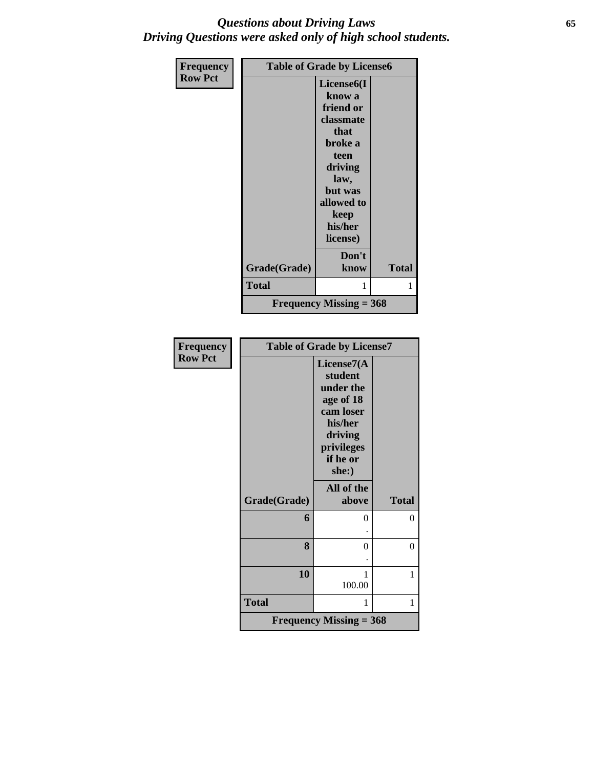# *Questions about Driving Laws*
## *Driving Questions were asked only of high school students.*

| Frequency<br>Row Pct | Table of Grade by License6 | |
|---|---|---|
| | **License6(I know a friend or classmate that broke a teen driving law, but was allowed to keep his/her license)** | |
| **Grade(Grade)** | **Don't know** | **Total** |
| **Total** | 1 | 1 |
| **Frequency Missing = 368** | | |

| Frequency<br>Row Pct | Table of Grade by License7 | |
|---|---|---|
| | **License7(A student under the age of 18 cam loser his/her driving privileges if he or she:)** | |
| **Grade(Grade)** | **All of the above** | **Total** |
| **6** | 0<br>. | 0 |
| **8** | 0<br>. | 0 |
| **10** | 1<br>100.00 | 1 |
| **Total** | 1 | 1 |
| **Frequency Missing = 368** | | |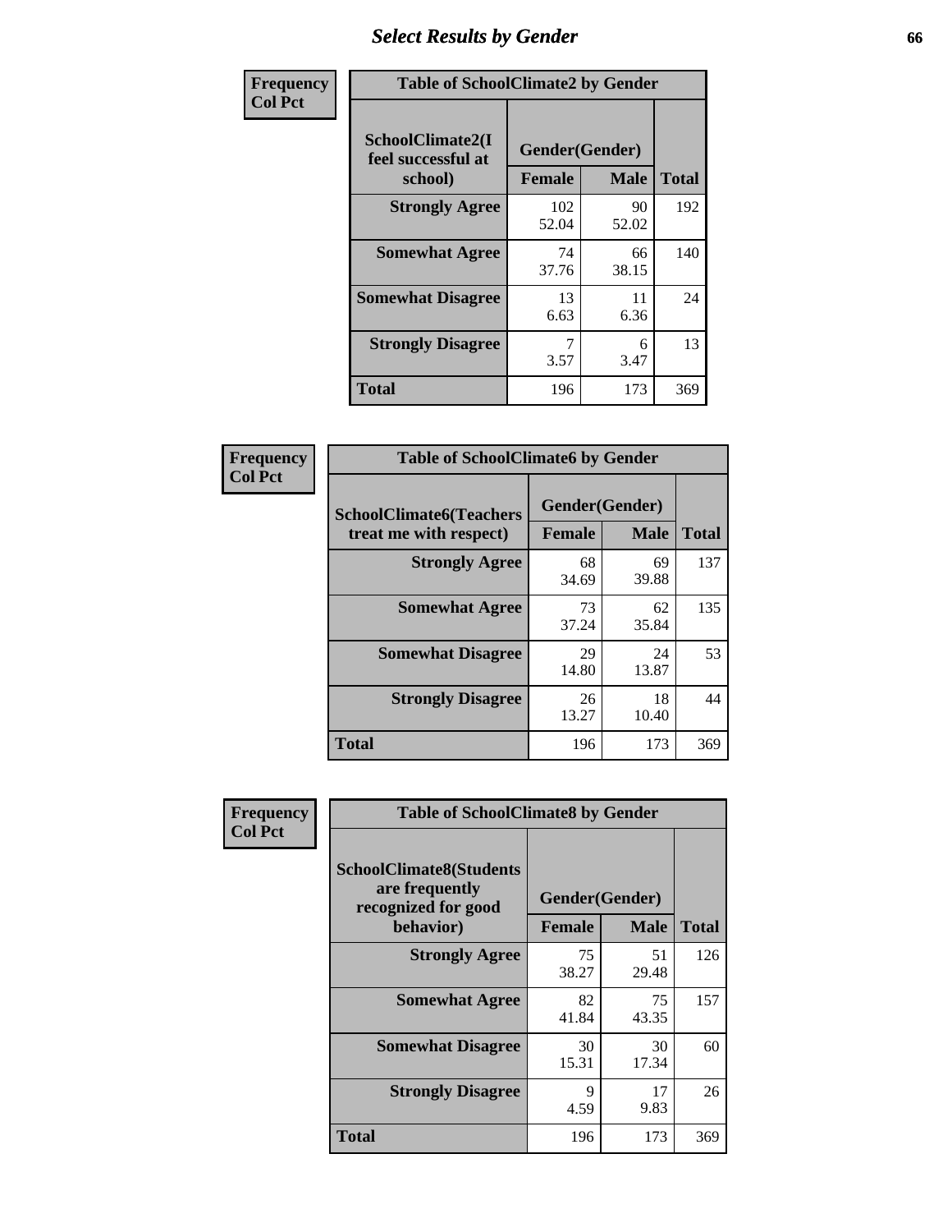# Select Results by Gender

**Frequency / Col Pct**

**Table of SchoolClimate2 by Gender**

| SchoolClimate2(I feel successful at school) | Gender(Gender) | | Total |
|---|---|---|---|
| | Female | Male | |
| Strongly Agree | 102<br>52.04 | 90<br>52.02 | 192 |
| Somewhat Agree | 74<br>37.76 | 66<br>38.15 | 140 |
| Somewhat Disagree | 13<br>6.63 | 11<br>6.36 | 24 |
| Strongly Disagree | 7<br>3.57 | 6<br>3.47 | 13 |
| Total | 196 | 173 | 369 |

**Frequency / Col Pct**

**Table of SchoolClimate6 by Gender**

| SchoolClimate6(Teachers treat me with respect) | Gender(Gender) | | Total |
|---|---|---|---|
| | Female | Male | |
| Strongly Agree | 68<br>34.69 | 69<br>39.88 | 137 |
| Somewhat Agree | 73<br>37.24 | 62<br>35.84 | 135 |
| Somewhat Disagree | 29<br>14.80 | 24<br>13.87 | 53 |
| Strongly Disagree | 26<br>13.27 | 18<br>10.40 | 44 |
| Total | 196 | 173 | 369 |

**Frequency / Col Pct**

**Table of SchoolClimate8 by Gender**

| SchoolClimate8(Students are frequently recognized for good behavior) | Gender(Gender) | | Total |
|---|---|---|---|
| | Female | Male | |
| Strongly Agree | 75<br>38.27 | 51<br>29.48 | 126 |
| Somewhat Agree | 82<br>41.84 | 75<br>43.35 | 157 |
| Somewhat Disagree | 30<br>15.31 | 30<br>17.34 | 60 |
| Strongly Disagree | 9<br>4.59 | 17<br>9.83 | 26 |
| Total | 196 | 173 | 369 |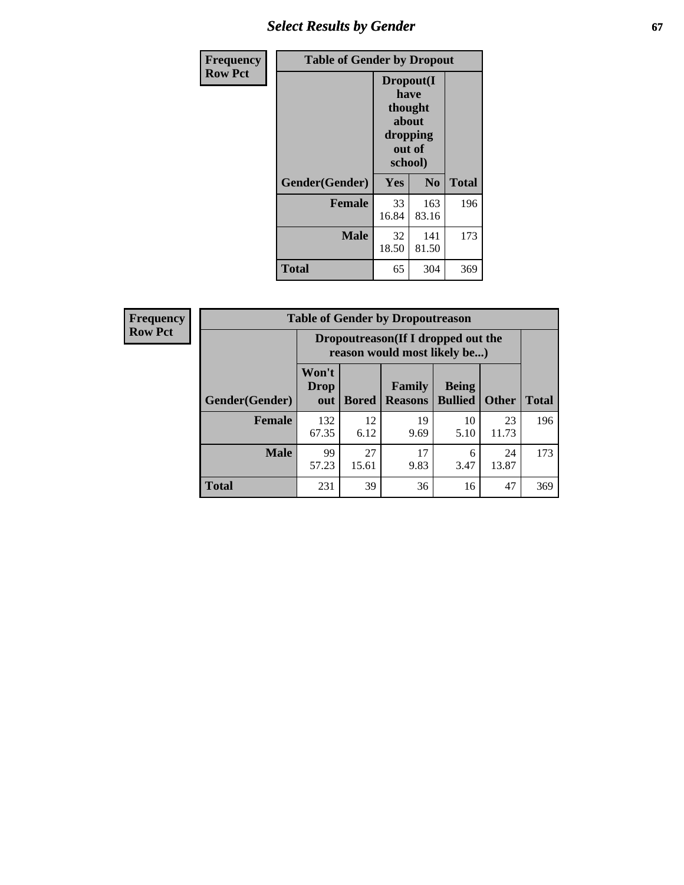| Frequency Row Pct | Table of Gender by Dropout | | |
|---|---|---|---|
| | Dropout(I have thought about dropping out of school) | | |
| Gender(Gender) | Yes | No | Total |
| Female | 33<br>16.84 | 163<br>83.16 | 196 |
| Male | 32<br>18.50 | 141<br>81.50 | 173 |
| Total | 65 | 304 | 369 |

| Frequency Row Pct | Table of Gender by Dropoutreason | | | | | |
|---|---|---|---|---|---|---|
| | Dropoutreason(If I dropped out the reason would most likely be...) | | | | | |
| Gender(Gender) | Won't Drop out | Bored | Family Reasons | Being Bullied | Other | Total |
| Female | 132<br>67.35 | 12<br>6.12 | 19<br>9.69 | 10<br>5.10 | 23<br>11.73 | 196 |
| Male | 99<br>57.23 | 27<br>15.61 | 17<br>9.83 | 6<br>3.47 | 24<br>13.87 | 173 |
| Total | 231 | 39 | 36 | 16 | 47 | 369 |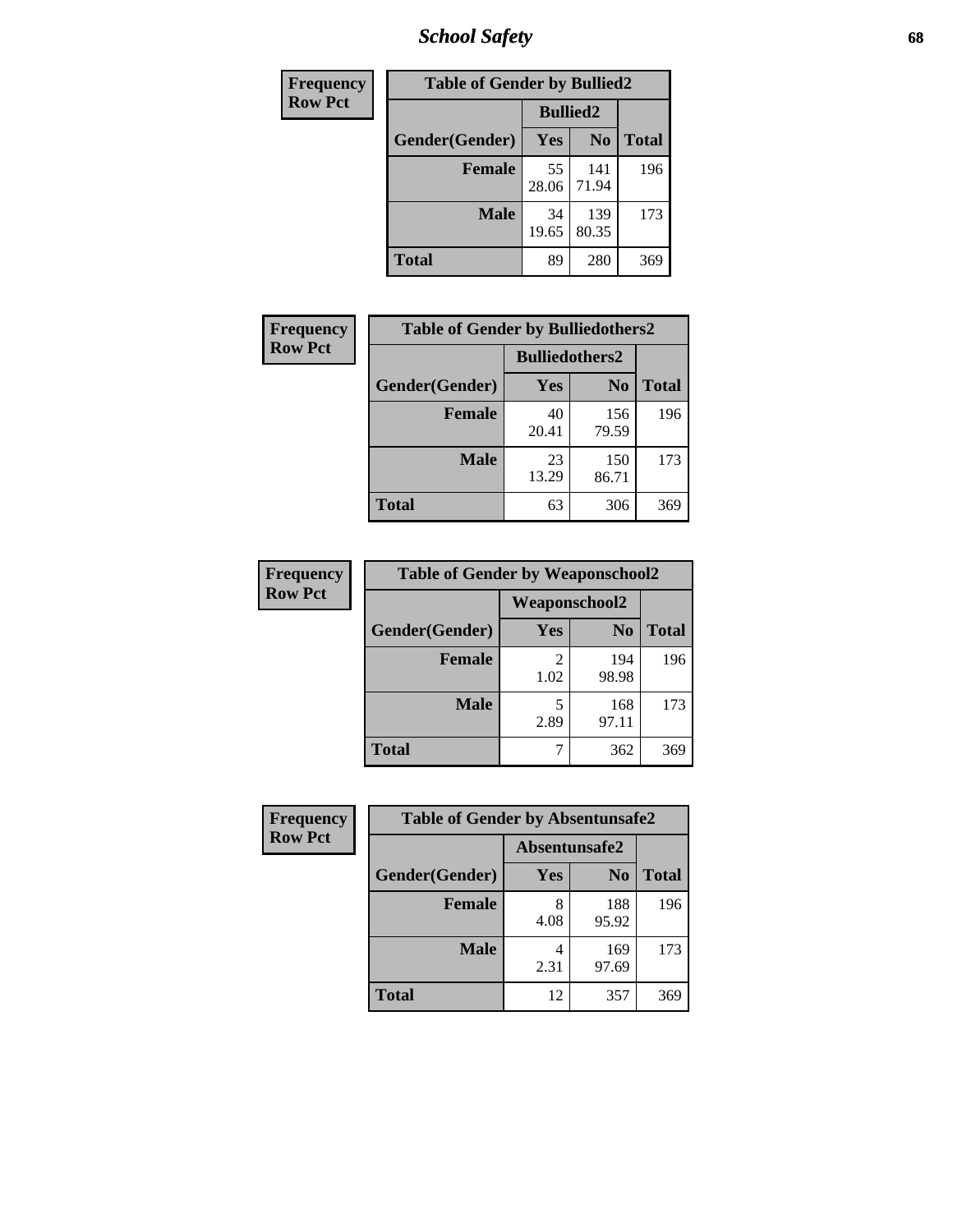# School Safety

**Frequency**
**Row Pct**

| Table of Gender by Bullied2 | | | |
|---|---|---|---|
| | Bullied2 | | |
| Gender(Gender) | Yes | No | Total |
| Female | 55<br>28.06 | 141<br>71.94 | 196 |
| Male | 34<br>19.65 | 139<br>80.35 | 173 |
| Total | 89 | 280 | 369 |

**Frequency**
**Row Pct**

| Table of Gender by Bulliedothers2 | | | |
|---|---|---|---|
| | Bulliedothers2 | | |
| Gender(Gender) | Yes | No | Total |
| Female | 40<br>20.41 | 156<br>79.59 | 196 |
| Male | 23<br>13.29 | 150<br>86.71 | 173 |
| Total | 63 | 306 | 369 |

**Frequency**
**Row Pct**

| Table of Gender by Weaponschool2 | | | |
|---|---|---|---|
| | Weaponschool2 | | |
| Gender(Gender) | Yes | No | Total |
| Female | 2<br>1.02 | 194<br>98.98 | 196 |
| Male | 5<br>2.89 | 168<br>97.11 | 173 |
| Total | 7 | 362 | 369 |

**Frequency**
**Row Pct**

| Table of Gender by Absentunsafe2 | | | |
|---|---|---|---|
| | Absentunsafe2 | | |
| Gender(Gender) | Yes | No | Total |
| Female | 8<br>4.08 | 188<br>95.92 | 196 |
| Male | 4<br>2.31 | 169<br>97.69 | 173 |
| Total | 12 | 357 | 369 |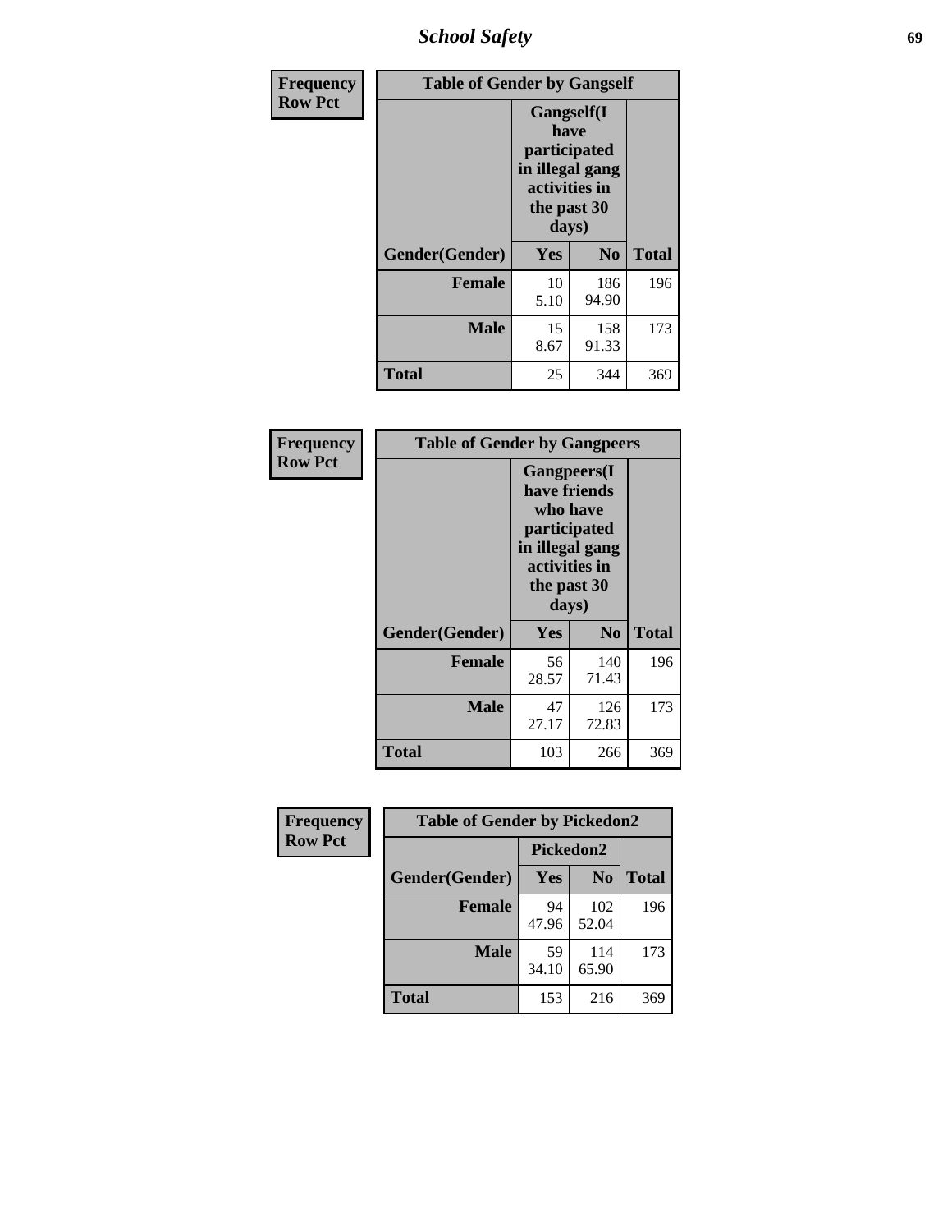| Frequency<br>Row Pct |
|---|

| Table of Gender by Gangself | | | |
|---|---|---|---|
| | Gangself(I have participated in illegal gang activities in the past 30 days) | | |
| Gender(Gender) | Yes | No | Total |
| Female | 10<br>5.10 | 186<br>94.90 | 196 |
| Male | 15<br>8.67 | 158<br>91.33 | 173 |
| Total | 25 | 344 | 369 |

| Frequency<br>Row Pct |
|---|

| Table of Gender by Gangpeers | | | |
|---|---|---|---|
| | Gangpeers(I have friends who have participated in illegal gang activities in the past 30 days) | | |
| Gender(Gender) | Yes | No | Total |
| Female | 56<br>28.57 | 140<br>71.43 | 196 |
| Male | 47<br>27.17 | 126<br>72.83 | 173 |
| Total | 103 | 266 | 369 |

| Frequency<br>Row Pct |
|---|

| Table of Gender by Pickedon2 | | | |
|---|---|---|---|
| | Pickedon2 | | |
| Gender(Gender) | Yes | No | Total |
| Female | 94<br>47.96 | 102<br>52.04 | 196 |
| Male | 59<br>34.10 | 114<br>65.90 | 173 |
| Total | 153 | 216 | 369 |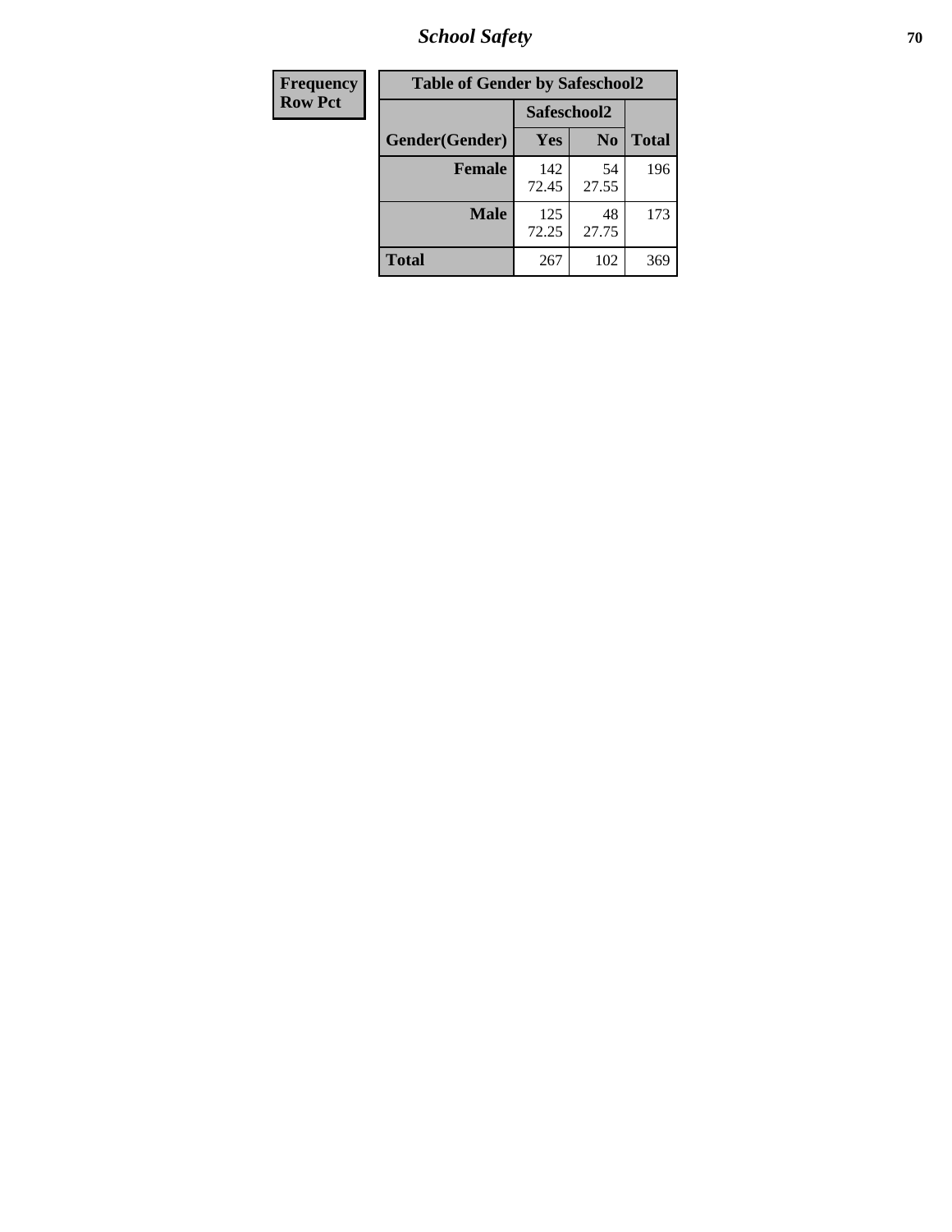| Frequency |
|---|
| Row Pct |

| Table of Gender by Safeschool2 | | | |
|---|---|---|---|
| | Safeschool2 | | |
| Gender(Gender) | Yes | No | Total |
| Female | 142<br>72.45 | 54<br>27.55 | 196 |
| Male | 125<br>72.25 | 48<br>27.75 | 173 |
| Total | 267 | 102 | 369 |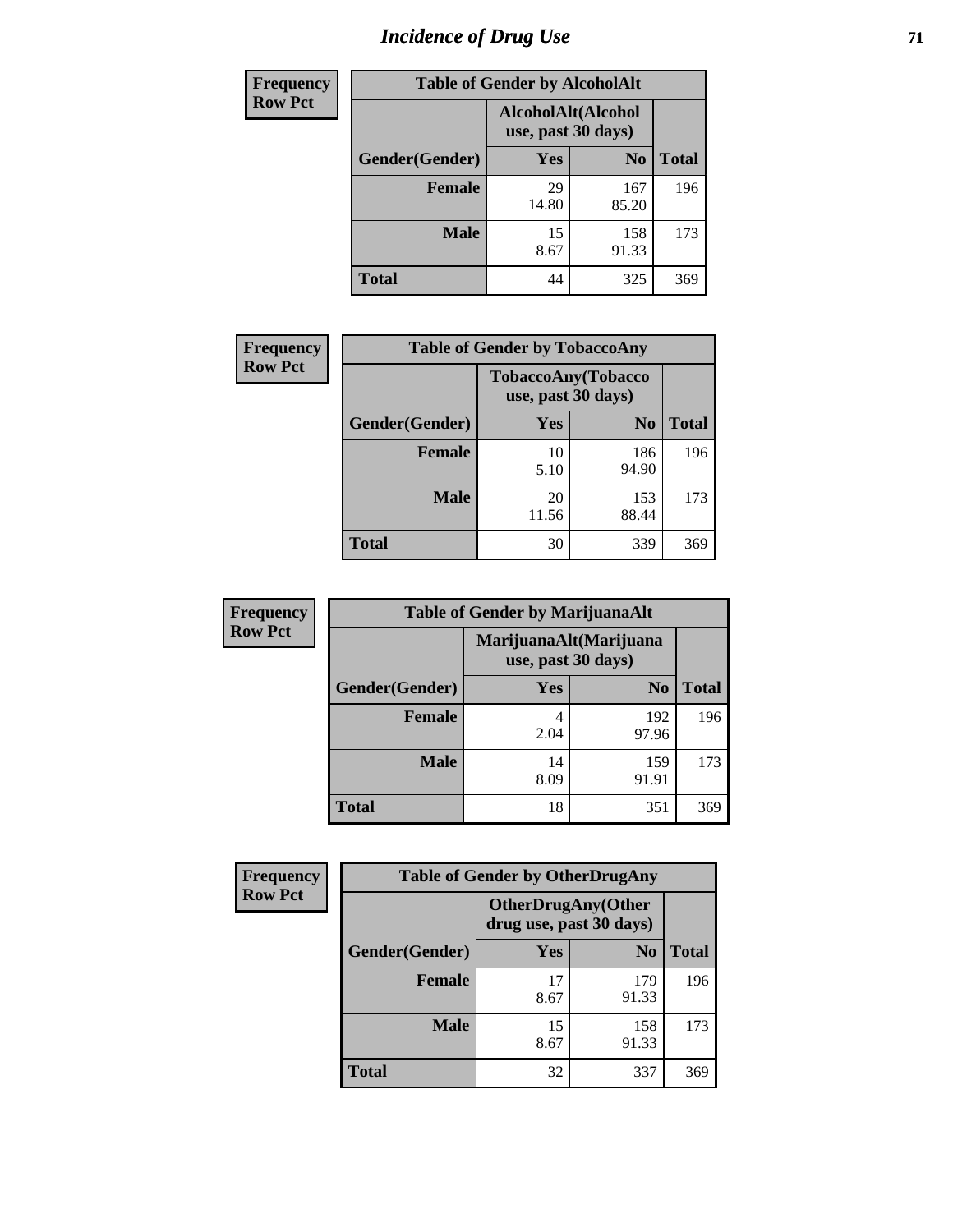# Incidence of Drug Use

**Frequency**
**Row Pct**

| Table of Gender by AlcoholAlt | | | |
|---|---|---|---|
| | AlcoholAlt(Alcohol use, past 30 days) | | |
| Gender(Gender) | Yes | No | Total |
| Female | 29<br>14.80 | 167<br>85.20 | 196 |
| Male | 15<br>8.67 | 158<br>91.33 | 173 |
| Total | 44 | 325 | 369 |

**Frequency**
**Row Pct**

| Table of Gender by TobaccoAny | | | |
|---|---|---|---|
| | TobaccoAny(Tobacco use, past 30 days) | | |
| Gender(Gender) | Yes | No | Total |
| Female | 10<br>5.10 | 186<br>94.90 | 196 |
| Male | 20<br>11.56 | 153<br>88.44 | 173 |
| Total | 30 | 339 | 369 |

**Frequency**
**Row Pct**

| Table of Gender by MarijuanaAlt | | | |
|---|---|---|---|
| | MarijuanaAlt(Marijuana use, past 30 days) | | |
| Gender(Gender) | Yes | No | Total |
| Female | 4<br>2.04 | 192<br>97.96 | 196 |
| Male | 14<br>8.09 | 159<br>91.91 | 173 |
| Total | 18 | 351 | 369 |

**Frequency**
**Row Pct**

| Table of Gender by OtherDrugAny | | | |
|---|---|---|---|
| | OtherDrugAny(Other drug use, past 30 days) | | |
| Gender(Gender) | Yes | No | Total |
| Female | 17<br>8.67 | 179<br>91.33 | 196 |
| Male | 15<br>8.67 | 158<br>91.33 | 173 |
| Total | 32 | 337 | 369 |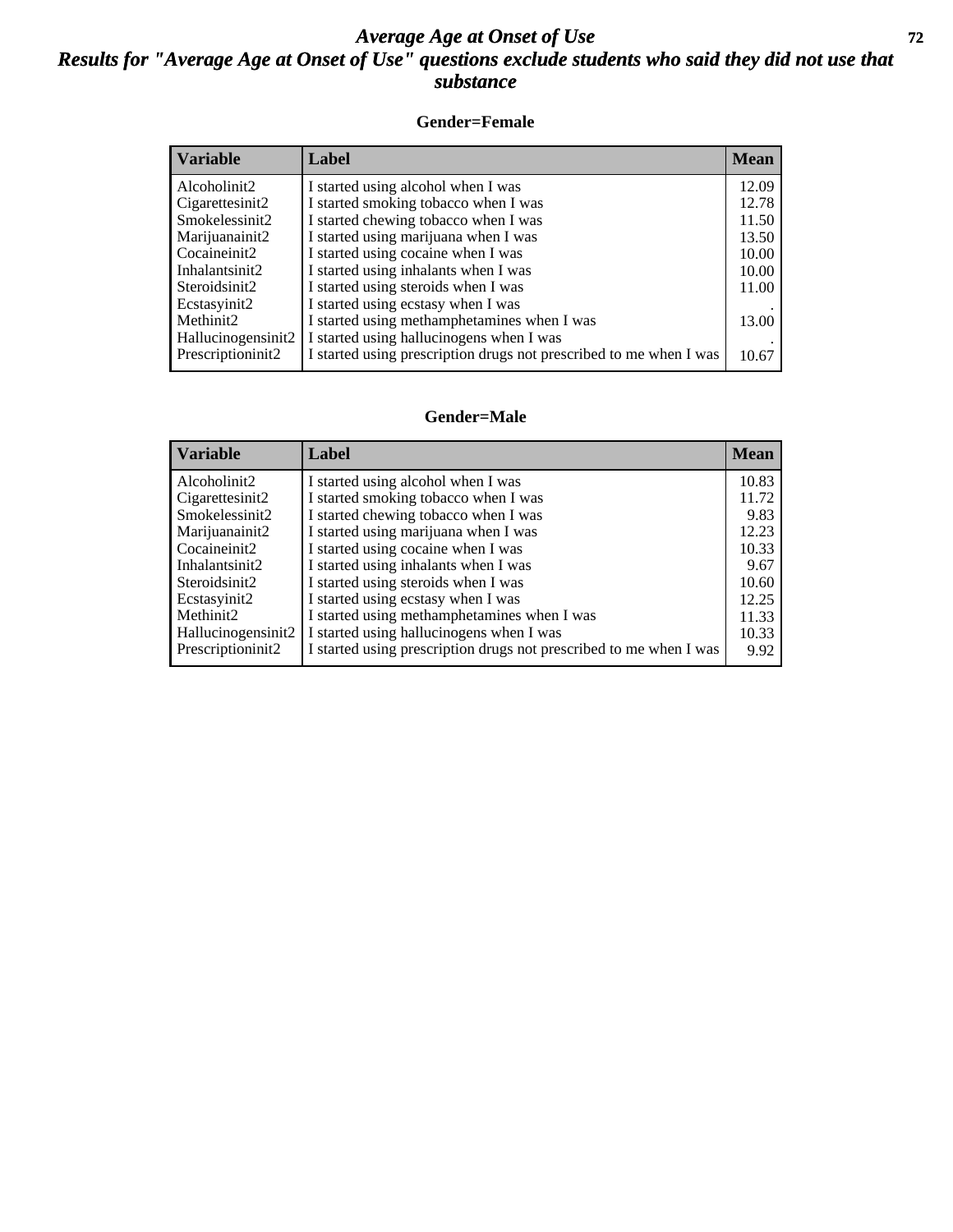# *Average Age at Onset of Use*

## *Results for "Average Age at Onset of Use" questions exclude students who said they did not use that substance*

### Gender=Female

| Variable | Label | Mean |
|---|---|---|
| Alcoholinit2 | I started using alcohol when I was | 12.09 |
| Cigarettesinit2 | I started smoking tobacco when I was | 12.78 |
| Smokelessinit2 | I started chewing tobacco when I was | 11.50 |
| Marijuanainit2 | I started using marijuana when I was | 13.50 |
| Cocaineinit2 | I started using cocaine when I was | 10.00 |
| Inhalantsinit2 | I started using inhalants when I was | 10.00 |
| Steroidsinit2 | I started using steroids when I was | 11.00 |
| Ecstasyinit2 | I started using ecstasy when I was | . |
| Methinit2 | I started using methamphetamines when I was | 13.00 |
| Hallucinogensinit2 | I started using hallucinogens when I was | . |
| Prescriptioninit2 | I started using prescription drugs not prescribed to me when I was | 10.67 |

### Gender=Male

| Variable | Label | Mean |
|---|---|---|
| Alcoholinit2 | I started using alcohol when I was | 10.83 |
| Cigarettesinit2 | I started smoking tobacco when I was | 11.72 |
| Smokelessinit2 | I started chewing tobacco when I was | 9.83 |
| Marijuanainit2 | I started using marijuana when I was | 12.23 |
| Cocaineinit2 | I started using cocaine when I was | 10.33 |
| Inhalantsinit2 | I started using inhalants when I was | 9.67 |
| Steroidsinit2 | I started using steroids when I was | 10.60 |
| Ecstasyinit2 | I started using ecstasy when I was | 12.25 |
| Methinit2 | I started using methamphetamines when I was | 11.33 |
| Hallucinogensinit2 | I started using hallucinogens when I was | 10.33 |
| Prescriptioninit2 | I started using prescription drugs not prescribed to me when I was | 9.92 |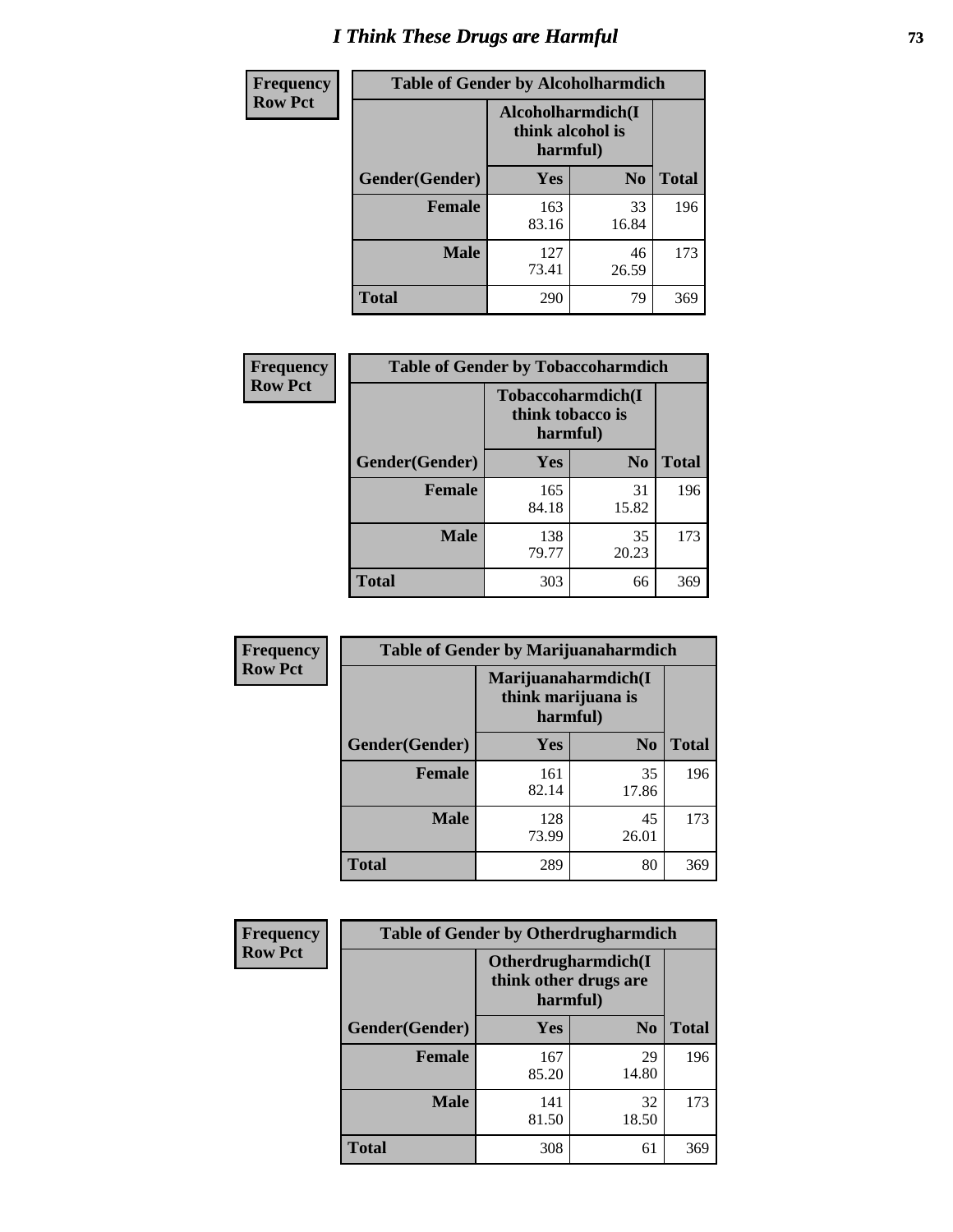# I Think These Drugs are Harmful

| Frequency Row Pct | Table of Gender by Alcoholharmdich | | |
|---|---|---|---|
| | Alcoholharmdich(I think alcohol is harmful) | | |
| Gender(Gender) | Yes | No | Total |
| Female | 163<br>83.16 | 33<br>16.84 | 196 |
| Male | 127<br>73.41 | 46<br>26.59 | 173 |
| Total | 290 | 79 | 369 |

| Frequency Row Pct | Table of Gender by Tobaccoharmdich | | |
|---|---|---|---|
| | Tobaccoharmdich(I think tobacco is harmful) | | |
| Gender(Gender) | Yes | No | Total |
| Female | 165<br>84.18 | 31<br>15.82 | 196 |
| Male | 138<br>79.77 | 35<br>20.23 | 173 |
| Total | 303 | 66 | 369 |

| Frequency Row Pct | Table of Gender by Marijuanaharmdich | | |
|---|---|---|---|
| | Marijuanaharmdich(I think marijuana is harmful) | | |
| Gender(Gender) | Yes | No | Total |
| Female | 161<br>82.14 | 35<br>17.86 | 196 |
| Male | 128<br>73.99 | 45<br>26.01 | 173 |
| Total | 289 | 80 | 369 |

| Frequency Row Pct | Table of Gender by Otherdrugharmdich | | |
|---|---|---|---|
| | Otherdrugharmdich(I think other drugs are harmful) | | |
| Gender(Gender) | Yes | No | Total |
| Female | 167<br>85.20 | 29<br>14.80 | 196 |
| Male | 141<br>81.50 | 32<br>18.50 | 173 |
| Total | 308 | 61 | 369 |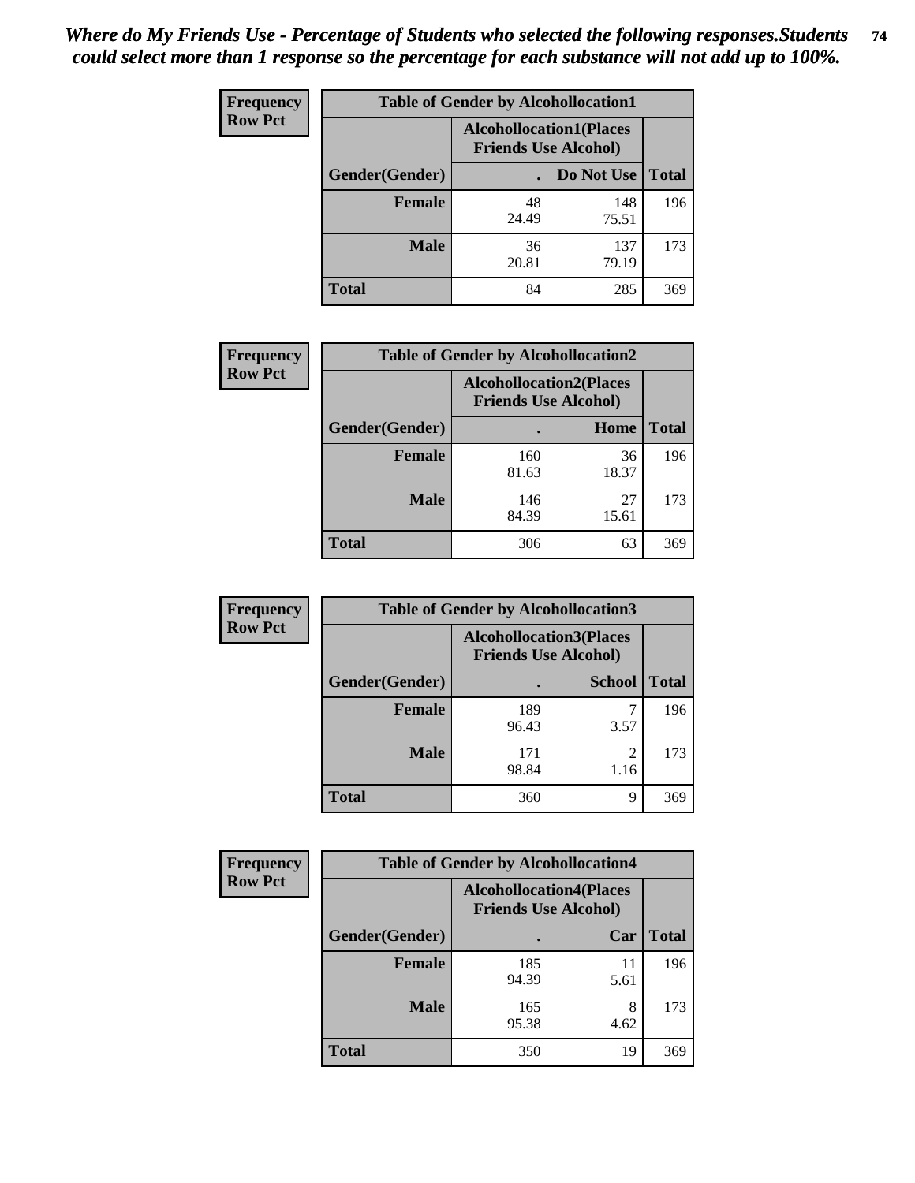***Where do My Friends Use - Percentage of Students who selected the following responses.Students could select more than 1 response so the percentage for each substance will not add up to 100%.***

**Frequency**
**Row Pct**

| Table of Gender by Alcohollocation1 | | | |
|---|---|---|---|
| | Alcohollocation1(Places Friends Use Alcohol) | | |
| Gender(Gender) | . | Do Not Use | Total |
| **Female** | 48<br>24.49 | 148<br>75.51 | 196 |
| **Male** | 36<br>20.81 | 137<br>79.19 | 173 |
| **Total** | 84 | 285 | 369 |

**Frequency**
**Row Pct**

| Table of Gender by Alcohollocation2 | | | |
|---|---|---|---|
| | Alcohollocation2(Places Friends Use Alcohol) | | |
| Gender(Gender) | . | Home | Total |
| **Female** | 160<br>81.63 | 36<br>18.37 | 196 |
| **Male** | 146<br>84.39 | 27<br>15.61 | 173 |
| **Total** | 306 | 63 | 369 |

**Frequency**
**Row Pct**

| Table of Gender by Alcohollocation3 | | | |
|---|---|---|---|
| | Alcohollocation3(Places Friends Use Alcohol) | | |
| Gender(Gender) | . | School | Total |
| **Female** | 189<br>96.43 | 7<br>3.57 | 196 |
| **Male** | 171<br>98.84 | 2<br>1.16 | 173 |
| **Total** | 360 | 9 | 369 |

**Frequency**
**Row Pct**

| Table of Gender by Alcohollocation4 | | | |
|---|---|---|---|
| | Alcohollocation4(Places Friends Use Alcohol) | | |
| Gender(Gender) | . | Car | Total |
| **Female** | 185<br>94.39 | 11<br>5.61 | 196 |
| **Male** | 165<br>95.38 | 8<br>4.62 | 173 |
| **Total** | 350 | 19 | 369 |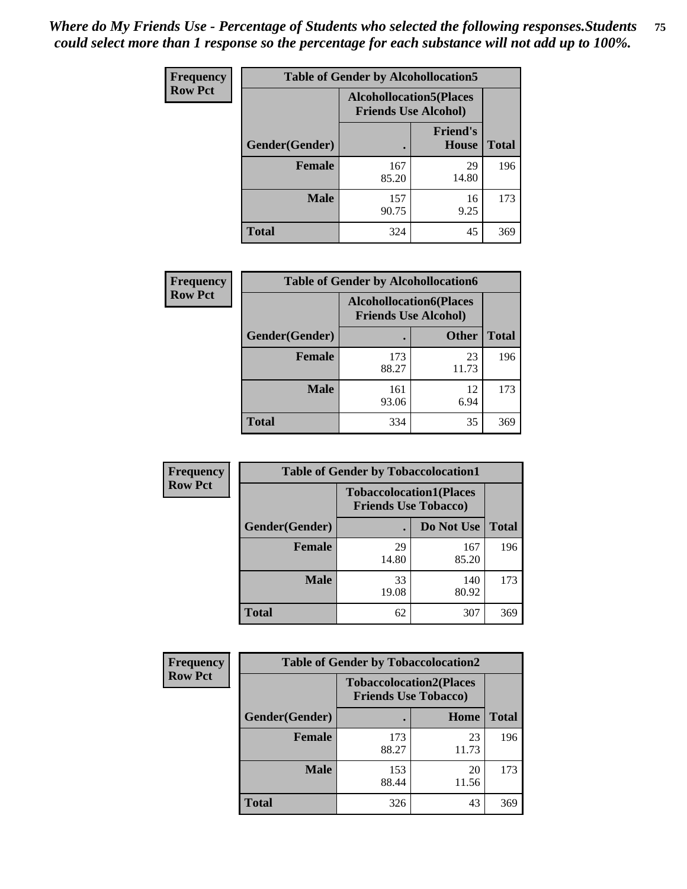*Where do My Friends Use - Percentage of Students who selected the following responses.Students could select more than 1 response so the percentage for each substance will not add up to 100%.*

**Frequency**
**Row Pct**

| Table of Gender by Alcohollocation5 | | | |
|---|---|---|---|
| | Alcohollocation5(Places Friends Use Alcohol) | | |
| Gender(Gender) | . | Friend's House | Total |
| **Female** | 167<br>85.20 | 29<br>14.80 | 196 |
| **Male** | 157<br>90.75 | 16<br>9.25 | 173 |
| **Total** | 324 | 45 | 369 |

**Frequency**
**Row Pct**

| Table of Gender by Alcohollocation6 | | | |
|---|---|---|---|
| | Alcohollocation6(Places Friends Use Alcohol) | | |
| Gender(Gender) | . | Other | Total |
| **Female** | 173<br>88.27 | 23<br>11.73 | 196 |
| **Male** | 161<br>93.06 | 12<br>6.94 | 173 |
| **Total** | 334 | 35 | 369 |

**Frequency**
**Row Pct**

| Table of Gender by Tobaccolocation1 | | | |
|---|---|---|---|
| | Tobaccolocation1(Places Friends Use Tobacco) | | |
| Gender(Gender) | . | Do Not Use | Total |
| **Female** | 29<br>14.80 | 167<br>85.20 | 196 |
| **Male** | 33<br>19.08 | 140<br>80.92 | 173 |
| **Total** | 62 | 307 | 369 |

**Frequency**
**Row Pct**

| Table of Gender by Tobaccolocation2 | | | |
|---|---|---|---|
| | Tobaccolocation2(Places Friends Use Tobacco) | | |
| Gender(Gender) | . | Home | Total |
| **Female** | 173<br>88.27 | 23<br>11.73 | 196 |
| **Male** | 153<br>88.44 | 20<br>11.56 | 173 |
| **Total** | 326 | 43 | 369 |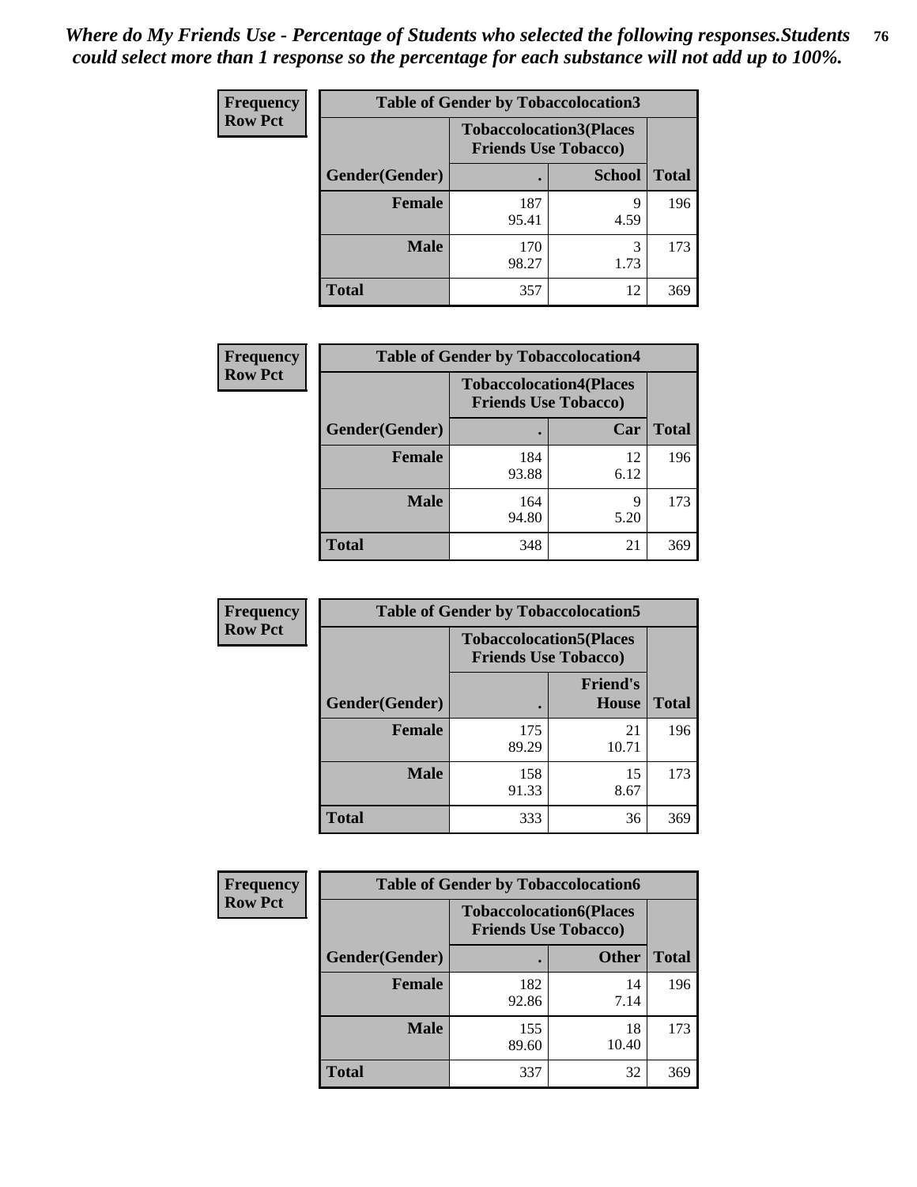*Where do My Friends Use - Percentage of Students who selected the following responses.Students could select more than 1 response so the percentage for each substance will not add up to 100%.*

| Frequency Row Pct | Table of Gender by Tobaccolocation3 | | |
|---|---|---|---|
| | Tobaccolocation3(Places Friends Use Tobacco) | | |
| Gender(Gender) | . | School | Total |
| Female | 187<br>95.41 | 9<br>4.59 | 196 |
| Male | 170<br>98.27 | 3<br>1.73 | 173 |
| Total | 357 | 12 | 369 |

| Frequency Row Pct | Table of Gender by Tobaccolocation4 | | |
|---|---|---|---|
| | Tobaccolocation4(Places Friends Use Tobacco) | | |
| Gender(Gender) | . | Car | Total |
| Female | 184<br>93.88 | 12<br>6.12 | 196 |
| Male | 164<br>94.80 | 9<br>5.20 | 173 |
| Total | 348 | 21 | 369 |

| Frequency Row Pct | Table of Gender by Tobaccolocation5 | | |
|---|---|---|---|
| | Tobaccolocation5(Places Friends Use Tobacco) | | |
| Gender(Gender) | . | Friend's House | Total |
| Female | 175<br>89.29 | 21<br>10.71 | 196 |
| Male | 158<br>91.33 | 15<br>8.67 | 173 |
| Total | 333 | 36 | 369 |

| Frequency Row Pct | Table of Gender by Tobaccolocation6 | | |
|---|---|---|---|
| | Tobaccolocation6(Places Friends Use Tobacco) | | |
| Gender(Gender) | . | Other | Total |
| Female | 182<br>92.86 | 14<br>7.14 | 196 |
| Male | 155<br>89.60 | 18<br>10.40 | 173 |
| Total | 337 | 32 | 369 |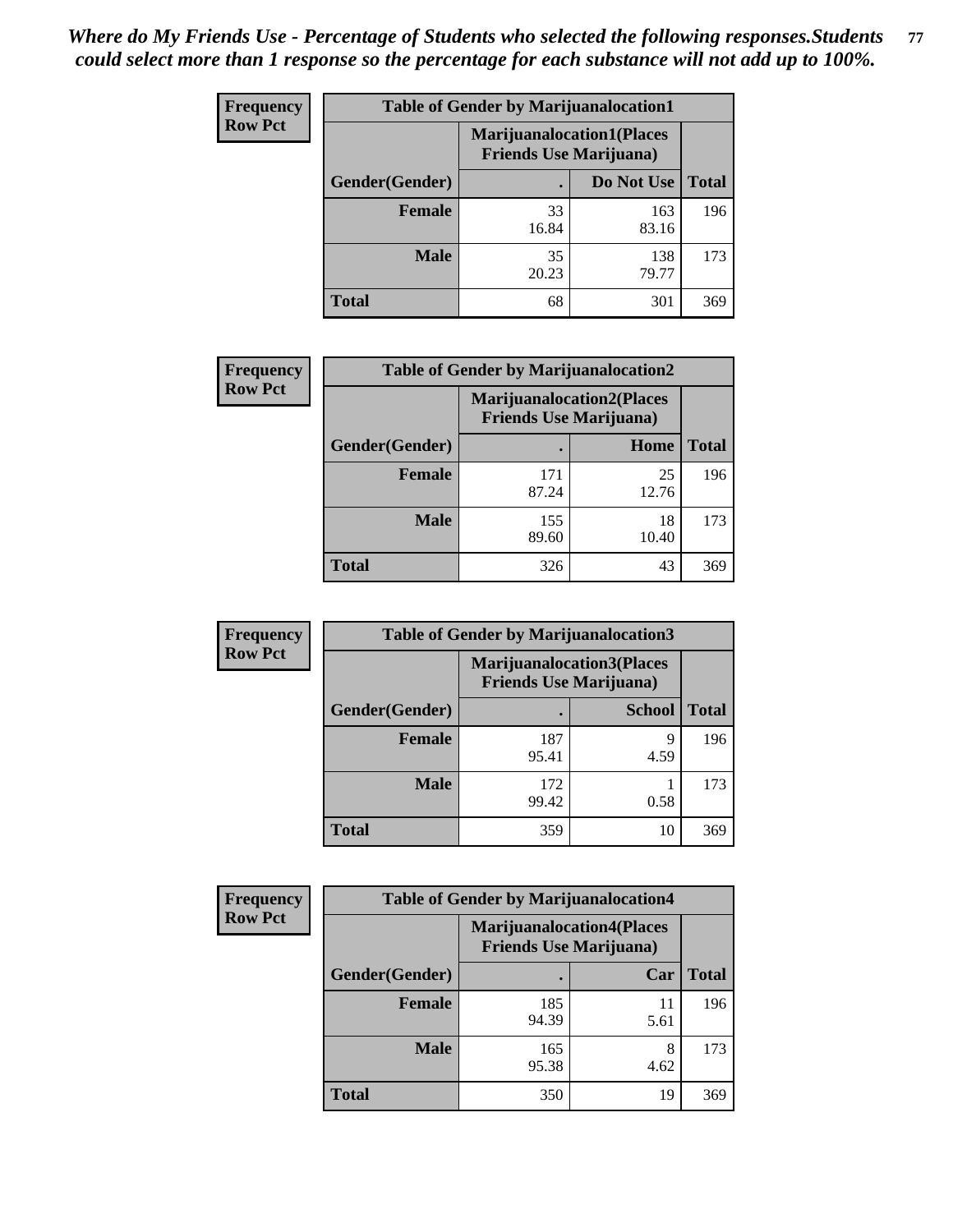*Where do My Friends Use - Percentage of Students who selected the following responses.Students could select more than 1 response so the percentage for each substance will not add up to 100%.*

**Frequency Row Pct**

| Table of Gender by Marijuanalocation1 | | | |
|---|---|---|---|
| | Marijuanalocation1(Places Friends Use Marijuana) | | |
| Gender(Gender) | . | Do Not Use | Total |
| Female | 33<br>16.84 | 163<br>83.16 | 196 |
| Male | 35<br>20.23 | 138<br>79.77 | 173 |
| Total | 68 | 301 | 369 |

**Frequency Row Pct**

| Table of Gender by Marijuanalocation2 | | | |
|---|---|---|---|
| | Marijuanalocation2(Places Friends Use Marijuana) | | |
| Gender(Gender) | . | Home | Total |
| Female | 171<br>87.24 | 25<br>12.76 | 196 |
| Male | 155<br>89.60 | 18<br>10.40 | 173 |
| Total | 326 | 43 | 369 |

**Frequency Row Pct**

| Table of Gender by Marijuanalocation3 | | | |
|---|---|---|---|
| | Marijuanalocation3(Places Friends Use Marijuana) | | |
| Gender(Gender) | . | School | Total |
| Female | 187<br>95.41 | 9<br>4.59 | 196 |
| Male | 172<br>99.42 | 1<br>0.58 | 173 |
| Total | 359 | 10 | 369 |

**Frequency Row Pct**

| Table of Gender by Marijuanalocation4 | | | |
|---|---|---|---|
| | Marijuanalocation4(Places Friends Use Marijuana) | | |
| Gender(Gender) | . | Car | Total |
| Female | 185<br>94.39 | 11<br>5.61 | 196 |
| Male | 165<br>95.38 | 8<br>4.62 | 173 |
| Total | 350 | 19 | 369 |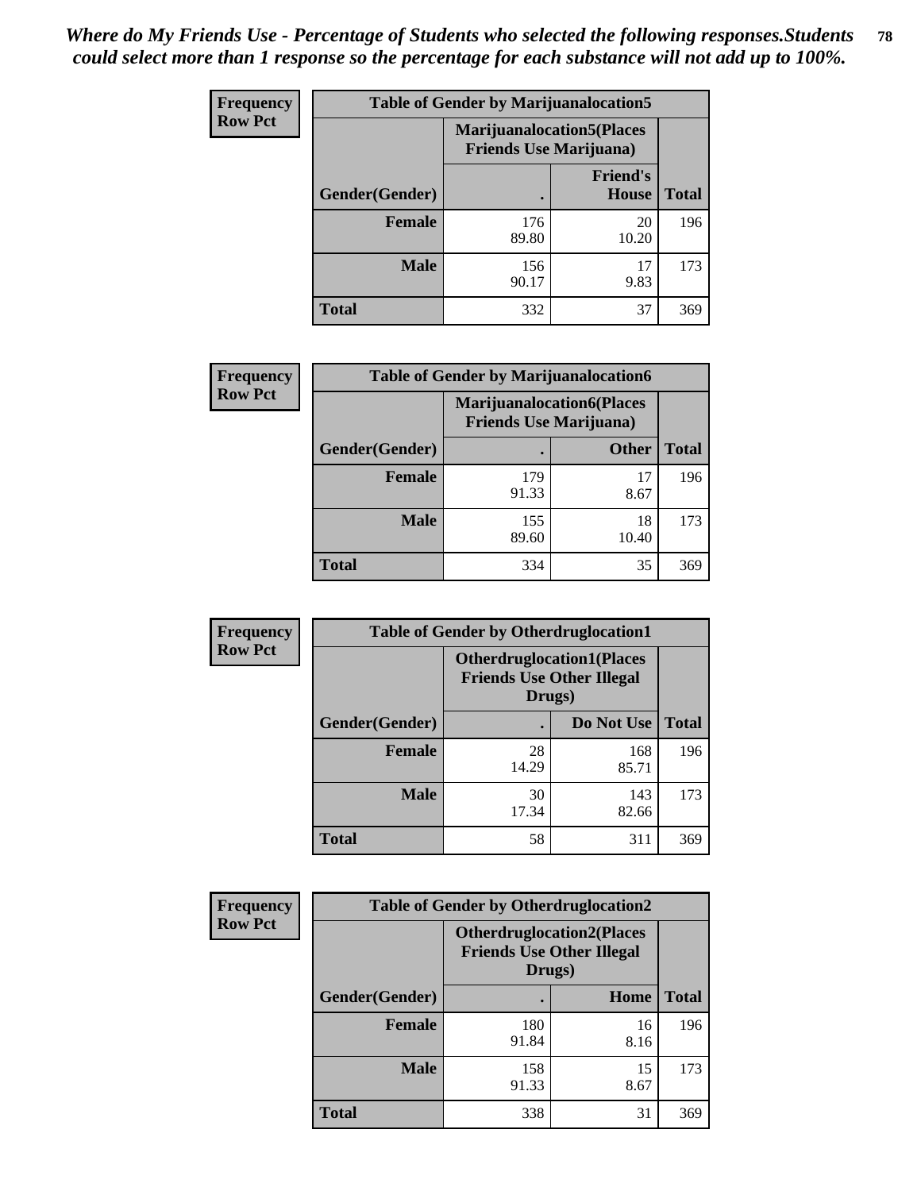*Where do My Friends Use - Percentage of Students who selected the following responses.Students could select more than 1 response so the percentage for each substance will not add up to 100%.*

**Frequency Row Pct**

| Table of Gender by Marijuanalocation5 | | | |
|---|---|---|---|
| | Marijuanalocation5(Places Friends Use Marijuana) | | |
| Gender(Gender) | . | Friend's House | Total |
| **Female** | 176<br>89.80 | 20<br>10.20 | 196 |
| **Male** | 156<br>90.17 | 17<br>9.83 | 173 |
| **Total** | 332 | 37 | 369 |

**Frequency Row Pct**

| Table of Gender by Marijuanalocation6 | | | |
|---|---|---|---|
| | Marijuanalocation6(Places Friends Use Marijuana) | | |
| Gender(Gender) | . | Other | Total |
| **Female** | 179<br>91.33 | 17<br>8.67 | 196 |
| **Male** | 155<br>89.60 | 18<br>10.40 | 173 |
| **Total** | 334 | 35 | 369 |

**Frequency Row Pct**

| Table of Gender by Otherdruglocation1 | | | |
|---|---|---|---|
| | Otherdruglocation1(Places Friends Use Other Illegal Drugs) | | |
| Gender(Gender) | . | Do Not Use | Total |
| **Female** | 28<br>14.29 | 168<br>85.71 | 196 |
| **Male** | 30<br>17.34 | 143<br>82.66 | 173 |
| **Total** | 58 | 311 | 369 |

**Frequency Row Pct**

| Table of Gender by Otherdruglocation2 | | | |
|---|---|---|---|
| | Otherdruglocation2(Places Friends Use Other Illegal Drugs) | | |
| Gender(Gender) | . | Home | Total |
| **Female** | 180<br>91.84 | 16<br>8.16 | 196 |
| **Male** | 158<br>91.33 | 15<br>8.67 | 173 |
| **Total** | 338 | 31 | 369 |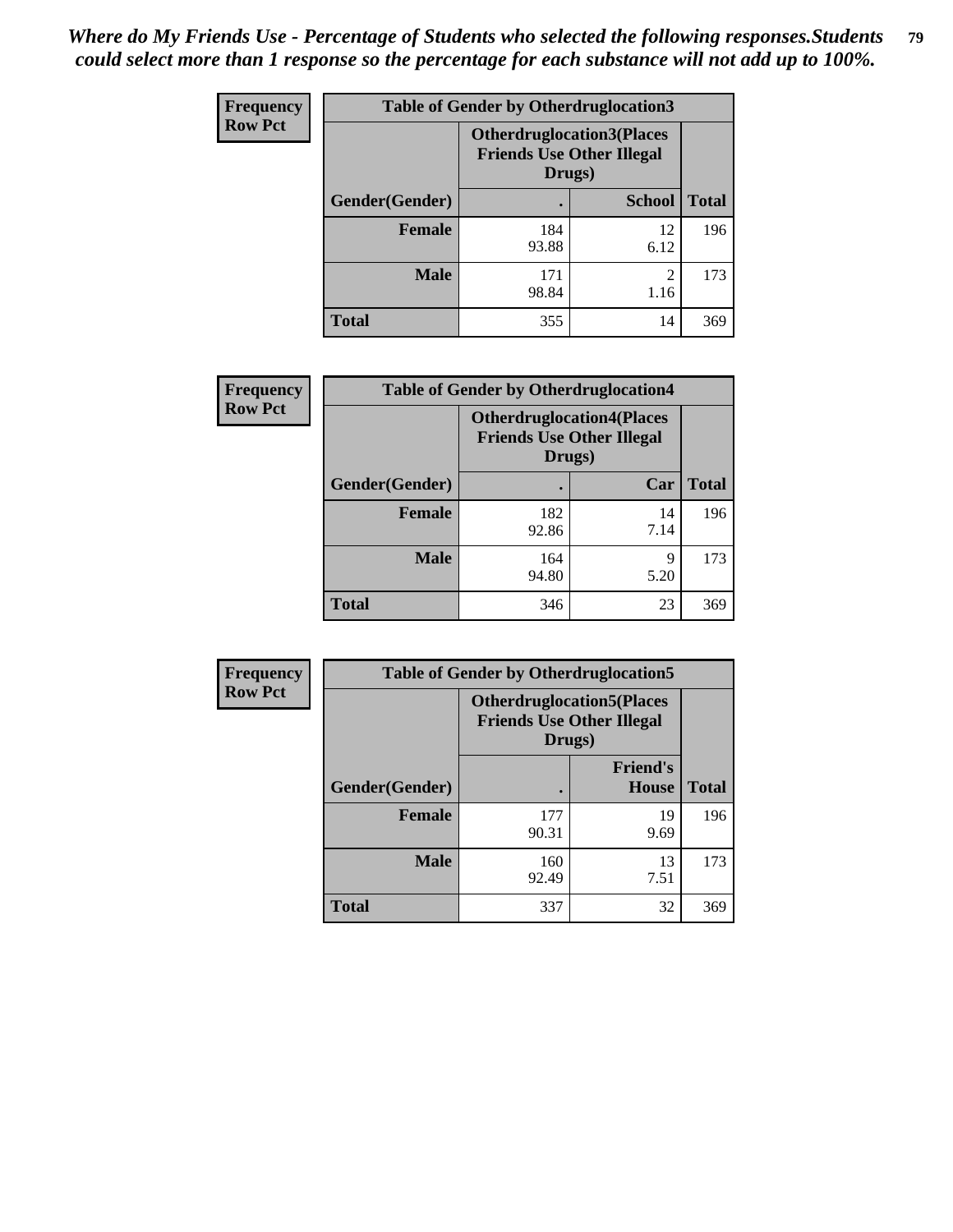*Where do My Friends Use - Percentage of Students who selected the following responses.Students could select more than 1 response so the percentage for each substance will not add up to 100%.*

**Frequency**
**Row Pct**

| Table of Gender by Otherdruglocation3 | | | |
|---|---|---|---|
| | Otherdruglocation3(Places Friends Use Other Illegal Drugs) | | |
| Gender(Gender) | . | School | Total |
| Female | 184<br>93.88 | 12<br>6.12 | 196 |
| Male | 171<br>98.84 | 2<br>1.16 | 173 |
| Total | 355 | 14 | 369 |

**Frequency**
**Row Pct**

| Table of Gender by Otherdruglocation4 | | | |
|---|---|---|---|
| | Otherdruglocation4(Places Friends Use Other Illegal Drugs) | | |
| Gender(Gender) | . | Car | Total |
| Female | 182<br>92.86 | 14<br>7.14 | 196 |
| Male | 164<br>94.80 | 9<br>5.20 | 173 |
| Total | 346 | 23 | 369 |

**Frequency**
**Row Pct**

| Table of Gender by Otherdruglocation5 | | | |
|---|---|---|---|
| | Otherdruglocation5(Places Friends Use Other Illegal Drugs) | | |
| Gender(Gender) | . | Friend's House | Total |
| Female | 177<br>90.31 | 19<br>9.69 | 196 |
| Male | 160<br>92.49 | 13<br>7.51 | 173 |
| Total | 337 | 32 | 369 |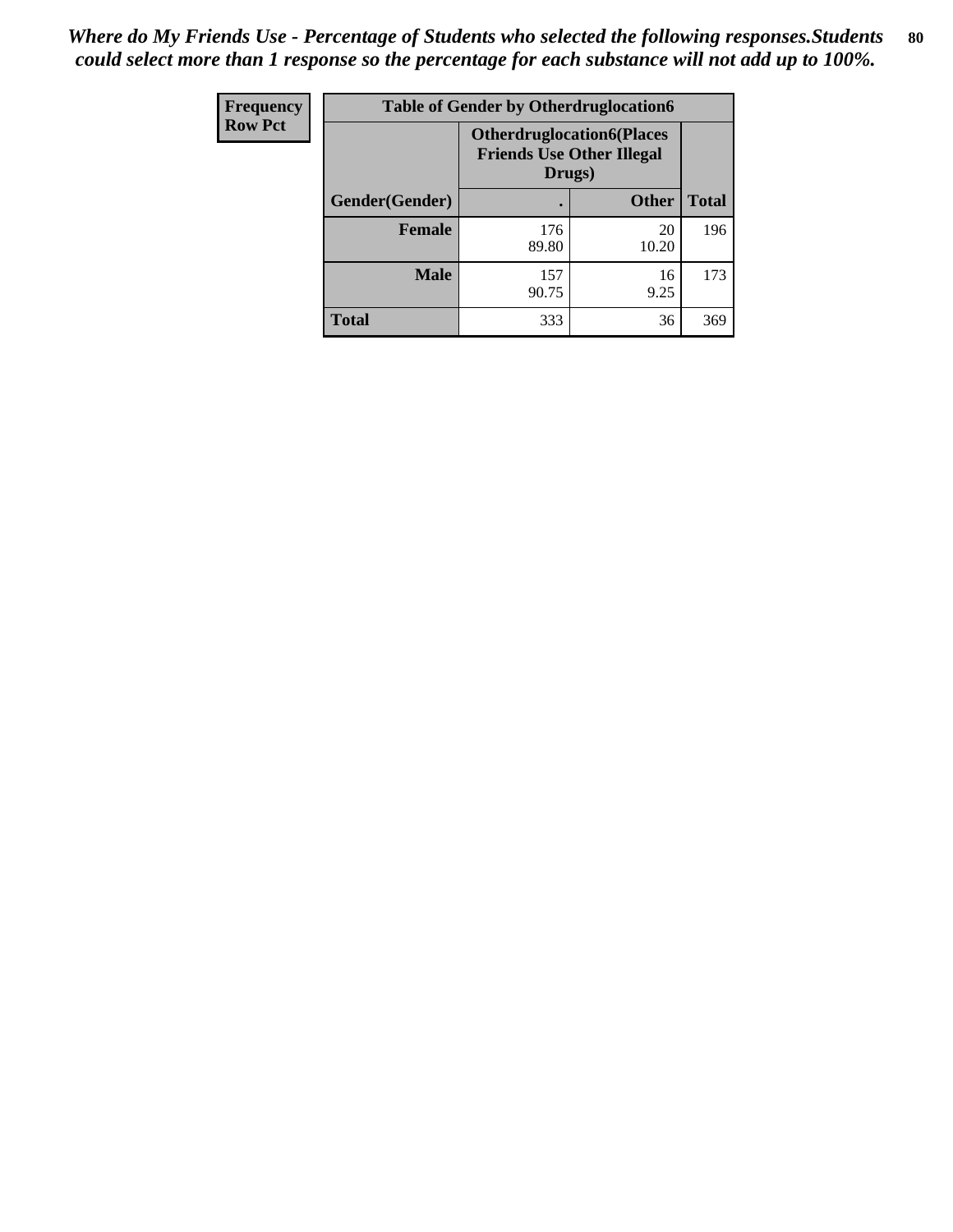*Where do My Friends Use - Percentage of Students who selected the following responses.Students could select more than 1 response so the percentage for each substance will not add up to 100%.*

| Frequency<br>Row Pct | Table of Gender by Otherdruglocation6 | | |
|---|---|---|---|
| | Otherdruglocation6(Places Friends Use Other Illegal Drugs) | | |
| Gender(Gender) | . | Other | Total |
| Female | 176<br>89.80 | 20<br>10.20 | 196 |
| Male | 157<br>90.75 | 16<br>9.25 | 173 |
| Total | 333 | 36 | 369 |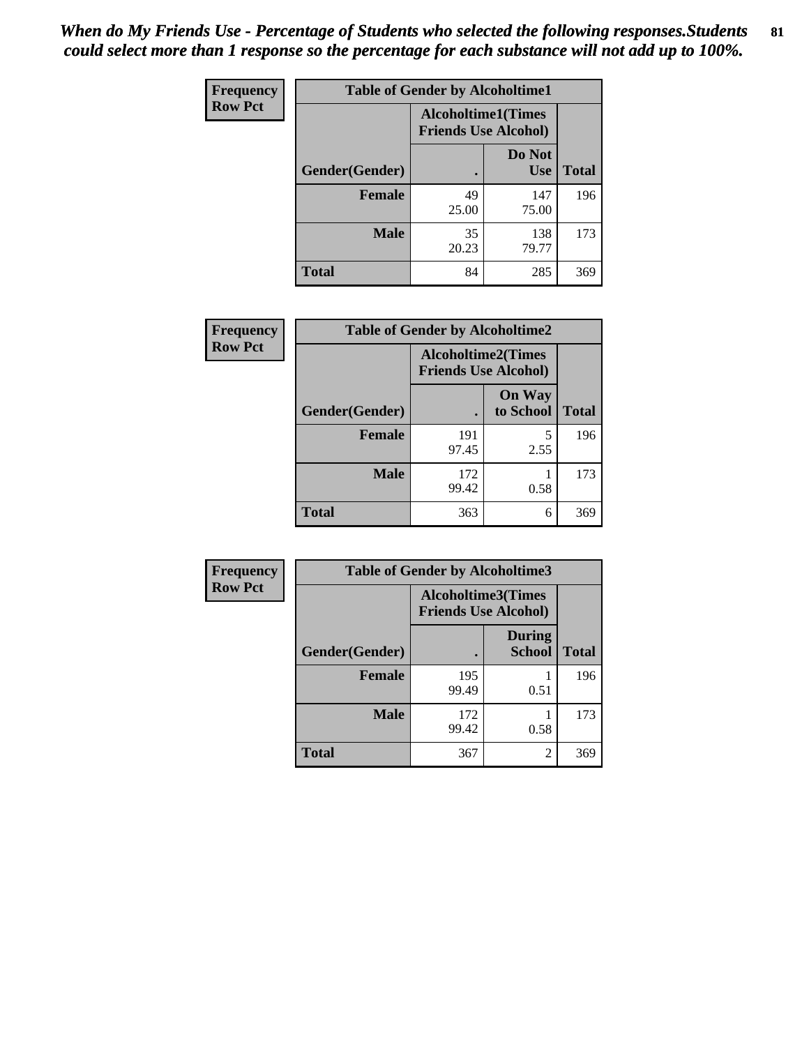*When do My Friends Use - Percentage of Students who selected the following responses.Students could select more than 1 response so the percentage for each substance will not add up to 100%.*

**Frequency**
**Row Pct**

| Table of Gender by Alcoholtime1 | | | |
|---|---|---|---|
| | Alcoholtime1(Times Friends Use Alcohol) | | |
| Gender(Gender) | . | Do Not Use | Total |
| **Female** | 49<br>25.00 | 147<br>75.00 | 196 |
| **Male** | 35<br>20.23 | 138<br>79.77 | 173 |
| **Total** | 84 | 285 | 369 |

**Frequency**
**Row Pct**

| Table of Gender by Alcoholtime2 | | | |
|---|---|---|---|
| | Alcoholtime2(Times Friends Use Alcohol) | | |
| Gender(Gender) | . | On Way to School | Total |
| **Female** | 191<br>97.45 | 5<br>2.55 | 196 |
| **Male** | 172<br>99.42 | 1<br>0.58 | 173 |
| **Total** | 363 | 6 | 369 |

**Frequency**
**Row Pct**

| Table of Gender by Alcoholtime3 | | | |
|---|---|---|---|
| | Alcoholtime3(Times Friends Use Alcohol) | | |
| Gender(Gender) | . | During School | Total |
| **Female** | 195<br>99.49 | 1<br>0.51 | 196 |
| **Male** | 172<br>99.42 | 1<br>0.58 | 173 |
| **Total** | 367 | 2 | 369 |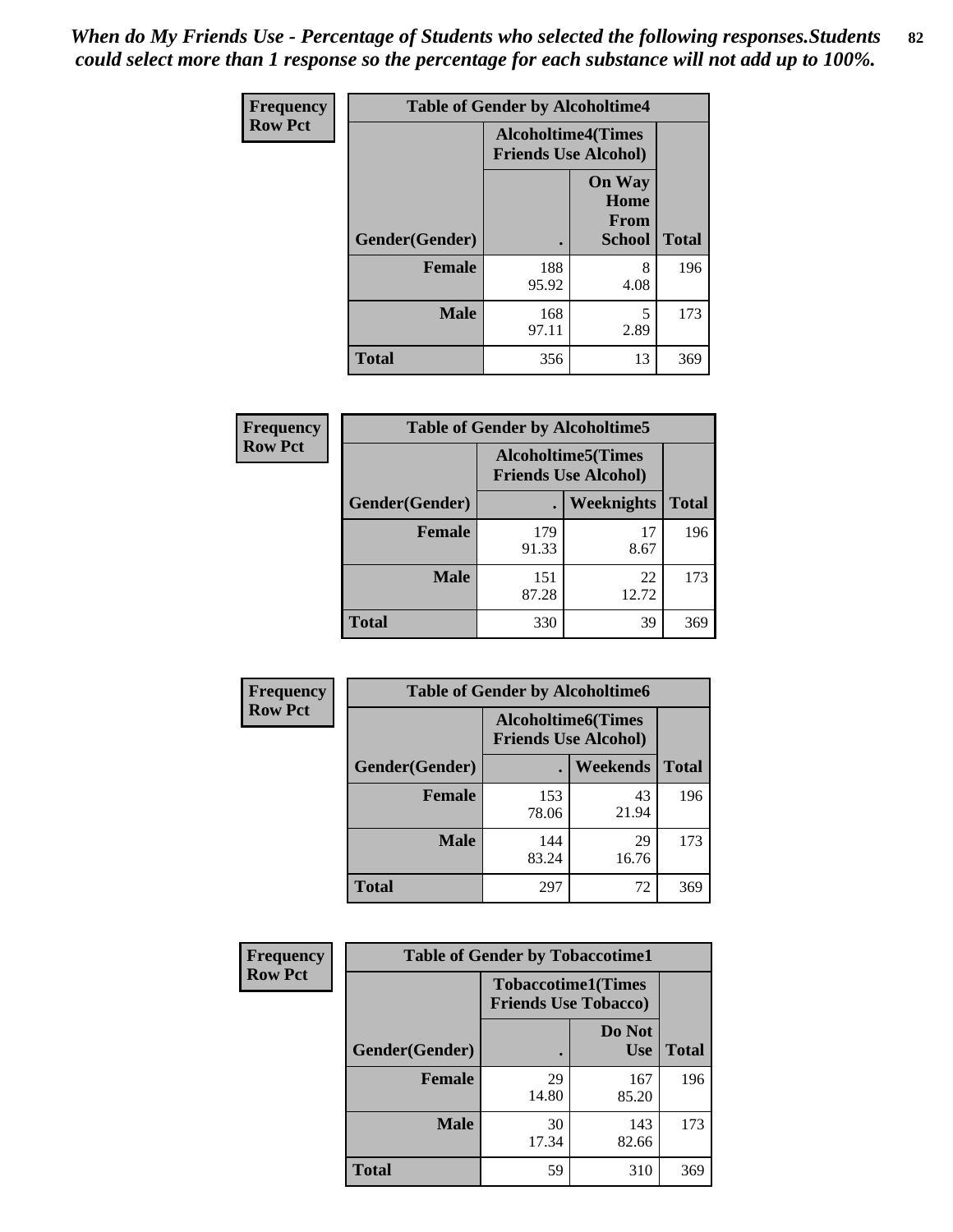*When do My Friends Use - Percentage of Students who selected the following responses.Students could select more than 1 response so the percentage for each substance will not add up to 100%.*

**Frequency**
**Row Pct**

| Table of Gender by Alcoholtime4 | | | |
|---|---|---|---|
| | Alcoholtime4(Times Friends Use Alcohol) | | |
| Gender(Gender) | . | On Way Home From School | Total |
| **Female** | 188<br>95.92 | 8<br>4.08 | 196 |
| **Male** | 168<br>97.11 | 5<br>2.89 | 173 |
| **Total** | 356 | 13 | 369 |

**Frequency**
**Row Pct**

| Table of Gender by Alcoholtime5 | | | |
|---|---|---|---|
| | Alcoholtime5(Times Friends Use Alcohol) | | |
| Gender(Gender) | . | Weeknights | Total |
| **Female** | 179<br>91.33 | 17<br>8.67 | 196 |
| **Male** | 151<br>87.28 | 22<br>12.72 | 173 |
| **Total** | 330 | 39 | 369 |

**Frequency**
**Row Pct**

| Table of Gender by Alcoholtime6 | | | |
|---|---|---|---|
| | Alcoholtime6(Times Friends Use Alcohol) | | |
| Gender(Gender) | . | Weekends | Total |
| **Female** | 153<br>78.06 | 43<br>21.94 | 196 |
| **Male** | 144<br>83.24 | 29<br>16.76 | 173 |
| **Total** | 297 | 72 | 369 |

**Frequency**
**Row Pct**

| Table of Gender by Tobaccotime1 | | | |
|---|---|---|---|
| | Tobaccotime1(Times Friends Use Tobacco) | | |
| Gender(Gender) | . | Do Not Use | Total |
| **Female** | 29<br>14.80 | 167<br>85.20 | 196 |
| **Male** | 30<br>17.34 | 143<br>82.66 | 173 |
| **Total** | 59 | 310 | 369 |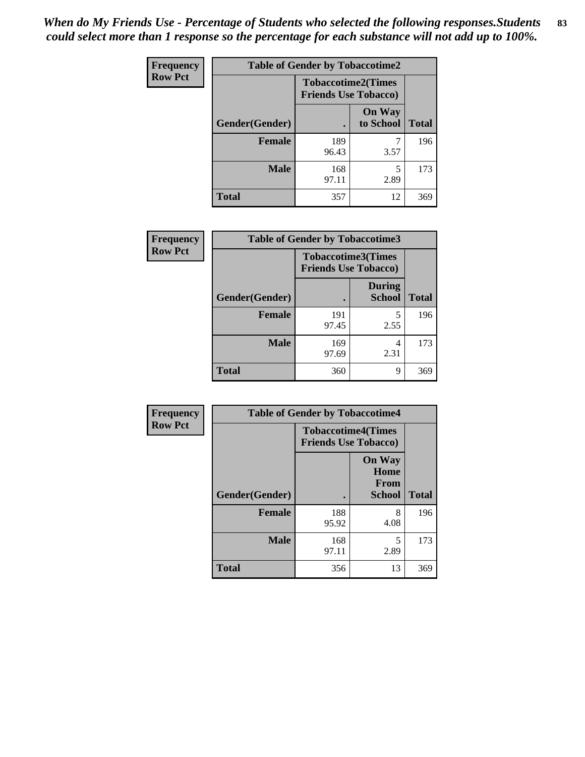*When do My Friends Use - Percentage of Students who selected the following responses.Students could select more than 1 response so the percentage for each substance will not add up to 100%.*

**Frequency**
**Row Pct**

| Table of Gender by Tobaccotime2 | | | |
|---|---|---|---|
| | Tobaccotime2(Times Friends Use Tobacco) | | |
| Gender(Gender) | . | On Way to School | Total |
| **Female** | 189<br>96.43 | 7<br>3.57 | 196 |
| **Male** | 168<br>97.11 | 5<br>2.89 | 173 |
| **Total** | 357 | 12 | 369 |

**Frequency**
**Row Pct**

| Table of Gender by Tobaccotime3 | | | |
|---|---|---|---|
| | Tobaccotime3(Times Friends Use Tobacco) | | |
| Gender(Gender) | . | During School | Total |
| **Female** | 191<br>97.45 | 5<br>2.55 | 196 |
| **Male** | 169<br>97.69 | 4<br>2.31 | 173 |
| **Total** | 360 | 9 | 369 |

**Frequency**
**Row Pct**

| Table of Gender by Tobaccotime4 | | | |
|---|---|---|---|
| | Tobaccotime4(Times Friends Use Tobacco) | | |
| Gender(Gender) | . | On Way Home From School | Total |
| **Female** | 188<br>95.92 | 8<br>4.08 | 196 |
| **Male** | 168<br>97.11 | 5<br>2.89 | 173 |
| **Total** | 356 | 13 | 369 |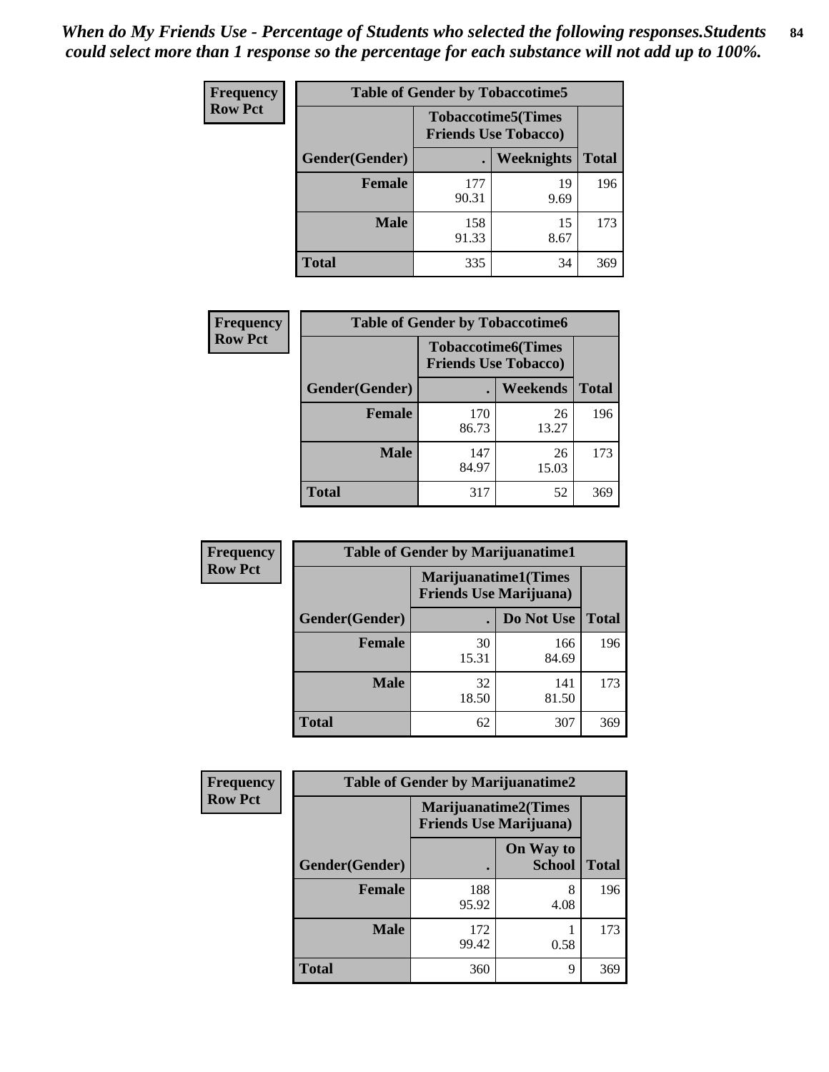*When do My Friends Use - Percentage of Students who selected the following responses.Students could select more than 1 response so the percentage for each substance will not add up to 100%.*

**Frequency**
**Row Pct**

| Table of Gender by Tobaccotime5 | | | |
|---|---|---|---|
| | Tobaccotime5(Times Friends Use Tobacco) | | |
| Gender(Gender) | . | Weeknights | Total |
| Female | 177<br>90.31 | 19<br>9.69 | 196 |
| Male | 158<br>91.33 | 15<br>8.67 | 173 |
| Total | 335 | 34 | 369 |

**Frequency**
**Row Pct**

| Table of Gender by Tobaccotime6 | | | |
|---|---|---|---|
| | Tobaccotime6(Times Friends Use Tobacco) | | |
| Gender(Gender) | . | Weekends | Total |
| Female | 170<br>86.73 | 26<br>13.27 | 196 |
| Male | 147<br>84.97 | 26<br>15.03 | 173 |
| Total | 317 | 52 | 369 |

**Frequency**
**Row Pct**

| Table of Gender by Marijuanatime1 | | | |
|---|---|---|---|
| | Marijuanatime1(Times Friends Use Marijuana) | | |
| Gender(Gender) | . | Do Not Use | Total |
| Female | 30<br>15.31 | 166<br>84.69 | 196 |
| Male | 32<br>18.50 | 141<br>81.50 | 173 |
| Total | 62 | 307 | 369 |

**Frequency**
**Row Pct**

| Table of Gender by Marijuanatime2 | | | |
|---|---|---|---|
| | Marijuanatime2(Times Friends Use Marijuana) | | |
| Gender(Gender) | . | On Way to School | Total |
| Female | 188<br>95.92 | 8<br>4.08 | 196 |
| Male | 172<br>99.42 | 1<br>0.58 | 173 |
| Total | 360 | 9 | 369 |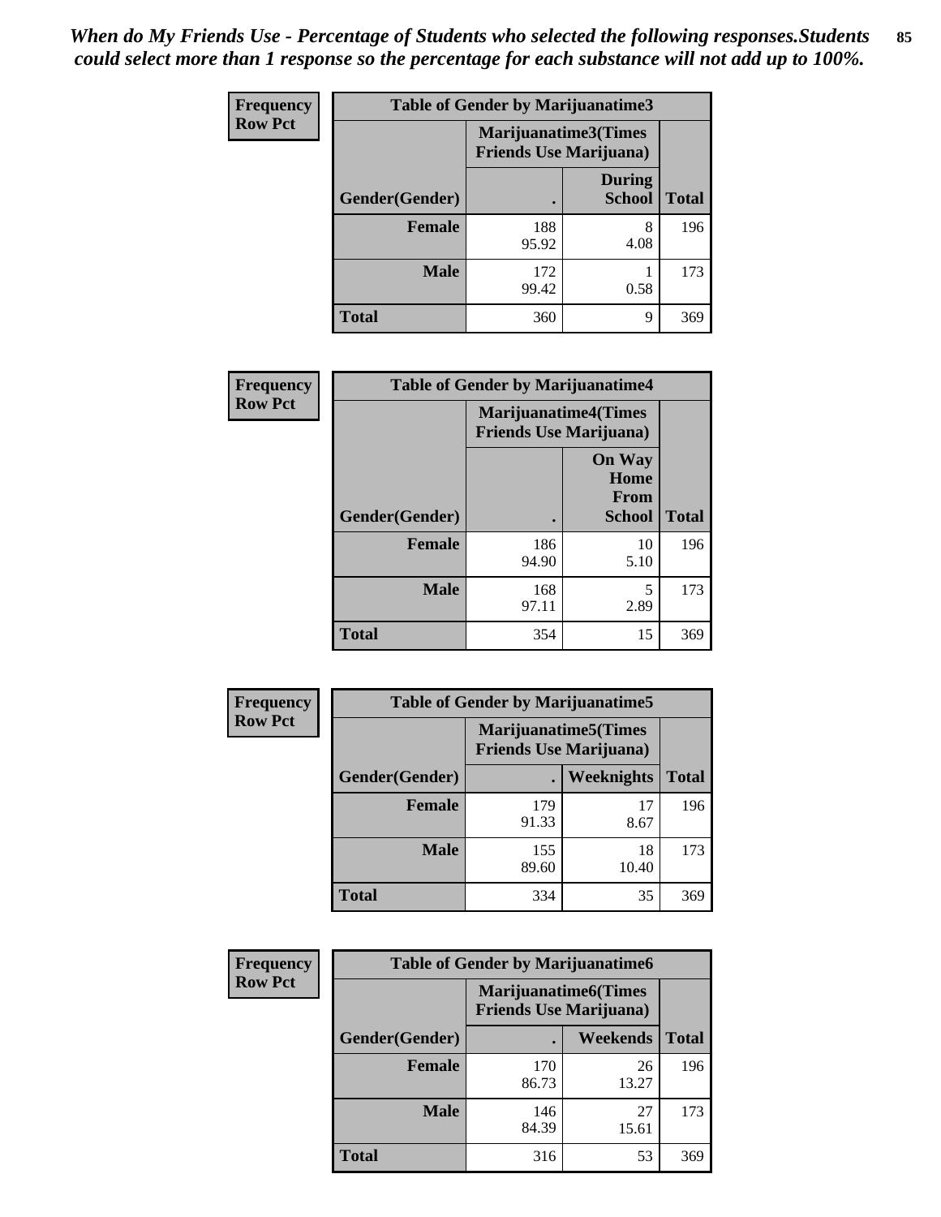*When do My Friends Use - Percentage of Students who selected the following responses.Students could select more than 1 response so the percentage for each substance will not add up to 100%.*

**Frequency**
**Row Pct**

| Table of Gender by Marijuanatime3 | | | |
|---|---|---|---|
| | Marijuanatime3(Times Friends Use Marijuana) | | |
| Gender(Gender) | . | During School | Total |
| **Female** | 188<br>95.92 | 8<br>4.08 | 196 |
| **Male** | 172<br>99.42 | 1<br>0.58 | 173 |
| **Total** | 360 | 9 | 369 |

**Frequency**
**Row Pct**

| Table of Gender by Marijuanatime4 | | | |
|---|---|---|---|
| | Marijuanatime4(Times Friends Use Marijuana) | | |
| Gender(Gender) | . | On Way Home From School | Total |
| **Female** | 186<br>94.90 | 10<br>5.10 | 196 |
| **Male** | 168<br>97.11 | 5<br>2.89 | 173 |
| **Total** | 354 | 15 | 369 |

**Frequency**
**Row Pct**

| Table of Gender by Marijuanatime5 | | | |
|---|---|---|---|
| | Marijuanatime5(Times Friends Use Marijuana) | | |
| Gender(Gender) | . | Weeknights | Total |
| **Female** | 179<br>91.33 | 17<br>8.67 | 196 |
| **Male** | 155<br>89.60 | 18<br>10.40 | 173 |
| **Total** | 334 | 35 | 369 |

**Frequency**
**Row Pct**

| Table of Gender by Marijuanatime6 | | | |
|---|---|---|---|
| | Marijuanatime6(Times Friends Use Marijuana) | | |
| Gender(Gender) | . | Weekends | Total |
| **Female** | 170<br>86.73 | 26<br>13.27 | 196 |
| **Male** | 146<br>84.39 | 27<br>15.61 | 173 |
| **Total** | 316 | 53 | 369 |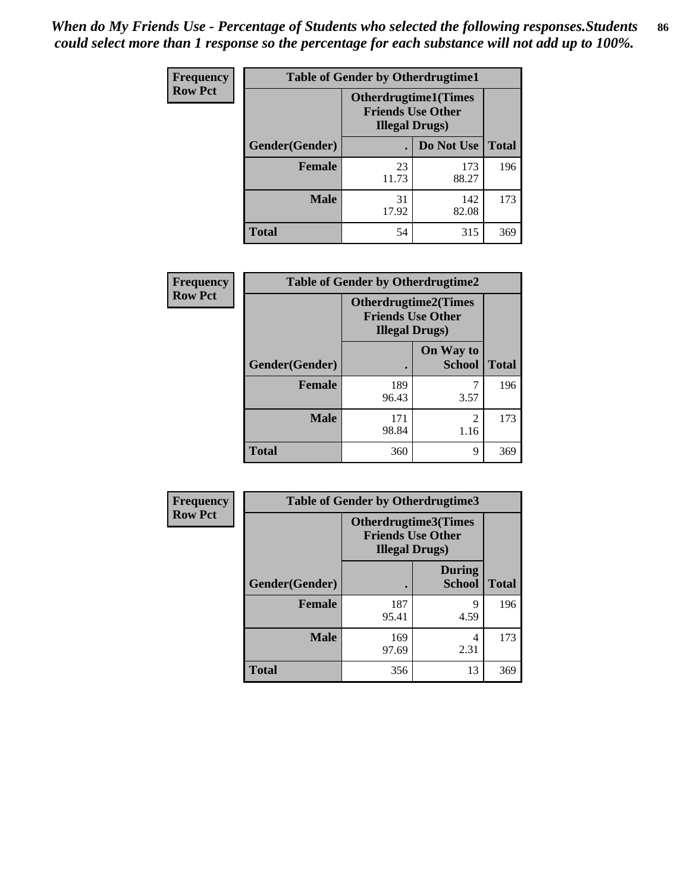*When do My Friends Use - Percentage of Students who selected the following responses.Students could select more than 1 response so the percentage for each substance will not add up to 100%.*

**Frequency**
**Row Pct**

| Table of Gender by Otherdrugtime1 | | | |
|---|---|---|---|
| | Otherdrugtime1(Times Friends Use Other Illegal Drugs) | | |
| Gender(Gender) | . | Do Not Use | Total |
| **Female** | 23<br>11.73 | 173<br>88.27 | 196 |
| **Male** | 31<br>17.92 | 142<br>82.08 | 173 |
| **Total** | 54 | 315 | 369 |

**Frequency**
**Row Pct**

| Table of Gender by Otherdrugtime2 | | | |
|---|---|---|---|
| | Otherdrugtime2(Times Friends Use Other Illegal Drugs) | | |
| Gender(Gender) | . | On Way to School | Total |
| **Female** | 189<br>96.43 | 7<br>3.57 | 196 |
| **Male** | 171<br>98.84 | 2<br>1.16 | 173 |
| **Total** | 360 | 9 | 369 |

**Frequency**
**Row Pct**

| Table of Gender by Otherdrugtime3 | | | |
|---|---|---|---|
| | Otherdrugtime3(Times Friends Use Other Illegal Drugs) | | |
| Gender(Gender) | . | During School | Total |
| **Female** | 187<br>95.41 | 9<br>4.59 | 196 |
| **Male** | 169<br>97.69 | 4<br>2.31 | 173 |
| **Total** | 356 | 13 | 369 |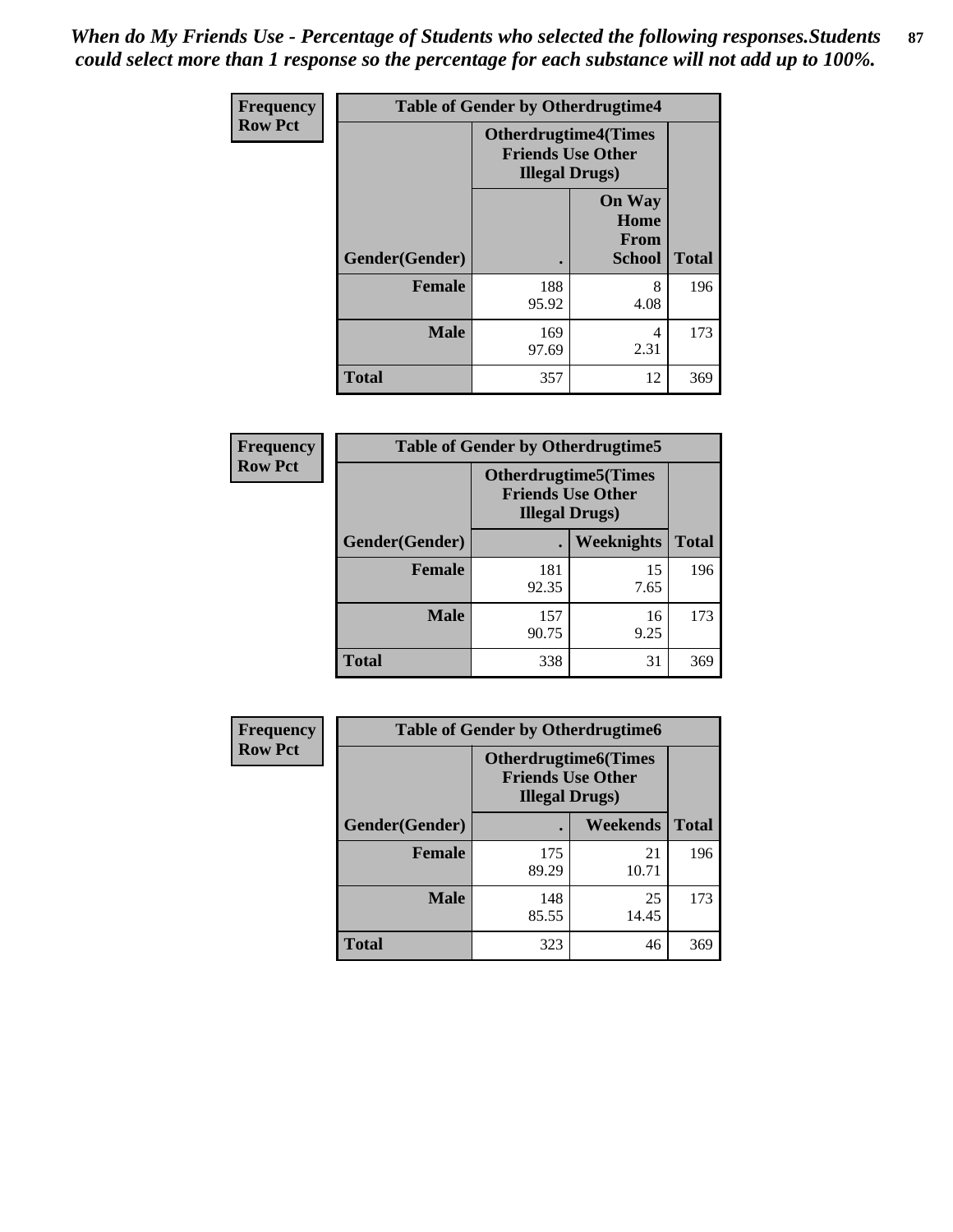*When do My Friends Use - Percentage of Students who selected the following responses.Students could select more than 1 response so the percentage for each substance will not add up to 100%.*

**Frequency**
**Row Pct**

| Table of Gender by Otherdrugtime4 | | | |
|---|---|---|---|
| | Otherdrugtime4(Times Friends Use Other Illegal Drugs) | | |
| Gender(Gender) | . | On Way Home From School | Total |
| Female | 188<br>95.92 | 8<br>4.08 | 196 |
| Male | 169<br>97.69 | 4<br>2.31 | 173 |
| Total | 357 | 12 | 369 |

**Frequency**
**Row Pct**

| Table of Gender by Otherdrugtime5 | | | |
|---|---|---|---|
| | Otherdrugtime5(Times Friends Use Other Illegal Drugs) | | |
| Gender(Gender) | . | Weeknights | Total |
| Female | 181<br>92.35 | 15<br>7.65 | 196 |
| Male | 157<br>90.75 | 16<br>9.25 | 173 |
| Total | 338 | 31 | 369 |

**Frequency**
**Row Pct**

| Table of Gender by Otherdrugtime6 | | | |
|---|---|---|---|
| | Otherdrugtime6(Times Friends Use Other Illegal Drugs) | | |
| Gender(Gender) | . | Weekends | Total |
| Female | 175<br>89.29 | 21<br>10.71 | 196 |
| Male | 148<br>85.55 | 25<br>14.45 | 173 |
| Total | 323 | 46 | 369 |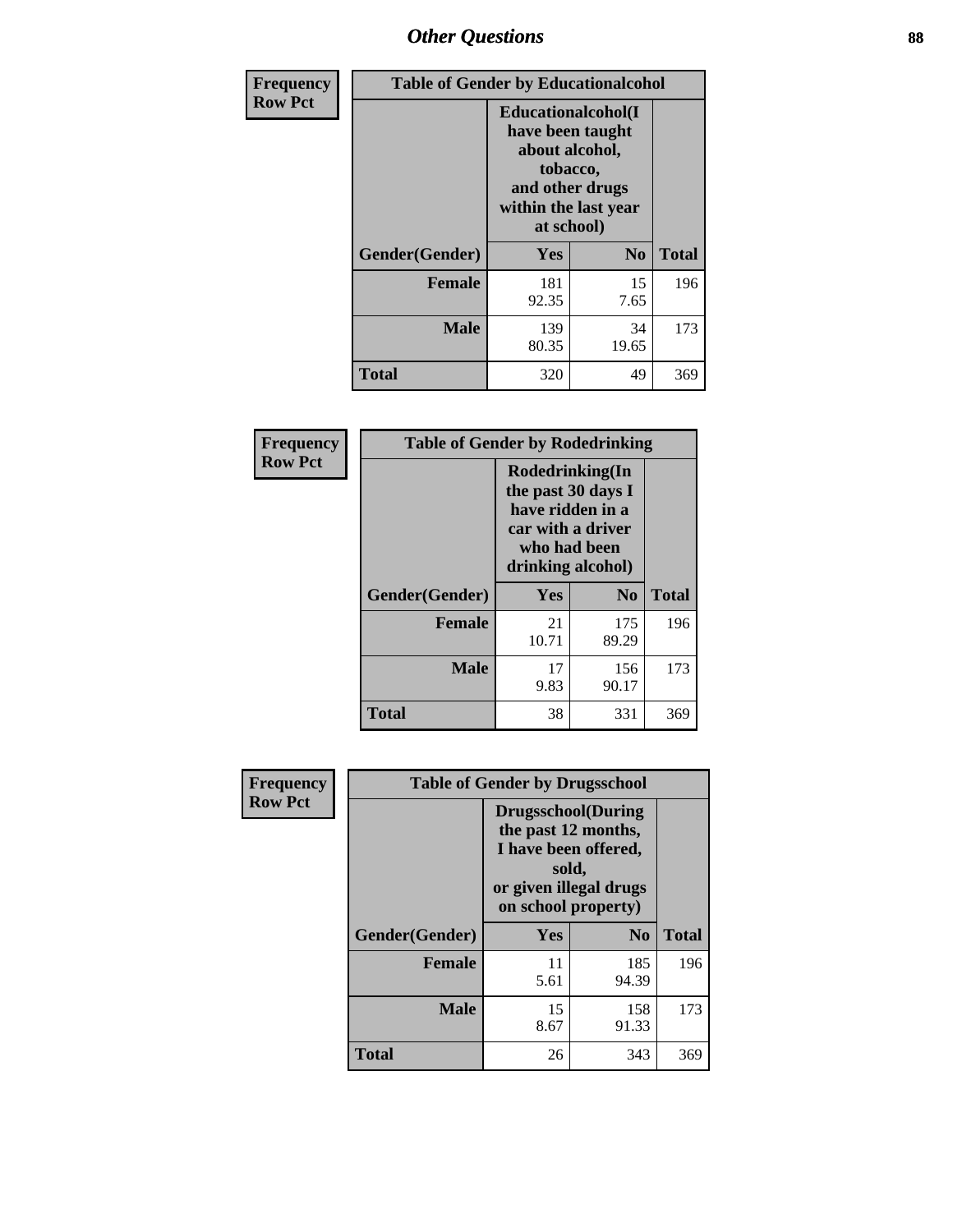## Other Questions

**Frequency**
**Row Pct**

| Table of Gender by Educationalcohol | | | |
|---|---|---|---|
| | Educationalcohol(I have been taught about alcohol, tobacco, and other drugs within the last year at school) | | |
| Gender(Gender) | Yes | No | Total |
| **Female** | 181<br>92.35 | 15<br>7.65 | 196 |
| **Male** | 139<br>80.35 | 34<br>19.65 | 173 |
| **Total** | 320 | 49 | 369 |

**Frequency**
**Row Pct**

| Table of Gender by Rodedrinking | | | |
|---|---|---|---|
| | Rodedrinking(In the past 30 days I have ridden in a car with a driver who had been drinking alcohol) | | |
| Gender(Gender) | Yes | No | Total |
| **Female** | 21<br>10.71 | 175<br>89.29 | 196 |
| **Male** | 17<br>9.83 | 156<br>90.17 | 173 |
| **Total** | 38 | 331 | 369 |

**Frequency**
**Row Pct**

| Table of Gender by Drugsschool | | | |
|---|---|---|---|
| | Drugsschool(During the past 12 months, I have been offered, sold, or given illegal drugs on school property) | | |
| Gender(Gender) | Yes | No | Total |
| **Female** | 11<br>5.61 | 185<br>94.39 | 196 |
| **Male** | 15<br>8.67 | 158<br>91.33 | 173 |
| **Total** | 26 | 343 | 369 |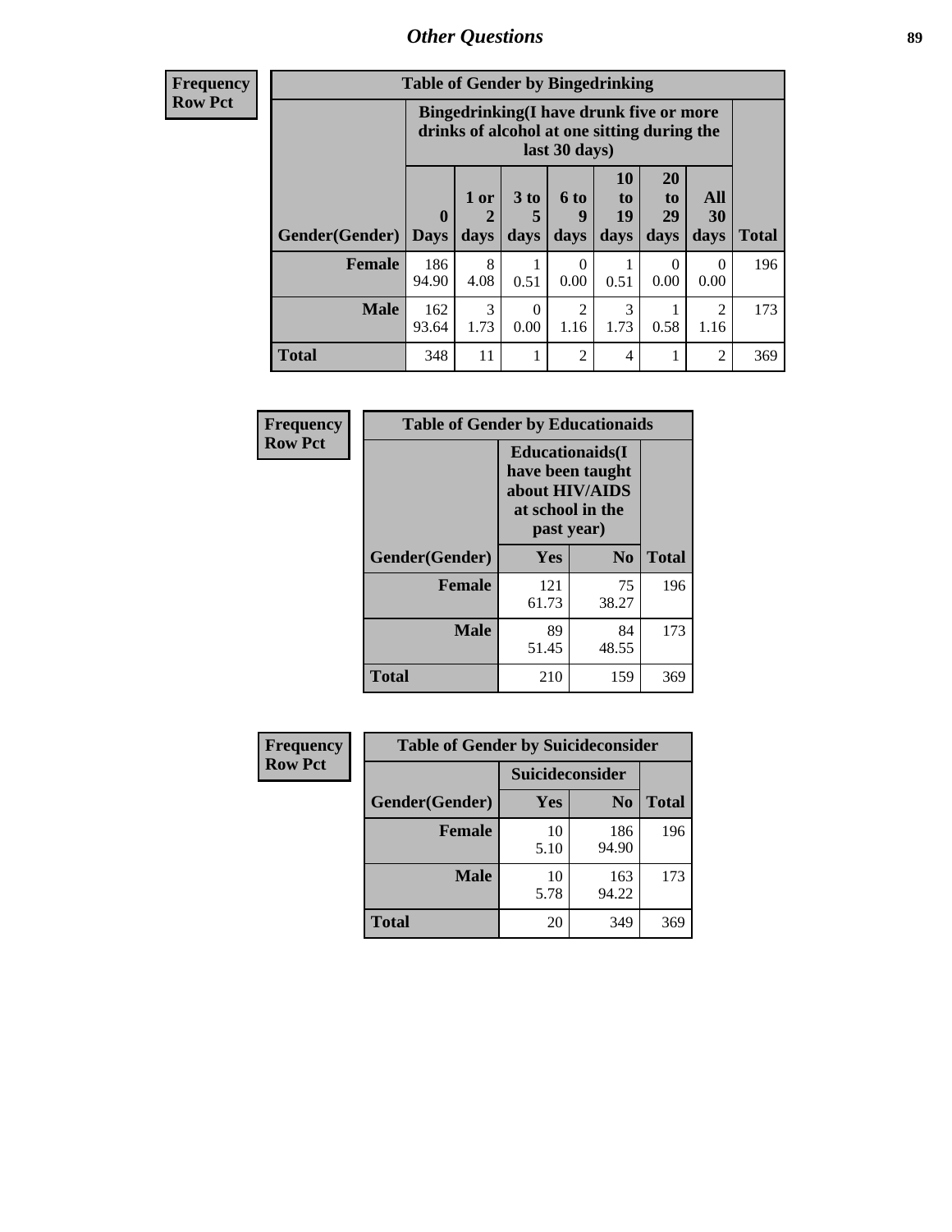## Other Questions

**Frequency**
**Row Pct**

**Table of Gender by Bingedrinking**

| Gender(Gender) | Bingedrinking(I have drunk five or more drinks of alcohol at one sitting during the last 30 days) | | | | | | | Total |
|---|---|---|---|---|---|---|---|---|
| | 0 Days | 1 or 2 days | 3 to 5 days | 6 to 9 days | 10 to 19 days | 20 to 29 days | All 30 days | |
| **Female** | 186<br>94.90 | 8<br>4.08 | 1<br>0.51 | 0<br>0.00 | 1<br>0.51 | 0<br>0.00 | 0<br>0.00 | 196 |
| **Male** | 162<br>93.64 | 3<br>1.73 | 0<br>0.00 | 2<br>1.16 | 3<br>1.73 | 1<br>0.58 | 2<br>1.16 | 173 |
| **Total** | 348 | 11 | 1 | 2 | 4 | 1 | 2 | 369 |

**Frequency**
**Row Pct**

**Table of Gender by Educationaids**

| Gender(Gender) | Educationaids(I have been taught about HIV/AIDS at school in the past year) | | Total |
|---|---|---|---|
| | Yes | No | |
| **Female** | 121<br>61.73 | 75<br>38.27 | 196 |
| **Male** | 89<br>51.45 | 84<br>48.55 | 173 |
| **Total** | 210 | 159 | 369 |

**Frequency**
**Row Pct**

**Table of Gender by Suicideconsider**

| Gender(Gender) | Suicideconsider | | Total |
|---|---|---|---|
| | Yes | No | |
| **Female** | 10<br>5.10 | 186<br>94.90 | 196 |
| **Male** | 10<br>5.78 | 163<br>94.22 | 173 |
| **Total** | 20 | 349 | 369 |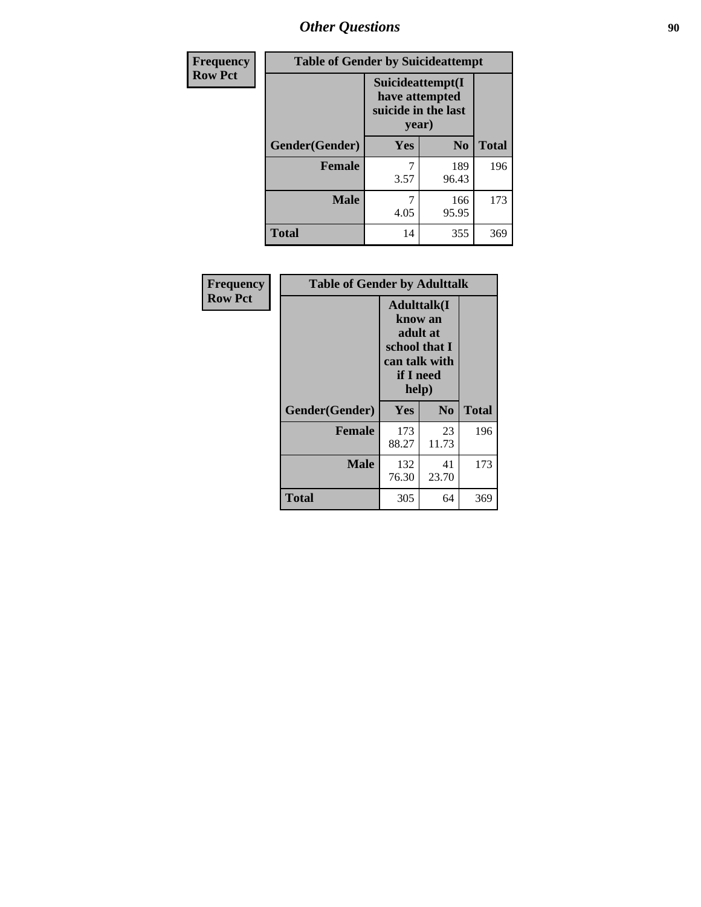## Other Questions

| Frequency<br>Row Pct | | | |
|---|---|---|---|
| **Table of Gender by Suicideattempt** | | | |
| | **Suicideattempt(I have attempted suicide in the last year)** | | |
| **Gender(Gender)** | **Yes** | **No** | **Total** |
| **Female** | 7<br>3.57 | 189<br>96.43 | 196 |
| **Male** | 7<br>4.05 | 166<br>95.95 | 173 |
| **Total** | 14 | 355 | 369 |

| Frequency<br>Row Pct | | | |
|---|---|---|---|
| **Table of Gender by Adulttalk** | | | |
| | **Adulttalk(I know an adult at school that I can talk with if I need help)** | | |
| **Gender(Gender)** | **Yes** | **No** | **Total** |
| **Female** | 173<br>88.27 | 23<br>11.73 | 196 |
| **Male** | 132<br>76.30 | 41<br>23.70 | 173 |
| **Total** | 305 | 64 | 369 |